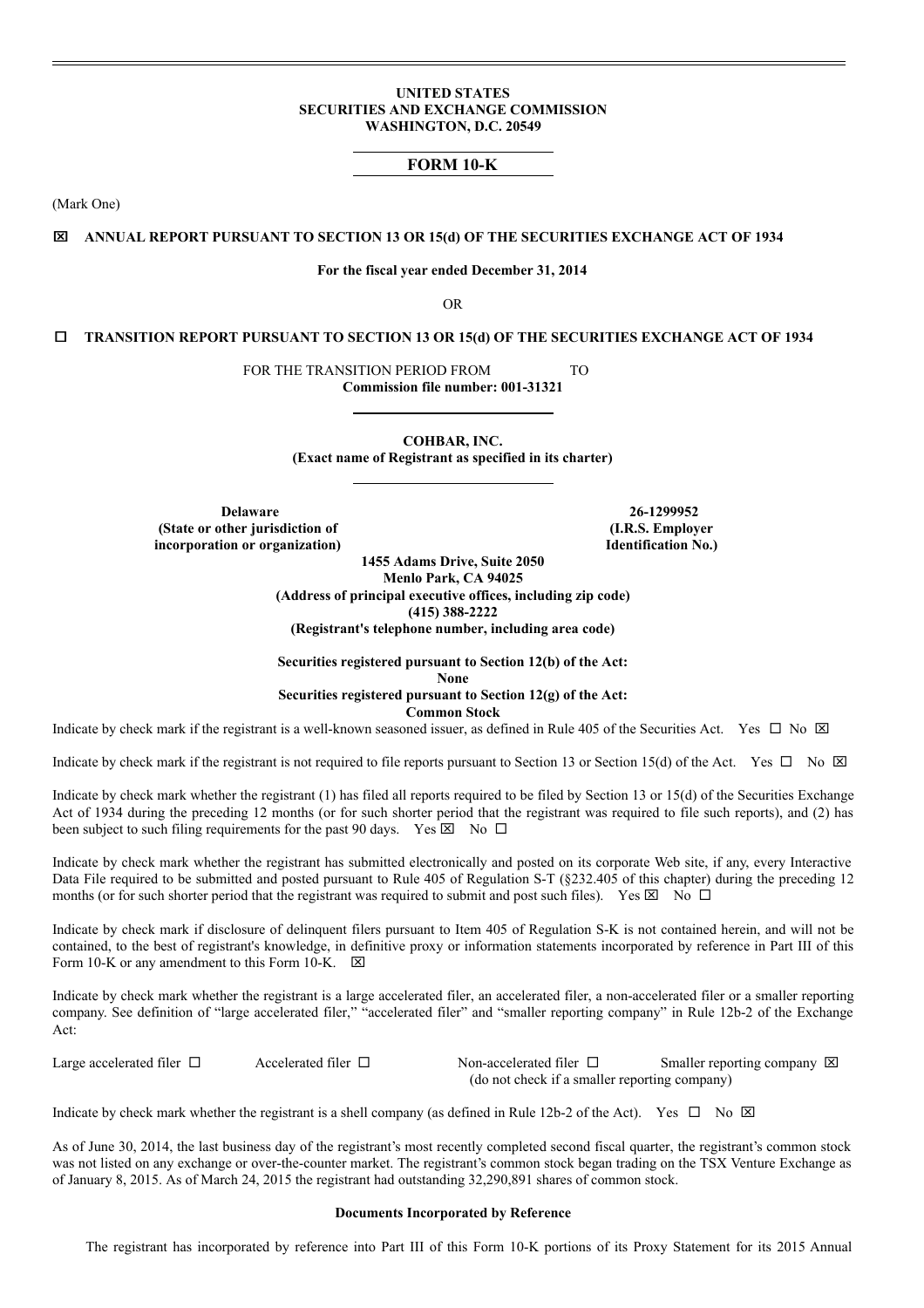**UNITED STATES**
**SECURITIES AND EXCHANGE COMMISSION**
**WASHINGTON, D.C. 20549**

# FORM 10-K

(Mark One)

☒ **ANNUAL REPORT PURSUANT TO SECTION 13 OR 15(d) OF THE SECURITIES EXCHANGE ACT OF 1934**

**For the fiscal year ended December 31, 2014**

OR

☐ **TRANSITION REPORT PURSUANT TO SECTION 13 OR 15(d) OF THE SECURITIES EXCHANGE ACT OF 1934**

FOR THE TRANSITION PERIOD FROM TO
**Commission file number: 001-31321**

**COHBAR, INC.**
**(Exact name of Registrant as specified in its charter)**

| **Delaware** | **26-1299952** |
|---|---|
| **(State or other jurisdiction of incorporation or organization)** | **(I.R.S. Employer Identification No.)** |

**1455 Adams Drive, Suite 2050**
**Menlo Park, CA 94025**
**(Address of principal executive offices, including zip code)**
**(415) 388-2222**
**(Registrant's telephone number, including area code)**

**Securities registered pursuant to Section 12(b) of the Act:**
**None**
**Securities registered pursuant to Section 12(g) of the Act:**
**Common Stock**

Indicate by check mark if the registrant is a well-known seasoned issuer, as defined in Rule 405 of the Securities Act. Yes ☐ No ☒

Indicate by check mark if the registrant is not required to file reports pursuant to Section 13 or Section 15(d) of the Act. Yes ☐ No ☒

Indicate by check mark whether the registrant (1) has filed all reports required to be filed by Section 13 or 15(d) of the Securities Exchange Act of 1934 during the preceding 12 months (or for such shorter period that the registrant was required to file such reports), and (2) has been subject to such filing requirements for the past 90 days. Yes ☒ No ☐

Indicate by check mark whether the registrant has submitted electronically and posted on its corporate Web site, if any, every Interactive Data File required to be submitted and posted pursuant to Rule 405 of Regulation S-T (§232.405 of this chapter) during the preceding 12 months (or for such shorter period that the registrant was required to submit and post such files). Yes ☒ No ☐

Indicate by check mark if disclosure of delinquent filers pursuant to Item 405 of Regulation S-K is not contained herein, and will not be contained, to the best of registrant's knowledge, in definitive proxy or information statements incorporated by reference in Part III of this Form 10-K or any amendment to this Form 10-K. ☒

Indicate by check mark whether the registrant is a large accelerated filer, an accelerated filer, a non-accelerated filer or a smaller reporting company. See definition of "large accelerated filer," "accelerated filer" and "smaller reporting company" in Rule 12b-2 of the Exchange Act:

| Large accelerated filer ☐ | Accelerated filer ☐ | Non-accelerated filer ☐ (do not check if a smaller reporting company) | Smaller reporting company ☒ |
|---|---|---|---|

Indicate by check mark whether the registrant is a shell company (as defined in Rule 12b-2 of the Act). Yes ☐ No ☒

As of June 30, 2014, the last business day of the registrant's most recently completed second fiscal quarter, the registrant's common stock was not listed on any exchange or over-the-counter market. The registrant's common stock began trading on the TSX Venture Exchange as of January 8, 2015. As of March 24, 2015 the registrant had outstanding 32,290,891 shares of common stock.

**Documents Incorporated by Reference**

The registrant has incorporated by reference into Part III of this Form 10-K portions of its Proxy Statement for its 2015 Annual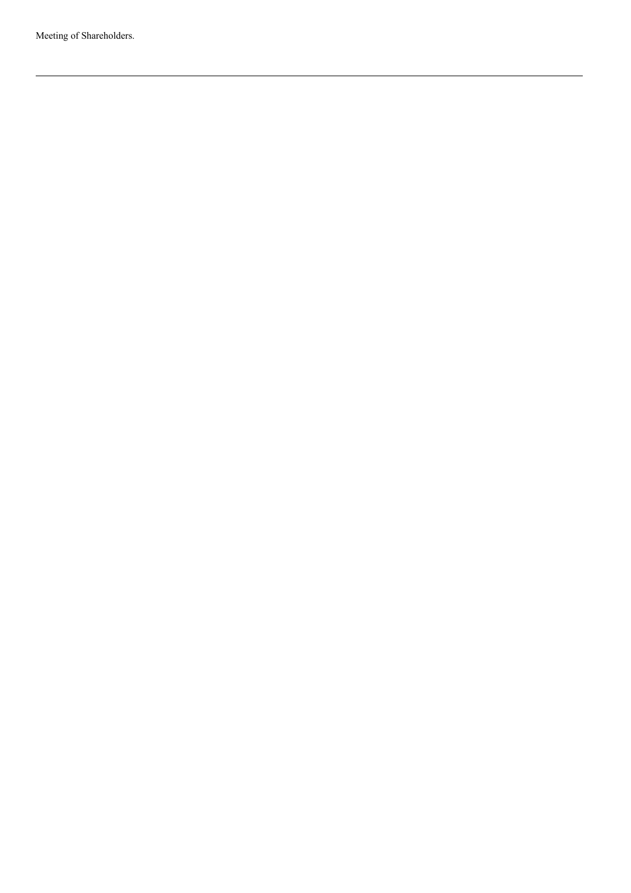Meeting of Shareholders.

---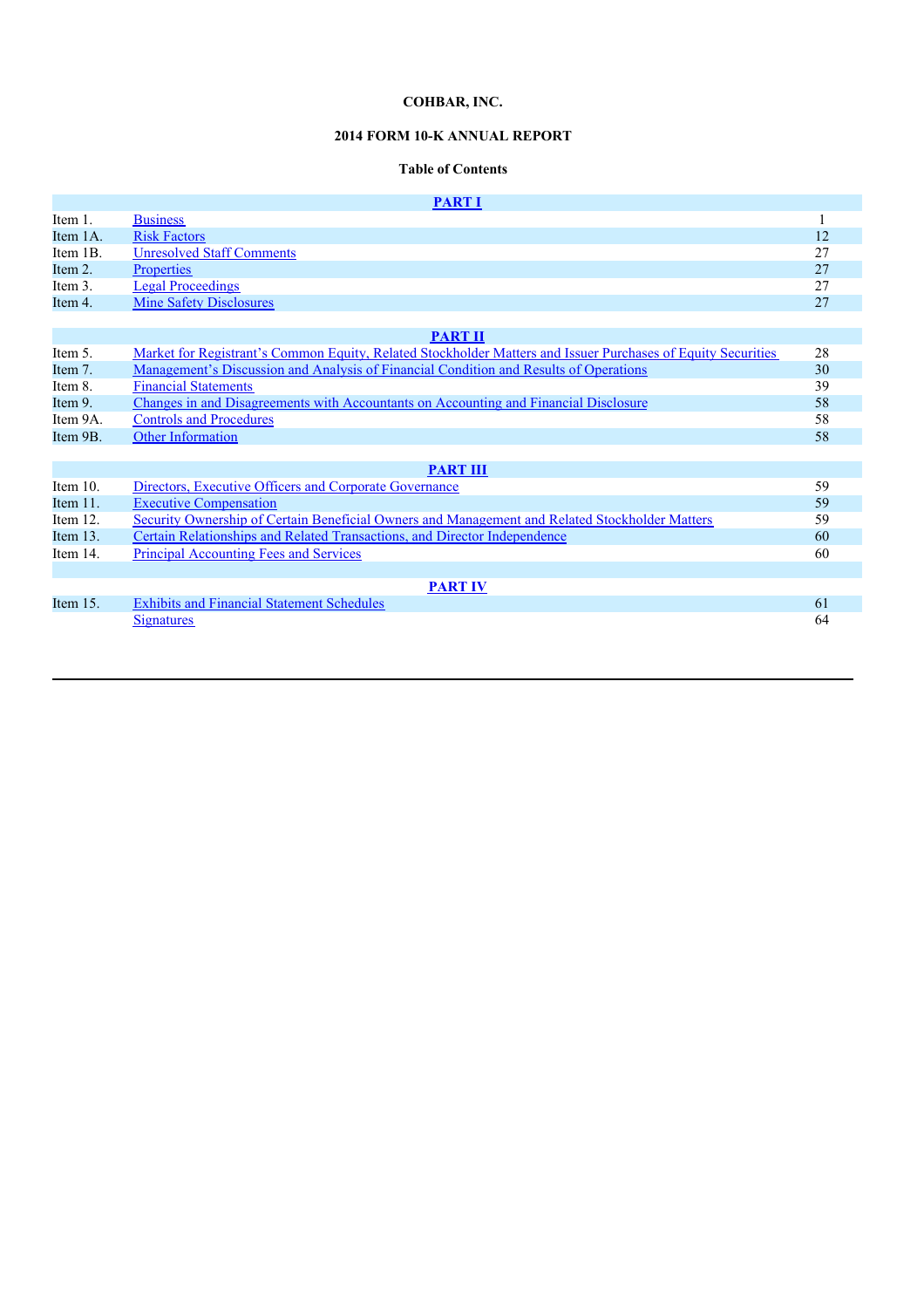**COHBAR, INC.**

**2014 FORM 10-K ANNUAL REPORT**

**Table of Contents**

| | | |
|---|---|---|
| | **PART I** | |
| Item 1. | Business | 1 |
| Item 1A. | Risk Factors | 12 |
| Item 1B. | Unresolved Staff Comments | 27 |
| Item 2. | Properties | 27 |
| Item 3. | Legal Proceedings | 27 |
| Item 4. | Mine Safety Disclosures | 27 |
| | **PART II** | |
| Item 5. | Market for Registrant's Common Equity, Related Stockholder Matters and Issuer Purchases of Equity Securities | 28 |
| Item 7. | Management's Discussion and Analysis of Financial Condition and Results of Operations | 30 |
| Item 8. | Financial Statements | 39 |
| Item 9. | Changes in and Disagreements with Accountants on Accounting and Financial Disclosure | 58 |
| Item 9A. | Controls and Procedures | 58 |
| Item 9B. | Other Information | 58 |
| | **PART III** | |
| Item 10. | Directors, Executive Officers and Corporate Governance | 59 |
| Item 11. | Executive Compensation | 59 |
| Item 12. | Security Ownership of Certain Beneficial Owners and Management and Related Stockholder Matters | 59 |
| Item 13. | Certain Relationships and Related Transactions, and Director Independence | 60 |
| Item 14. | Principal Accounting Fees and Services | 60 |
| | **PART IV** | |
| Item 15. | Exhibits and Financial Statement Schedules | 61 |
| | Signatures | 64 |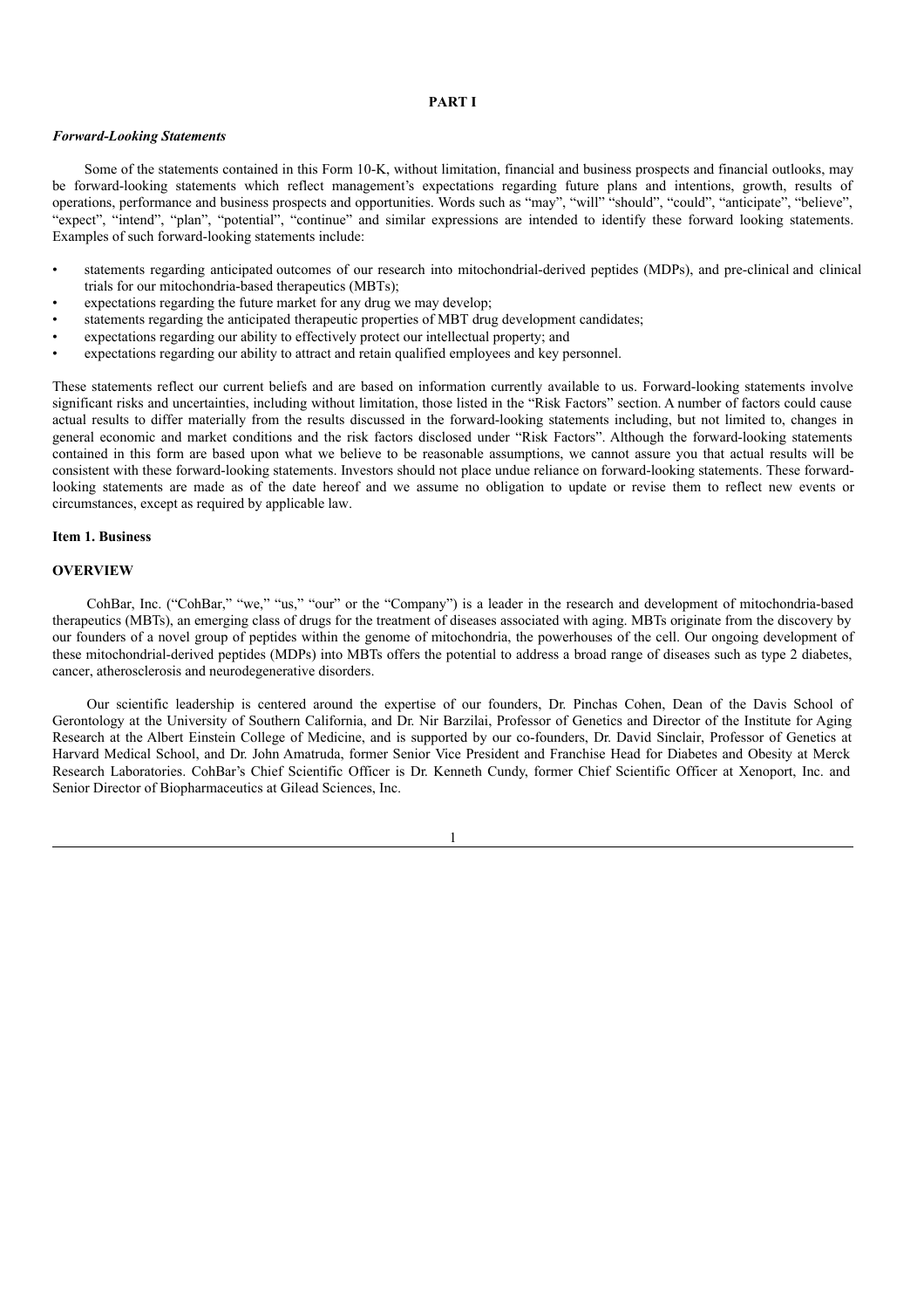# PART I

***Forward-Looking Statements***

Some of the statements contained in this Form 10-K, without limitation, financial and business prospects and financial outlooks, may be forward-looking statements which reflect management's expectations regarding future plans and intentions, growth, results of operations, performance and business prospects and opportunities. Words such as "may", "will" "should", "could", "anticipate", "believe", "expect", "intend", "plan", "potential", "continue" and similar expressions are intended to identify these forward looking statements. Examples of such forward-looking statements include:

- statements regarding anticipated outcomes of our research into mitochondrial-derived peptides (MDPs), and pre-clinical and clinical trials for our mitochondria-based therapeutics (MBTs);
- expectations regarding the future market for any drug we may develop;
- statements regarding the anticipated therapeutic properties of MBT drug development candidates;
- expectations regarding our ability to effectively protect our intellectual property; and
- expectations regarding our ability to attract and retain qualified employees and key personnel.

These statements reflect our current beliefs and are based on information currently available to us. Forward-looking statements involve significant risks and uncertainties, including without limitation, those listed in the "Risk Factors" section. A number of factors could cause actual results to differ materially from the results discussed in the forward-looking statements including, but not limited to, changes in general economic and market conditions and the risk factors disclosed under "Risk Factors". Although the forward-looking statements contained in this form are based upon what we believe to be reasonable assumptions, we cannot assure you that actual results will be consistent with these forward-looking statements. Investors should not place undue reliance on forward-looking statements. These forward-looking statements are made as of the date hereof and we assume no obligation to update or revise them to reflect new events or circumstances, except as required by applicable law.

## Item 1. Business

### OVERVIEW

CohBar, Inc. ("CohBar," "we," "us," "our" or the "Company") is a leader in the research and development of mitochondria-based therapeutics (MBTs), an emerging class of drugs for the treatment of diseases associated with aging. MBTs originate from the discovery by our founders of a novel group of peptides within the genome of mitochondria, the powerhouses of the cell. Our ongoing development of these mitochondrial-derived peptides (MDPs) into MBTs offers the potential to address a broad range of diseases such as type 2 diabetes, cancer, atherosclerosis and neurodegenerative disorders.

Our scientific leadership is centered around the expertise of our founders, Dr. Pinchas Cohen, Dean of the Davis School of Gerontology at the University of Southern California, and Dr. Nir Barzilai, Professor of Genetics and Director of the Institute for Aging Research at the Albert Einstein College of Medicine, and is supported by our co-founders, Dr. David Sinclair, Professor of Genetics at Harvard Medical School, and Dr. John Amatruda, former Senior Vice President and Franchise Head for Diabetes and Obesity at Merck Research Laboratories. CohBar's Chief Scientific Officer is Dr. Kenneth Cundy, former Chief Scientific Officer at Xenoport, Inc. and Senior Director of Biopharmaceutics at Gilead Sciences, Inc.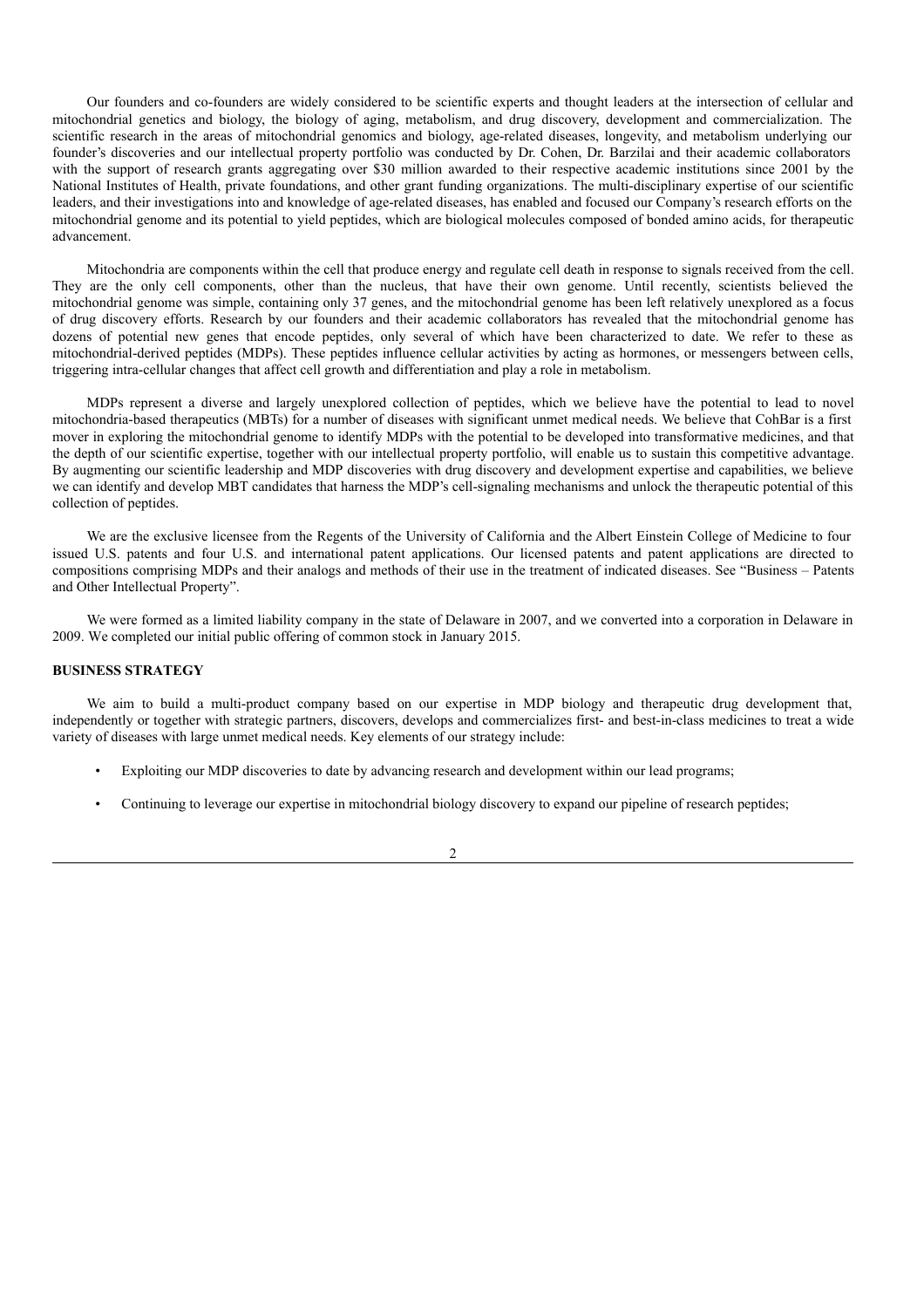Our founders and co-founders are widely considered to be scientific experts and thought leaders at the intersection of cellular and mitochondrial genetics and biology, the biology of aging, metabolism, and drug discovery, development and commercialization. The scientific research in the areas of mitochondrial genomics and biology, age-related diseases, longevity, and metabolism underlying our founder's discoveries and our intellectual property portfolio was conducted by Dr. Cohen, Dr. Barzilai and their academic collaborators with the support of research grants aggregating over $30 million awarded to their respective academic institutions since 2001 by the National Institutes of Health, private foundations, and other grant funding organizations. The multi-disciplinary expertise of our scientific leaders, and their investigations into and knowledge of age-related diseases, has enabled and focused our Company's research efforts on the mitochondrial genome and its potential to yield peptides, which are biological molecules composed of bonded amino acids, for therapeutic advancement.

Mitochondria are components within the cell that produce energy and regulate cell death in response to signals received from the cell. They are the only cell components, other than the nucleus, that have their own genome. Until recently, scientists believed the mitochondrial genome was simple, containing only 37 genes, and the mitochondrial genome has been left relatively unexplored as a focus of drug discovery efforts. Research by our founders and their academic collaborators has revealed that the mitochondrial genome has dozens of potential new genes that encode peptides, only several of which have been characterized to date. We refer to these as mitochondrial-derived peptides (MDPs). These peptides influence cellular activities by acting as hormones, or messengers between cells, triggering intra-cellular changes that affect cell growth and differentiation and play a role in metabolism.

MDPs represent a diverse and largely unexplored collection of peptides, which we believe have the potential to lead to novel mitochondria-based therapeutics (MBTs) for a number of diseases with significant unmet medical needs. We believe that CohBar is a first mover in exploring the mitochondrial genome to identify MDPs with the potential to be developed into transformative medicines, and that the depth of our scientific expertise, together with our intellectual property portfolio, will enable us to sustain this competitive advantage. By augmenting our scientific leadership and MDP discoveries with drug discovery and development expertise and capabilities, we believe we can identify and develop MBT candidates that harness the MDP's cell-signaling mechanisms and unlock the therapeutic potential of this collection of peptides.

We are the exclusive licensee from the Regents of the University of California and the Albert Einstein College of Medicine to four issued U.S. patents and four U.S. and international patent applications. Our licensed patents and patent applications are directed to compositions comprising MDPs and their analogs and methods of their use in the treatment of indicated diseases. See "Business – Patents and Other Intellectual Property".

We were formed as a limited liability company in the state of Delaware in 2007, and we converted into a corporation in Delaware in 2009. We completed our initial public offering of common stock in January 2015.

**BUSINESS STRATEGY**

We aim to build a multi-product company based on our expertise in MDP biology and therapeutic drug development that, independently or together with strategic partners, discovers, develops and commercializes first- and best-in-class medicines to treat a wide variety of diseases with large unmet medical needs. Key elements of our strategy include:

- Exploiting our MDP discoveries to date by advancing research and development within our lead programs;
- Continuing to leverage our expertise in mitochondrial biology discovery to expand our pipeline of research peptides;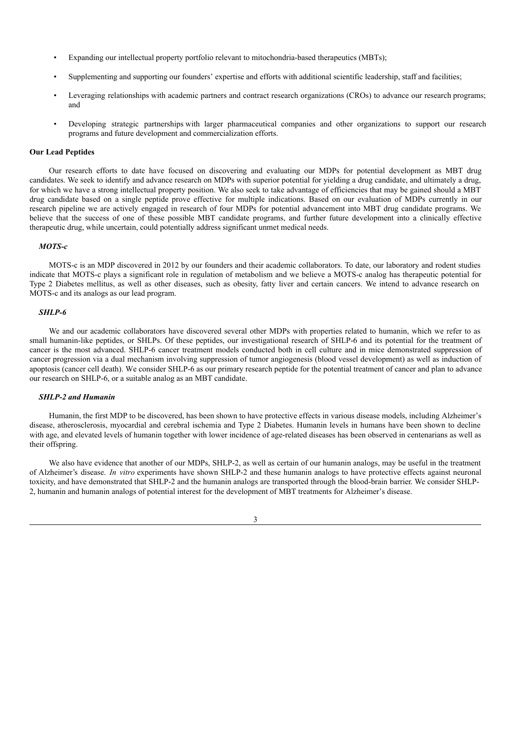- Expanding our intellectual property portfolio relevant to mitochondria-based therapeutics (MBTs);
- Supplementing and supporting our founders' expertise and efforts with additional scientific leadership, staff and facilities;
- Leveraging relationships with academic partners and contract research organizations (CROs) to advance our research programs; and
- Developing strategic partnerships with larger pharmaceutical companies and other organizations to support our research programs and future development and commercialization efforts.

**Our Lead Peptides**

Our research efforts to date have focused on discovering and evaluating our MDPs for potential development as MBT drug candidates. We seek to identify and advance research on MDPs with superior potential for yielding a drug candidate, and ultimately a drug, for which we have a strong intellectual property position. We also seek to take advantage of efficiencies that may be gained should a MBT drug candidate based on a single peptide prove effective for multiple indications. Based on our evaluation of MDPs currently in our research pipeline we are actively engaged in research of four MDPs for potential advancement into MBT drug candidate programs. We believe that the success of one of these possible MBT candidate programs, and further future development into a clinically effective therapeutic drug, while uncertain, could potentially address significant unmet medical needs.

***MOTS-c***

MOTS-c is an MDP discovered in 2012 by our founders and their academic collaborators. To date, our laboratory and rodent studies indicate that MOTS-c plays a significant role in regulation of metabolism and we believe a MOTS-c analog has therapeutic potential for Type 2 Diabetes mellitus, as well as other diseases, such as obesity, fatty liver and certain cancers. We intend to advance research on MOTS-c and its analogs as our lead program.

***SHLP-6***

We and our academic collaborators have discovered several other MDPs with properties related to humanin, which we refer to as small humanin-like peptides, or SHLPs. Of these peptides, our investigational research of SHLP-6 and its potential for the treatment of cancer is the most advanced. SHLP-6 cancer treatment models conducted both in cell culture and in mice demonstrated suppression of cancer progression via a dual mechanism involving suppression of tumor angiogenesis (blood vessel development) as well as induction of apoptosis (cancer cell death). We consider SHLP-6 as our primary research peptide for the potential treatment of cancer and plan to advance our research on SHLP-6, or a suitable analog as an MBT candidate.

***SHLP-2 and Humanin***

Humanin, the first MDP to be discovered, has been shown to have protective effects in various disease models, including Alzheimer's disease, atherosclerosis, myocardial and cerebral ischemia and Type 2 Diabetes. Humanin levels in humans have been shown to decline with age, and elevated levels of humanin together with lower incidence of age-related diseases has been observed in centenarians as well as their offspring.

We also have evidence that another of our MDPs, SHLP-2, as well as certain of our humanin analogs, may be useful in the treatment of Alzheimer's disease. *In vitro* experiments have shown SHLP-2 and these humanin analogs to have protective effects against neuronal toxicity, and have demonstrated that SHLP-2 and the humanin analogs are transported through the blood-brain barrier. We consider SHLP-2, humanin and humanin analogs of potential interest for the development of MBT treatments for Alzheimer's disease.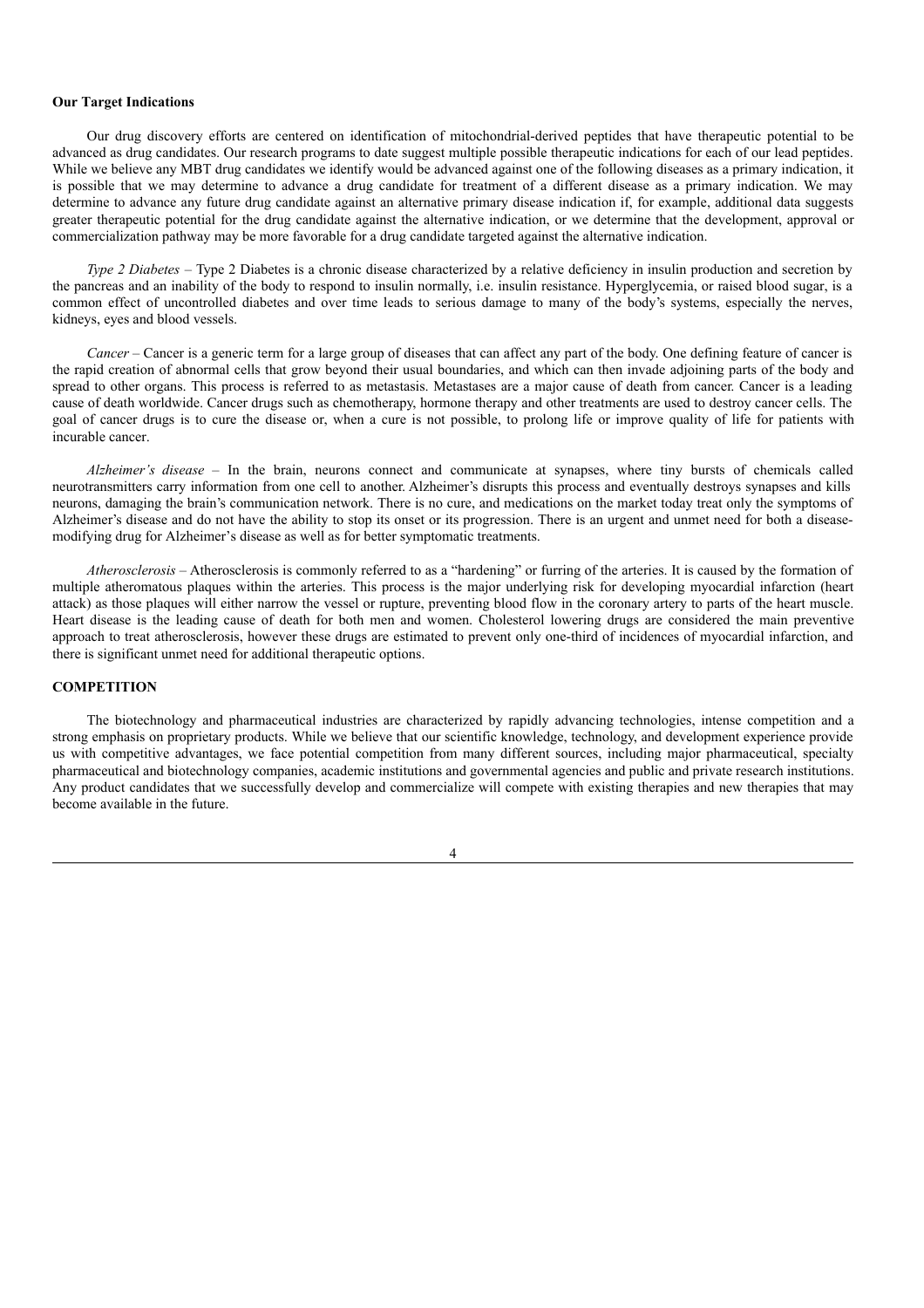**Our Target Indications**

Our drug discovery efforts are centered on identification of mitochondrial-derived peptides that have therapeutic potential to be advanced as drug candidates. Our research programs to date suggest multiple possible therapeutic indications for each of our lead peptides. While we believe any MBT drug candidates we identify would be advanced against one of the following diseases as a primary indication, it is possible that we may determine to advance a drug candidate for treatment of a different disease as a primary indication. We may determine to advance any future drug candidate against an alternative primary disease indication if, for example, additional data suggests greater therapeutic potential for the drug candidate against the alternative indication, or we determine that the development, approval or commercialization pathway may be more favorable for a drug candidate targeted against the alternative indication.

*Type 2 Diabetes* – Type 2 Diabetes is a chronic disease characterized by a relative deficiency in insulin production and secretion by the pancreas and an inability of the body to respond to insulin normally, i.e. insulin resistance. Hyperglycemia, or raised blood sugar, is a common effect of uncontrolled diabetes and over time leads to serious damage to many of the body's systems, especially the nerves, kidneys, eyes and blood vessels.

*Cancer* – Cancer is a generic term for a large group of diseases that can affect any part of the body. One defining feature of cancer is the rapid creation of abnormal cells that grow beyond their usual boundaries, and which can then invade adjoining parts of the body and spread to other organs. This process is referred to as metastasis. Metastases are a major cause of death from cancer. Cancer is a leading cause of death worldwide. Cancer drugs such as chemotherapy, hormone therapy and other treatments are used to destroy cancer cells. The goal of cancer drugs is to cure the disease or, when a cure is not possible, to prolong life or improve quality of life for patients with incurable cancer.

*Alzheimer's disease* – In the brain, neurons connect and communicate at synapses, where tiny bursts of chemicals called neurotransmitters carry information from one cell to another. Alzheimer's disrupts this process and eventually destroys synapses and kills neurons, damaging the brain's communication network. There is no cure, and medications on the market today treat only the symptoms of Alzheimer's disease and do not have the ability to stop its onset or its progression. There is an urgent and unmet need for both a disease-modifying drug for Alzheimer's disease as well as for better symptomatic treatments.

*Atherosclerosis* – Atherosclerosis is commonly referred to as a "hardening" or furring of the arteries. It is caused by the formation of multiple atheromatous plaques within the arteries. This process is the major underlying risk for developing myocardial infarction (heart attack) as those plaques will either narrow the vessel or rupture, preventing blood flow in the coronary artery to parts of the heart muscle. Heart disease is the leading cause of death for both men and women. Cholesterol lowering drugs are considered the main preventive approach to treat atherosclerosis, however these drugs are estimated to prevent only one-third of incidences of myocardial infarction, and there is significant unmet need for additional therapeutic options.

## COMPETITION

The biotechnology and pharmaceutical industries are characterized by rapidly advancing technologies, intense competition and a strong emphasis on proprietary products. While we believe that our scientific knowledge, technology, and development experience provide us with competitive advantages, we face potential competition from many different sources, including major pharmaceutical, specialty pharmaceutical and biotechnology companies, academic institutions and governmental agencies and public and private research institutions. Any product candidates that we successfully develop and commercialize will compete with existing therapies and new therapies that may become available in the future.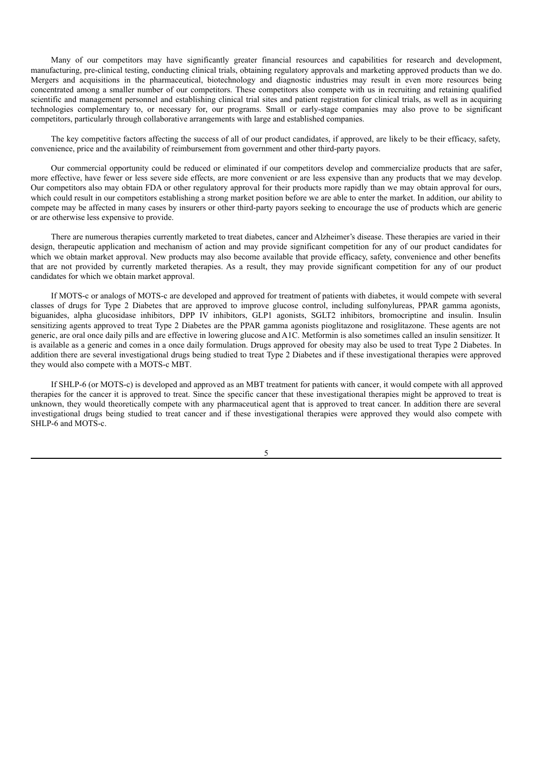Many of our competitors may have significantly greater financial resources and capabilities for research and development, manufacturing, pre-clinical testing, conducting clinical trials, obtaining regulatory approvals and marketing approved products than we do. Mergers and acquisitions in the pharmaceutical, biotechnology and diagnostic industries may result in even more resources being concentrated among a smaller number of our competitors. These competitors also compete with us in recruiting and retaining qualified scientific and management personnel and establishing clinical trial sites and patient registration for clinical trials, as well as in acquiring technologies complementary to, or necessary for, our programs. Small or early-stage companies may also prove to be significant competitors, particularly through collaborative arrangements with large and established companies.

The key competitive factors affecting the success of all of our product candidates, if approved, are likely to be their efficacy, safety, convenience, price and the availability of reimbursement from government and other third-party payors.

Our commercial opportunity could be reduced or eliminated if our competitors develop and commercialize products that are safer, more effective, have fewer or less severe side effects, are more convenient or are less expensive than any products that we may develop. Our competitors also may obtain FDA or other regulatory approval for their products more rapidly than we may obtain approval for ours, which could result in our competitors establishing a strong market position before we are able to enter the market. In addition, our ability to compete may be affected in many cases by insurers or other third-party payors seeking to encourage the use of products which are generic or are otherwise less expensive to provide.

There are numerous therapies currently marketed to treat diabetes, cancer and Alzheimer's disease. These therapies are varied in their design, therapeutic application and mechanism of action and may provide significant competition for any of our product candidates for which we obtain market approval. New products may also become available that provide efficacy, safety, convenience and other benefits that are not provided by currently marketed therapies. As a result, they may provide significant competition for any of our product candidates for which we obtain market approval.

If MOTS-c or analogs of MOTS-c are developed and approved for treatment of patients with diabetes, it would compete with several classes of drugs for Type 2 Diabetes that are approved to improve glucose control, including sulfonylureas, PPAR gamma agonists, biguanides, alpha glucosidase inhibitors, DPP IV inhibitors, GLP1 agonists, SGLT2 inhibitors, bromocriptine and insulin. Insulin sensitizing agents approved to treat Type 2 Diabetes are the PPAR gamma agonists pioglitazone and rosiglitazone. These agents are not generic, are oral once daily pills and are effective in lowering glucose and A1C. Metformin is also sometimes called an insulin sensitizer. It is available as a generic and comes in a once daily formulation. Drugs approved for obesity may also be used to treat Type 2 Diabetes. In addition there are several investigational drugs being studied to treat Type 2 Diabetes and if these investigational therapies were approved they would also compete with a MOTS-c MBT.

If SHLP-6 (or MOTS-c) is developed and approved as an MBT treatment for patients with cancer, it would compete with all approved therapies for the cancer it is approved to treat. Since the specific cancer that these investigational therapies might be approved to treat is unknown, they would theoretically compete with any pharmaceutical agent that is approved to treat cancer. In addition there are several investigational drugs being studied to treat cancer and if these investigational therapies were approved they would also compete with SHLP-6 and MOTS-c.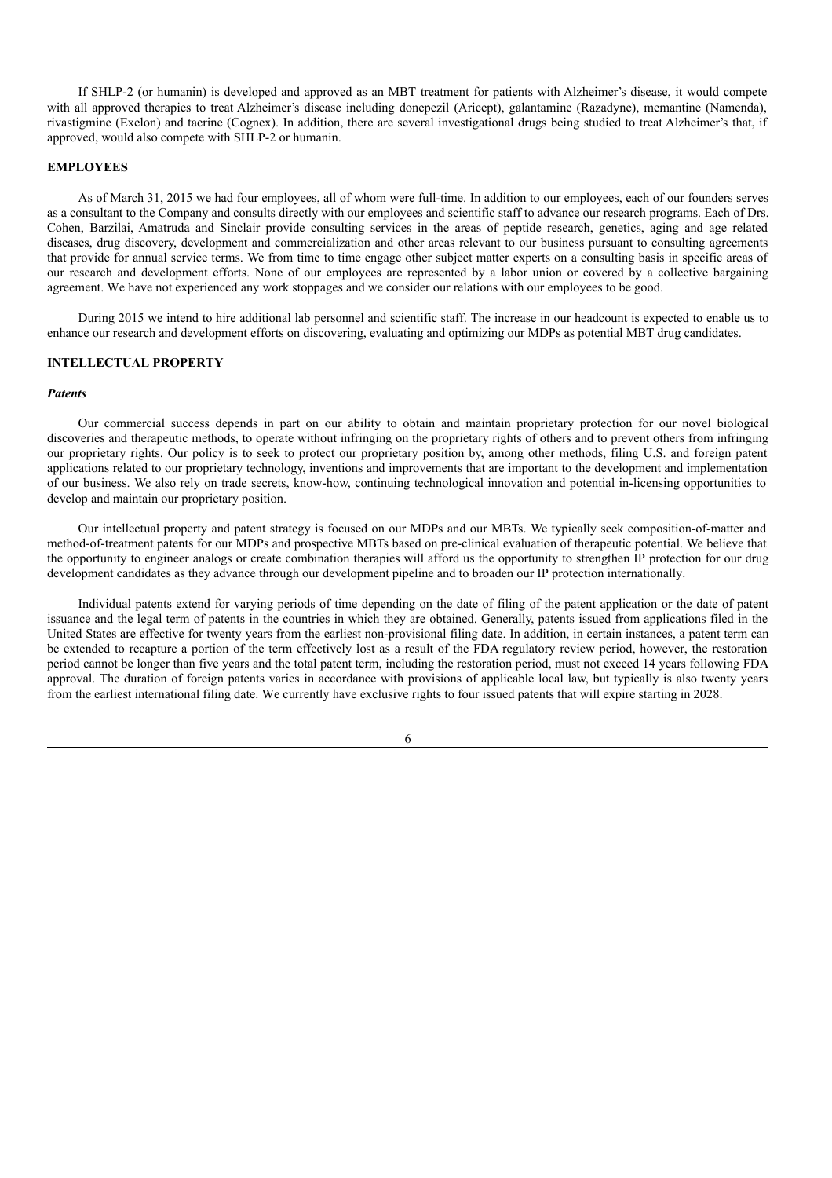If SHLP-2 (or humanin) is developed and approved as an MBT treatment for patients with Alzheimer's disease, it would compete with all approved therapies to treat Alzheimer's disease including donepezil (Aricept), galantamine (Razadyne), memantine (Namenda), rivastigmine (Exelon) and tacrine (Cognex). In addition, there are several investigational drugs being studied to treat Alzheimer's that, if approved, would also compete with SHLP-2 or humanin.

## EMPLOYEES

As of March 31, 2015 we had four employees, all of whom were full-time. In addition to our employees, each of our founders serves as a consultant to the Company and consults directly with our employees and scientific staff to advance our research programs. Each of Drs. Cohen, Barzilai, Amatruda and Sinclair provide consulting services in the areas of peptide research, genetics, aging and age related diseases, drug discovery, development and commercialization and other areas relevant to our business pursuant to consulting agreements that provide for annual service terms. We from time to time engage other subject matter experts on a consulting basis in specific areas of our research and development efforts. None of our employees are represented by a labor union or covered by a collective bargaining agreement. We have not experienced any work stoppages and we consider our relations with our employees to be good.

During 2015 we intend to hire additional lab personnel and scientific staff. The increase in our headcount is expected to enable us to enhance our research and development efforts on discovering, evaluating and optimizing our MDPs as potential MBT drug candidates.

## INTELLECTUAL PROPERTY

### *Patents*

Our commercial success depends in part on our ability to obtain and maintain proprietary protection for our novel biological discoveries and therapeutic methods, to operate without infringing on the proprietary rights of others and to prevent others from infringing our proprietary rights. Our policy is to seek to protect our proprietary position by, among other methods, filing U.S. and foreign patent applications related to our proprietary technology, inventions and improvements that are important to the development and implementation of our business. We also rely on trade secrets, know-how, continuing technological innovation and potential in-licensing opportunities to develop and maintain our proprietary position.

Our intellectual property and patent strategy is focused on our MDPs and our MBTs. We typically seek composition-of-matter and method-of-treatment patents for our MDPs and prospective MBTs based on pre-clinical evaluation of therapeutic potential. We believe that the opportunity to engineer analogs or create combination therapies will afford us the opportunity to strengthen IP protection for our drug development candidates as they advance through our development pipeline and to broaden our IP protection internationally.

Individual patents extend for varying periods of time depending on the date of filing of the patent application or the date of patent issuance and the legal term of patents in the countries in which they are obtained. Generally, patents issued from applications filed in the United States are effective for twenty years from the earliest non-provisional filing date. In addition, in certain instances, a patent term can be extended to recapture a portion of the term effectively lost as a result of the FDA regulatory review period, however, the restoration period cannot be longer than five years and the total patent term, including the restoration period, must not exceed 14 years following FDA approval. The duration of foreign patents varies in accordance with provisions of applicable local law, but typically is also twenty years from the earliest international filing date. We currently have exclusive rights to four issued patents that will expire starting in 2028.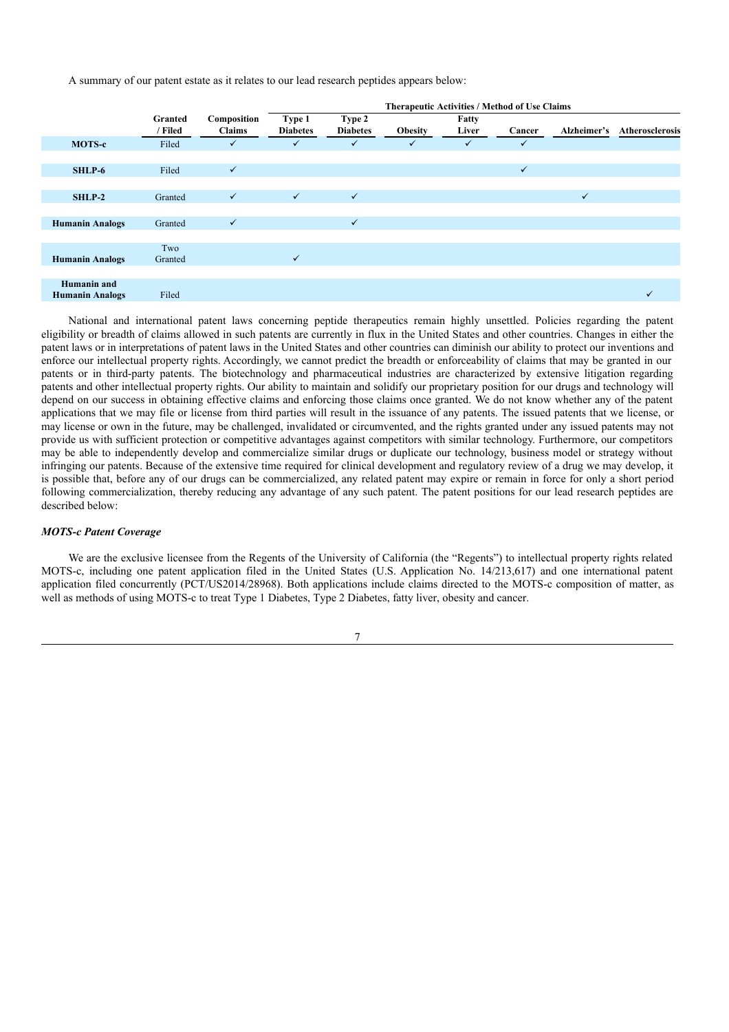A summary of our patent estate as it relates to our lead research peptides appears below:

| | Granted / Filed | Composition Claims | Therapeutic Activities / Method of Use Claims | | | | | | |
|---|---|---|---|---|---|---|---|---|---|
| | | | Type 1 Diabetes | Type 2 Diabetes | Obesity | Fatty Liver | Cancer | Alzheimer's | Atherosclerosis |
| **MOTS-c** | Filed | ✓ | ✓ | ✓ | ✓ | ✓ | ✓ | | |
| **SHLP-6** | Filed | ✓ | | | | | ✓ | | |
| **SHLP-2** | Granted | ✓ | ✓ | ✓ | | | | ✓ | |
| **Humanin Analogs** | Granted | ✓ | | ✓ | | | | | |
| **Humanin Analogs** | Two Granted | | ✓ | | | | | | |
| **Humanin and Humanin Analogs** | Filed | | | | | | | | ✓ |

National and international patent laws concerning peptide therapeutics remain highly unsettled. Policies regarding the patent eligibility or breadth of claims allowed in such patents are currently in flux in the United States and other countries. Changes in either the patent laws or in interpretations of patent laws in the United States and other countries can diminish our ability to protect our inventions and enforce our intellectual property rights. Accordingly, we cannot predict the breadth or enforceability of claims that may be granted in our patents or in third-party patents. The biotechnology and pharmaceutical industries are characterized by extensive litigation regarding patents and other intellectual property rights. Our ability to maintain and solidify our proprietary position for our drugs and technology will depend on our success in obtaining effective claims and enforcing those claims once granted. We do not know whether any of the patent applications that we may file or license from third parties will result in the issuance of any patents. The issued patents that we license, or may license or own in the future, may be challenged, invalidated or circumvented, and the rights granted under any issued patents may not provide us with sufficient protection or competitive advantages against competitors with similar technology. Furthermore, our competitors may be able to independently develop and commercialize similar drugs or duplicate our technology, business model or strategy without infringing our patents. Because of the extensive time required for clinical development and regulatory review of a drug we may develop, it is possible that, before any of our drugs can be commercialized, any related patent may expire or remain in force for only a short period following commercialization, thereby reducing any advantage of any such patent. The patent positions for our lead research peptides are described below:

***MOTS-c Patent Coverage***

We are the exclusive licensee from the Regents of the University of California (the "Regents") to intellectual property rights related MOTS-c, including one patent application filed in the United States (U.S. Application No. 14/213,617) and one international patent application filed concurrently (PCT/US2014/28968). Both applications include claims directed to the MOTS-c composition of matter, as well as methods of using MOTS-c to treat Type 1 Diabetes, Type 2 Diabetes, fatty liver, obesity and cancer.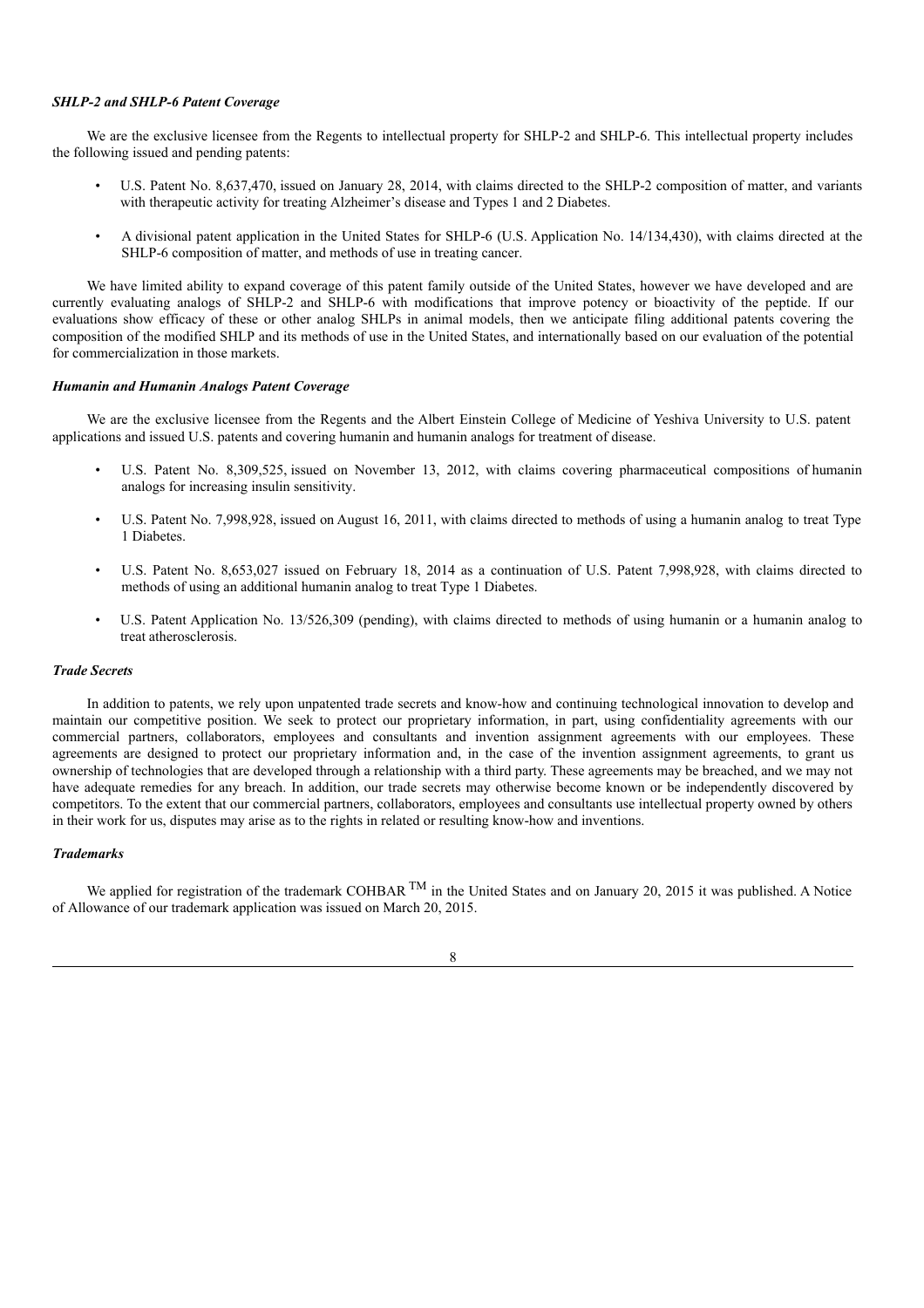### *SHLP-2 and SHLP-6 Patent Coverage*

We are the exclusive licensee from the Regents to intellectual property for SHLP-2 and SHLP-6. This intellectual property includes the following issued and pending patents:

- U.S. Patent No. 8,637,470, issued on January 28, 2014, with claims directed to the SHLP-2 composition of matter, and variants with therapeutic activity for treating Alzheimer's disease and Types 1 and 2 Diabetes.
- A divisional patent application in the United States for SHLP-6 (U.S. Application No. 14/134,430), with claims directed at the SHLP-6 composition of matter, and methods of use in treating cancer.

We have limited ability to expand coverage of this patent family outside of the United States, however we have developed and are currently evaluating analogs of SHLP-2 and SHLP-6 with modifications that improve potency or bioactivity of the peptide. If our evaluations show efficacy of these or other analog SHLPs in animal models, then we anticipate filing additional patents covering the composition of the modified SHLP and its methods of use in the United States, and internationally based on our evaluation of the potential for commercialization in those markets.

### *Humanin and Humanin Analogs Patent Coverage*

We are the exclusive licensee from the Regents and the Albert Einstein College of Medicine of Yeshiva University to U.S. patent applications and issued U.S. patents and covering humanin and humanin analogs for treatment of disease.

- U.S. Patent No. 8,309,525, issued on November 13, 2012, with claims covering pharmaceutical compositions of humanin analogs for increasing insulin sensitivity.
- U.S. Patent No. 7,998,928, issued on August 16, 2011, with claims directed to methods of using a humanin analog to treat Type 1 Diabetes.
- U.S. Patent No. 8,653,027 issued on February 18, 2014 as a continuation of U.S. Patent 7,998,928, with claims directed to methods of using an additional humanin analog to treat Type 1 Diabetes.
- U.S. Patent Application No. 13/526,309 (pending), with claims directed to methods of using humanin or a humanin analog to treat atherosclerosis.

### *Trade Secrets*

In addition to patents, we rely upon unpatented trade secrets and know-how and continuing technological innovation to develop and maintain our competitive position. We seek to protect our proprietary information, in part, using confidentiality agreements with our commercial partners, collaborators, employees and consultants and invention assignment agreements with our employees. These agreements are designed to protect our proprietary information and, in the case of the invention assignment agreements, to grant us ownership of technologies that are developed through a relationship with a third party. These agreements may be breached, and we may not have adequate remedies for any breach. In addition, our trade secrets may otherwise become known or be independently discovered by competitors. To the extent that our commercial partners, collaborators, employees and consultants use intellectual property owned by others in their work for us, disputes may arise as to the rights in related or resulting know-how and inventions.

### *Trademarks*

We applied for registration of the trademark COHBAR ™ in the United States and on January 20, 2015 it was published. A Notice of Allowance of our trademark application was issued on March 20, 2015.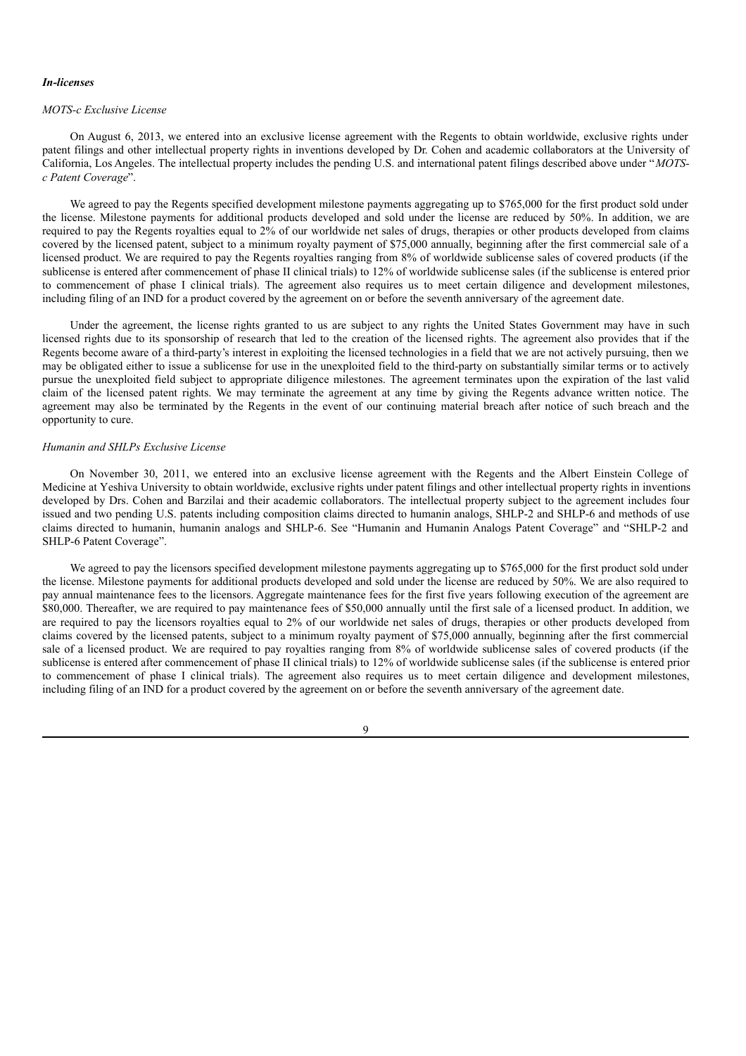### *In-licenses*

*MOTS-c Exclusive License*

On August 6, 2013, we entered into an exclusive license agreement with the Regents to obtain worldwide, exclusive rights under patent filings and other intellectual property rights in inventions developed by Dr. Cohen and academic collaborators at the University of California, Los Angeles. The intellectual property includes the pending U.S. and international patent filings described above under "*MOTS-c Patent Coverage*".

We agreed to pay the Regents specified development milestone payments aggregating up to $765,000 for the first product sold under the license. Milestone payments for additional products developed and sold under the license are reduced by 50%. In addition, we are required to pay the Regents royalties equal to 2% of our worldwide net sales of drugs, therapies or other products developed from claims covered by the licensed patent, subject to a minimum royalty payment of $75,000 annually, beginning after the first commercial sale of a licensed product. We are required to pay the Regents royalties ranging from 8% of worldwide sublicense sales of covered products (if the sublicense is entered after commencement of phase II clinical trials) to 12% of worldwide sublicense sales (if the sublicense is entered prior to commencement of phase I clinical trials). The agreement also requires us to meet certain diligence and development milestones, including filing of an IND for a product covered by the agreement on or before the seventh anniversary of the agreement date.

Under the agreement, the license rights granted to us are subject to any rights the United States Government may have in such licensed rights due to its sponsorship of research that led to the creation of the licensed rights. The agreement also provides that if the Regents become aware of a third-party's interest in exploiting the licensed technologies in a field that we are not actively pursuing, then we may be obligated either to issue a sublicense for use in the unexploited field to the third-party on substantially similar terms or to actively pursue the unexploited field subject to appropriate diligence milestones. The agreement terminates upon the expiration of the last valid claim of the licensed patent rights. We may terminate the agreement at any time by giving the Regents advance written notice. The agreement may also be terminated by the Regents in the event of our continuing material breach after notice of such breach and the opportunity to cure.

*Humanin and SHLPs Exclusive License*

On November 30, 2011, we entered into an exclusive license agreement with the Regents and the Albert Einstein College of Medicine at Yeshiva University to obtain worldwide, exclusive rights under patent filings and other intellectual property rights in inventions developed by Drs. Cohen and Barzilai and their academic collaborators. The intellectual property subject to the agreement includes four issued and two pending U.S. patents including composition claims directed to humanin analogs, SHLP-2 and SHLP-6 and methods of use claims directed to humanin, humanin analogs and SHLP-6. See "Humanin and Humanin Analogs Patent Coverage" and "SHLP-2 and SHLP-6 Patent Coverage".

We agreed to pay the licensors specified development milestone payments aggregating up to $765,000 for the first product sold under the license. Milestone payments for additional products developed and sold under the license are reduced by 50%. We are also required to pay annual maintenance fees to the licensors. Aggregate maintenance fees for the first five years following execution of the agreement are $80,000. Thereafter, we are required to pay maintenance fees of $50,000 annually until the first sale of a licensed product. In addition, we are required to pay the licensors royalties equal to 2% of our worldwide net sales of drugs, therapies or other products developed from claims covered by the licensed patents, subject to a minimum royalty payment of $75,000 annually, beginning after the first commercial sale of a licensed product. We are required to pay royalties ranging from 8% of worldwide sublicense sales of covered products (if the sublicense is entered after commencement of phase II clinical trials) to 12% of worldwide sublicense sales (if the sublicense is entered prior to commencement of phase I clinical trials). The agreement also requires us to meet certain diligence and development milestones, including filing of an IND for a product covered by the agreement on or before the seventh anniversary of the agreement date.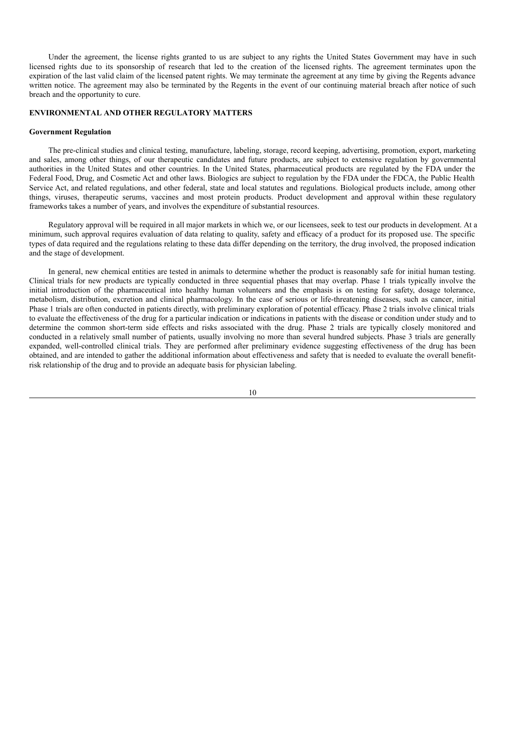Under the agreement, the license rights granted to us are subject to any rights the United States Government may have in such licensed rights due to its sponsorship of research that led to the creation of the licensed rights. The agreement terminates upon the expiration of the last valid claim of the licensed patent rights. We may terminate the agreement at any time by giving the Regents advance written notice. The agreement may also be terminated by the Regents in the event of our continuing material breach after notice of such breach and the opportunity to cure.

## ENVIRONMENTAL AND OTHER REGULATORY MATTERS

### Government Regulation

The pre-clinical studies and clinical testing, manufacture, labeling, storage, record keeping, advertising, promotion, export, marketing and sales, among other things, of our therapeutic candidates and future products, are subject to extensive regulation by governmental authorities in the United States and other countries. In the United States, pharmaceutical products are regulated by the FDA under the Federal Food, Drug, and Cosmetic Act and other laws. Biologics are subject to regulation by the FDA under the FDCA, the Public Health Service Act, and related regulations, and other federal, state and local statutes and regulations. Biological products include, among other things, viruses, therapeutic serums, vaccines and most protein products. Product development and approval within these regulatory frameworks takes a number of years, and involves the expenditure of substantial resources.

Regulatory approval will be required in all major markets in which we, or our licensees, seek to test our products in development. At a minimum, such approval requires evaluation of data relating to quality, safety and efficacy of a product for its proposed use. The specific types of data required and the regulations relating to these data differ depending on the territory, the drug involved, the proposed indication and the stage of development.

In general, new chemical entities are tested in animals to determine whether the product is reasonably safe for initial human testing. Clinical trials for new products are typically conducted in three sequential phases that may overlap. Phase 1 trials typically involve the initial introduction of the pharmaceutical into healthy human volunteers and the emphasis is on testing for safety, dosage tolerance, metabolism, distribution, excretion and clinical pharmacology. In the case of serious or life-threatening diseases, such as cancer, initial Phase 1 trials are often conducted in patients directly, with preliminary exploration of potential efficacy. Phase 2 trials involve clinical trials to evaluate the effectiveness of the drug for a particular indication or indications in patients with the disease or condition under study and to determine the common short-term side effects and risks associated with the drug. Phase 2 trials are typically closely monitored and conducted in a relatively small number of patients, usually involving no more than several hundred subjects. Phase 3 trials are generally expanded, well-controlled clinical trials. They are performed after preliminary evidence suggesting effectiveness of the drug has been obtained, and are intended to gather the additional information about effectiveness and safety that is needed to evaluate the overall benefit-risk relationship of the drug and to provide an adequate basis for physician labeling.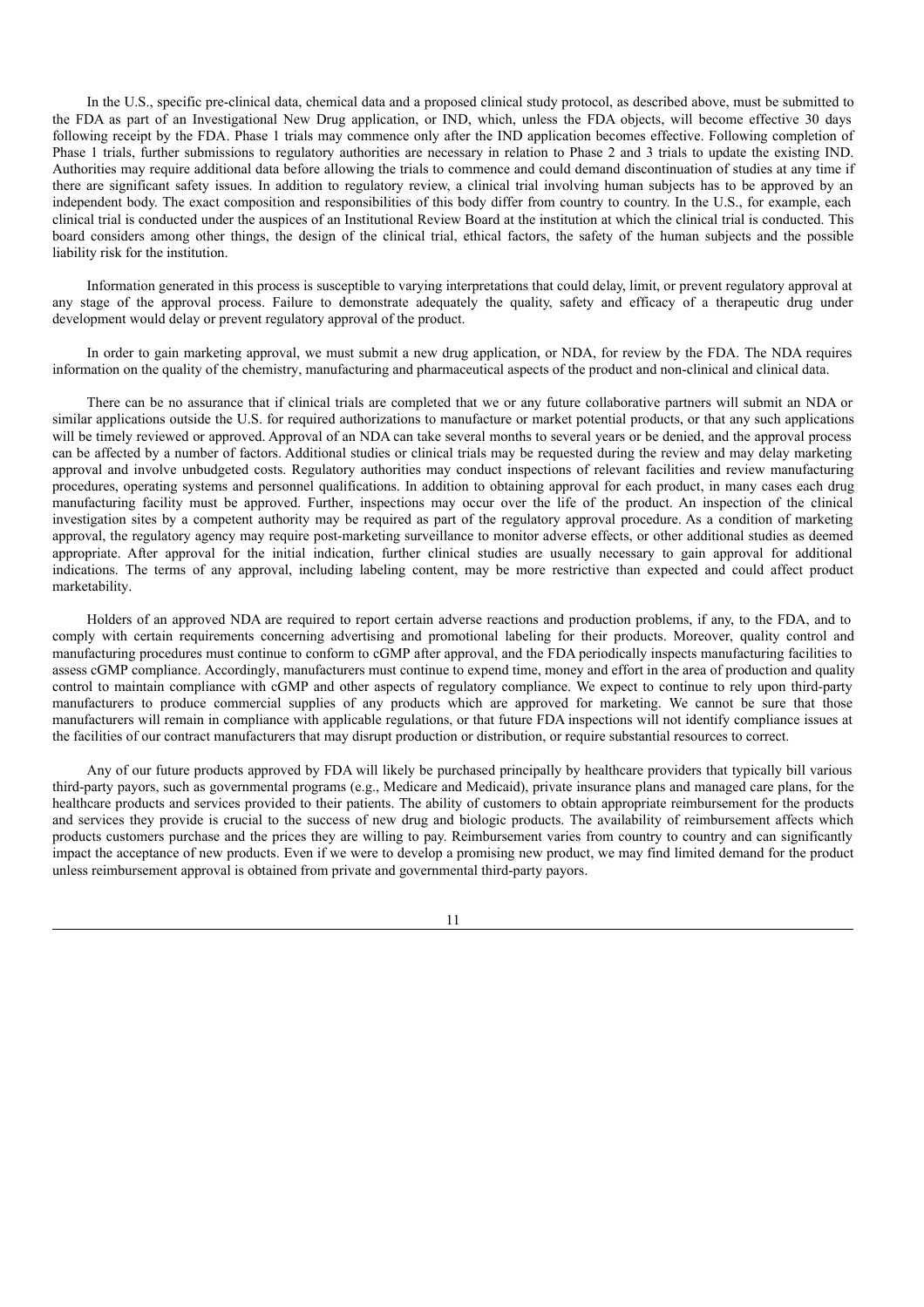In the U.S., specific pre-clinical data, chemical data and a proposed clinical study protocol, as described above, must be submitted to the FDA as part of an Investigational New Drug application, or IND, which, unless the FDA objects, will become effective 30 days following receipt by the FDA. Phase 1 trials may commence only after the IND application becomes effective. Following completion of Phase 1 trials, further submissions to regulatory authorities are necessary in relation to Phase 2 and 3 trials to update the existing IND. Authorities may require additional data before allowing the trials to commence and could demand discontinuation of studies at any time if there are significant safety issues. In addition to regulatory review, a clinical trial involving human subjects has to be approved by an independent body. The exact composition and responsibilities of this body differ from country to country. In the U.S., for example, each clinical trial is conducted under the auspices of an Institutional Review Board at the institution at which the clinical trial is conducted. This board considers among other things, the design of the clinical trial, ethical factors, the safety of the human subjects and the possible liability risk for the institution.

Information generated in this process is susceptible to varying interpretations that could delay, limit, or prevent regulatory approval at any stage of the approval process. Failure to demonstrate adequately the quality, safety and efficacy of a therapeutic drug under development would delay or prevent regulatory approval of the product.

In order to gain marketing approval, we must submit a new drug application, or NDA, for review by the FDA. The NDA requires information on the quality of the chemistry, manufacturing and pharmaceutical aspects of the product and non-clinical and clinical data.

There can be no assurance that if clinical trials are completed that we or any future collaborative partners will submit an NDA or similar applications outside the U.S. for required authorizations to manufacture or market potential products, or that any such applications will be timely reviewed or approved. Approval of an NDA can take several months to several years or be denied, and the approval process can be affected by a number of factors. Additional studies or clinical trials may be requested during the review and may delay marketing approval and involve unbudgeted costs. Regulatory authorities may conduct inspections of relevant facilities and review manufacturing procedures, operating systems and personnel qualifications. In addition to obtaining approval for each product, in many cases each drug manufacturing facility must be approved. Further, inspections may occur over the life of the product. An inspection of the clinical investigation sites by a competent authority may be required as part of the regulatory approval procedure. As a condition of marketing approval, the regulatory agency may require post-marketing surveillance to monitor adverse effects, or other additional studies as deemed appropriate. After approval for the initial indication, further clinical studies are usually necessary to gain approval for additional indications. The terms of any approval, including labeling content, may be more restrictive than expected and could affect product marketability.

Holders of an approved NDA are required to report certain adverse reactions and production problems, if any, to the FDA, and to comply with certain requirements concerning advertising and promotional labeling for their products. Moreover, quality control and manufacturing procedures must continue to conform to cGMP after approval, and the FDA periodically inspects manufacturing facilities to assess cGMP compliance. Accordingly, manufacturers must continue to expend time, money and effort in the area of production and quality control to maintain compliance with cGMP and other aspects of regulatory compliance. We expect to continue to rely upon third-party manufacturers to produce commercial supplies of any products which are approved for marketing. We cannot be sure that those manufacturers will remain in compliance with applicable regulations, or that future FDA inspections will not identify compliance issues at the facilities of our contract manufacturers that may disrupt production or distribution, or require substantial resources to correct.

Any of our future products approved by FDA will likely be purchased principally by healthcare providers that typically bill various third-party payors, such as governmental programs (e.g., Medicare and Medicaid), private insurance plans and managed care plans, for the healthcare products and services provided to their patients. The ability of customers to obtain appropriate reimbursement for the products and services they provide is crucial to the success of new drug and biologic products. The availability of reimbursement affects which products customers purchase and the prices they are willing to pay. Reimbursement varies from country to country and can significantly impact the acceptance of new products. Even if we were to develop a promising new product, we may find limited demand for the product unless reimbursement approval is obtained from private and governmental third-party payors.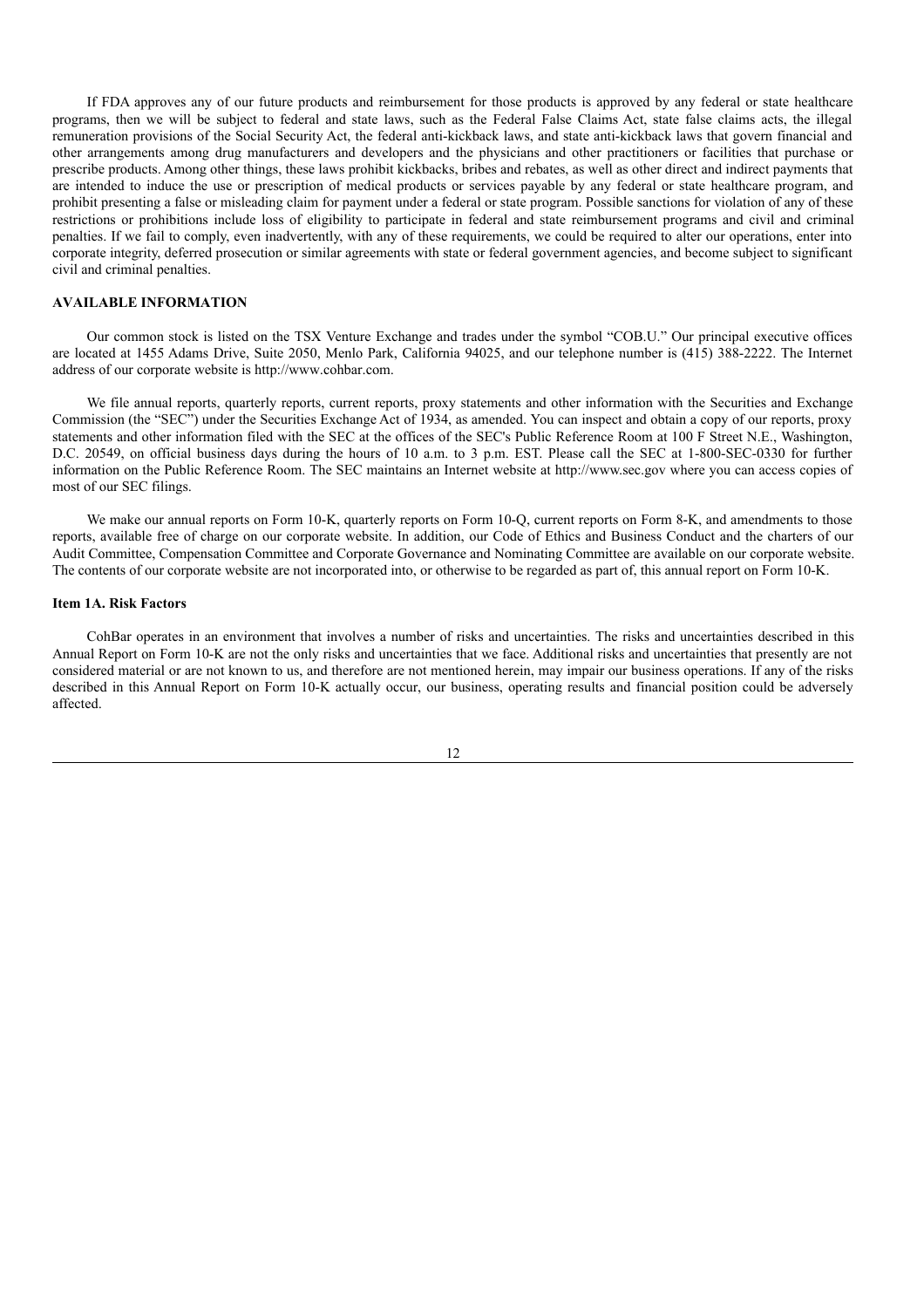If FDA approves any of our future products and reimbursement for those products is approved by any federal or state healthcare programs, then we will be subject to federal and state laws, such as the Federal False Claims Act, state false claims acts, the illegal remuneration provisions of the Social Security Act, the federal anti-kickback laws, and state anti-kickback laws that govern financial and other arrangements among drug manufacturers and developers and the physicians and other practitioners or facilities that purchase or prescribe products. Among other things, these laws prohibit kickbacks, bribes and rebates, as well as other direct and indirect payments that are intended to induce the use or prescription of medical products or services payable by any federal or state healthcare program, and prohibit presenting a false or misleading claim for payment under a federal or state program. Possible sanctions for violation of any of these restrictions or prohibitions include loss of eligibility to participate in federal and state reimbursement programs and civil and criminal penalties. If we fail to comply, even inadvertently, with any of these requirements, we could be required to alter our operations, enter into corporate integrity, deferred prosecution or similar agreements with state or federal government agencies, and become subject to significant civil and criminal penalties.

### AVAILABLE INFORMATION

Our common stock is listed on the TSX Venture Exchange and trades under the symbol "COB.U." Our principal executive offices are located at 1455 Adams Drive, Suite 2050, Menlo Park, California 94025, and our telephone number is (415) 388-2222. The Internet address of our corporate website is http://www.cohbar.com.

We file annual reports, quarterly reports, current reports, proxy statements and other information with the Securities and Exchange Commission (the "SEC") under the Securities Exchange Act of 1934, as amended. You can inspect and obtain a copy of our reports, proxy statements and other information filed with the SEC at the offices of the SEC's Public Reference Room at 100 F Street N.E., Washington, D.C. 20549, on official business days during the hours of 10 a.m. to 3 p.m. EST. Please call the SEC at 1-800-SEC-0330 for further information on the Public Reference Room. The SEC maintains an Internet website at http://www.sec.gov where you can access copies of most of our SEC filings.

We make our annual reports on Form 10-K, quarterly reports on Form 10-Q, current reports on Form 8-K, and amendments to those reports, available free of charge on our corporate website. In addition, our Code of Ethics and Business Conduct and the charters of our Audit Committee, Compensation Committee and Corporate Governance and Nominating Committee are available on our corporate website. The contents of our corporate website are not incorporated into, or otherwise to be regarded as part of, this annual report on Form 10-K.

### Item 1A. Risk Factors

CohBar operates in an environment that involves a number of risks and uncertainties. The risks and uncertainties described in this Annual Report on Form 10-K are not the only risks and uncertainties that we face. Additional risks and uncertainties that presently are not considered material or are not known to us, and therefore are not mentioned herein, may impair our business operations. If any of the risks described in this Annual Report on Form 10-K actually occur, our business, operating results and financial position could be adversely affected.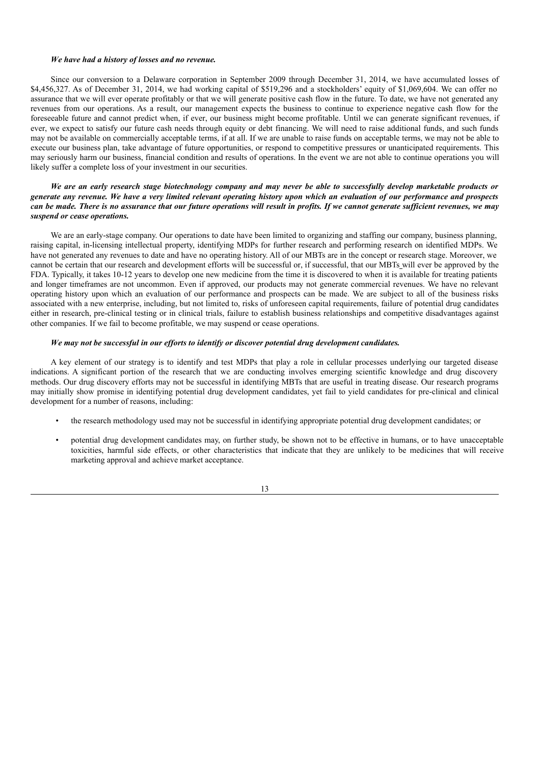***We have had a history of losses and no revenue.***

Since our conversion to a Delaware corporation in September 2009 through December 31, 2014, we have accumulated losses of $4,456,327. As of December 31, 2014, we had working capital of $519,296 and a stockholders' equity of $1,069,604. We can offer no assurance that we will ever operate profitably or that we will generate positive cash flow in the future. To date, we have not generated any revenues from our operations. As a result, our management expects the business to continue to experience negative cash flow for the foreseeable future and cannot predict when, if ever, our business might become profitable. Until we can generate significant revenues, if ever, we expect to satisfy our future cash needs through equity or debt financing. We will need to raise additional funds, and such funds may not be available on commercially acceptable terms, if at all. If we are unable to raise funds on acceptable terms, we may not be able to execute our business plan, take advantage of future opportunities, or respond to competitive pressures or unanticipated requirements. This may seriously harm our business, financial condition and results of operations. In the event we are not able to continue operations you will likely suffer a complete loss of your investment in our securities.

***We are an early research stage biotechnology company and may never be able to successfully develop marketable products or generate any revenue. We have a very limited relevant operating history upon which an evaluation of our performance and prospects can be made. There is no assurance that our future operations will result in profits. If we cannot generate sufficient revenues, we may suspend or cease operations.***

We are an early-stage company. Our operations to date have been limited to organizing and staffing our company, business planning, raising capital, in-licensing intellectual property, identifying MDPs for further research and performing research on identified MDPs. We have not generated any revenues to date and have no operating history. All of our MBTs are in the concept or research stage. Moreover, we cannot be certain that our research and development efforts will be successful or, if successful, that our MBTs will ever be approved by the FDA. Typically, it takes 10-12 years to develop one new medicine from the time it is discovered to when it is available for treating patients and longer timeframes are not uncommon. Even if approved, our products may not generate commercial revenues. We have no relevant operating history upon which an evaluation of our performance and prospects can be made. We are subject to all of the business risks associated with a new enterprise, including, but not limited to, risks of unforeseen capital requirements, failure of potential drug candidates either in research, pre-clinical testing or in clinical trials, failure to establish business relationships and competitive disadvantages against other companies. If we fail to become profitable, we may suspend or cease operations.

***We may not be successful in our efforts to identify or discover potential drug development candidates.***

A key element of our strategy is to identify and test MDPs that play a role in cellular processes underlying our targeted disease indications. A significant portion of the research that we are conducting involves emerging scientific knowledge and drug discovery methods. Our drug discovery efforts may not be successful in identifying MBTs that are useful in treating disease. Our research programs may initially show promise in identifying potential drug development candidates, yet fail to yield candidates for pre-clinical and clinical development for a number of reasons, including:

- the research methodology used may not be successful in identifying appropriate potential drug development candidates; or
- potential drug development candidates may, on further study, be shown not to be effective in humans, or to have unacceptable toxicities, harmful side effects, or other characteristics that indicate that they are unlikely to be medicines that will receive marketing approval and achieve market acceptance.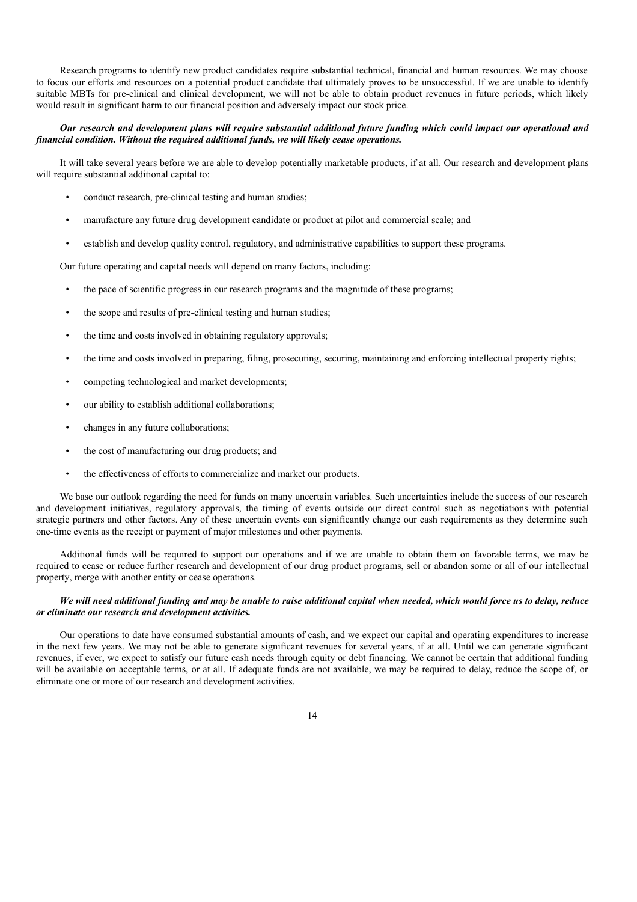Research programs to identify new product candidates require substantial technical, financial and human resources. We may choose to focus our efforts and resources on a potential product candidate that ultimately proves to be unsuccessful. If we are unable to identify suitable MBTs for pre-clinical and clinical development, we will not be able to obtain product revenues in future periods, which likely would result in significant harm to our financial position and adversely impact our stock price.

***Our research and development plans will require substantial additional future funding which could impact our operational and financial condition. Without the required additional funds, we will likely cease operations.***

It will take several years before we are able to develop potentially marketable products, if at all. Our research and development plans will require substantial additional capital to:

- conduct research, pre-clinical testing and human studies;
- manufacture any future drug development candidate or product at pilot and commercial scale; and
- establish and develop quality control, regulatory, and administrative capabilities to support these programs.

Our future operating and capital needs will depend on many factors, including:

- the pace of scientific progress in our research programs and the magnitude of these programs;
- the scope and results of pre-clinical testing and human studies;
- the time and costs involved in obtaining regulatory approvals;
- the time and costs involved in preparing, filing, prosecuting, securing, maintaining and enforcing intellectual property rights;
- competing technological and market developments;
- our ability to establish additional collaborations;
- changes in any future collaborations;
- the cost of manufacturing our drug products; and
- the effectiveness of efforts to commercialize and market our products.

We base our outlook regarding the need for funds on many uncertain variables. Such uncertainties include the success of our research and development initiatives, regulatory approvals, the timing of events outside our direct control such as negotiations with potential strategic partners and other factors. Any of these uncertain events can significantly change our cash requirements as they determine such one-time events as the receipt or payment of major milestones and other payments.

Additional funds will be required to support our operations and if we are unable to obtain them on favorable terms, we may be required to cease or reduce further research and development of our drug product programs, sell or abandon some or all of our intellectual property, merge with another entity or cease operations.

***We will need additional funding and may be unable to raise additional capital when needed, which would force us to delay, reduce or eliminate our research and development activities.***

Our operations to date have consumed substantial amounts of cash, and we expect our capital and operating expenditures to increase in the next few years. We may not be able to generate significant revenues for several years, if at all. Until we can generate significant revenues, if ever, we expect to satisfy our future cash needs through equity or debt financing. We cannot be certain that additional funding will be available on acceptable terms, or at all. If adequate funds are not available, we may be required to delay, reduce the scope of, or eliminate one or more of our research and development activities.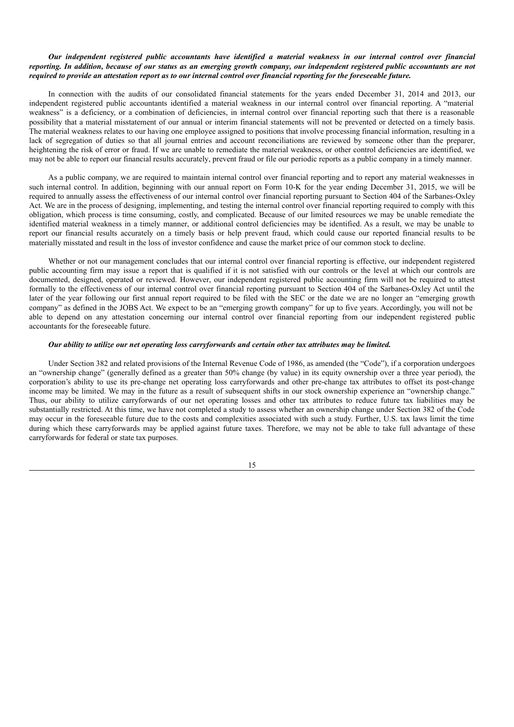***Our independent registered public accountants have identified a material weakness in our internal control over financial reporting. In addition, because of our status as an emerging growth company, our independent registered public accountants are not required to provide an attestation report as to our internal control over financial reporting for the foreseeable future.***

In connection with the audits of our consolidated financial statements for the years ended December 31, 2014 and 2013, our independent registered public accountants identified a material weakness in our internal control over financial reporting. A "material weakness" is a deficiency, or a combination of deficiencies, in internal control over financial reporting such that there is a reasonable possibility that a material misstatement of our annual or interim financial statements will not be prevented or detected on a timely basis. The material weakness relates to our having one employee assigned to positions that involve processing financial information, resulting in a lack of segregation of duties so that all journal entries and account reconciliations are reviewed by someone other than the preparer, heightening the risk of error or fraud. If we are unable to remediate the material weakness, or other control deficiencies are identified, we may not be able to report our financial results accurately, prevent fraud or file our periodic reports as a public company in a timely manner.

As a public company, we are required to maintain internal control over financial reporting and to report any material weaknesses in such internal control. In addition, beginning with our annual report on Form 10-K for the year ending December 31, 2015, we will be required to annually assess the effectiveness of our internal control over financial reporting pursuant to Section 404 of the Sarbanes-Oxley Act. We are in the process of designing, implementing, and testing the internal control over financial reporting required to comply with this obligation, which process is time consuming, costly, and complicated. Because of our limited resources we may be unable remediate the identified material weakness in a timely manner, or additional control deficiencies may be identified. As a result, we may be unable to report our financial results accurately on a timely basis or help prevent fraud, which could cause our reported financial results to be materially misstated and result in the loss of investor confidence and cause the market price of our common stock to decline.

Whether or not our management concludes that our internal control over financial reporting is effective, our independent registered public accounting firm may issue a report that is qualified if it is not satisfied with our controls or the level at which our controls are documented, designed, operated or reviewed. However, our independent registered public accounting firm will not be required to attest formally to the effectiveness of our internal control over financial reporting pursuant to Section 404 of the Sarbanes-Oxley Act until the later of the year following our first annual report required to be filed with the SEC or the date we are no longer an "emerging growth company" as defined in the JOBS Act. We expect to be an "emerging growth company" for up to five years. Accordingly, you will not be able to depend on any attestation concerning our internal control over financial reporting from our independent registered public accountants for the foreseeable future.

***Our ability to utilize our net operating loss carryforwards and certain other tax attributes may be limited.***

Under Section 382 and related provisions of the Internal Revenue Code of 1986, as amended (the "Code"), if a corporation undergoes an "ownership change" (generally defined as a greater than 50% change (by value) in its equity ownership over a three year period), the corporation's ability to use its pre-change net operating loss carryforwards and other pre-change tax attributes to offset its post-change income may be limited. We may in the future as a result of subsequent shifts in our stock ownership experience an "ownership change." Thus, our ability to utilize carryforwards of our net operating losses and other tax attributes to reduce future tax liabilities may be substantially restricted. At this time, we have not completed a study to assess whether an ownership change under Section 382 of the Code may occur in the foreseeable future due to the costs and complexities associated with such a study. Further, U.S. tax laws limit the time during which these carryforwards may be applied against future taxes. Therefore, we may not be able to take full advantage of these carryforwards for federal or state tax purposes.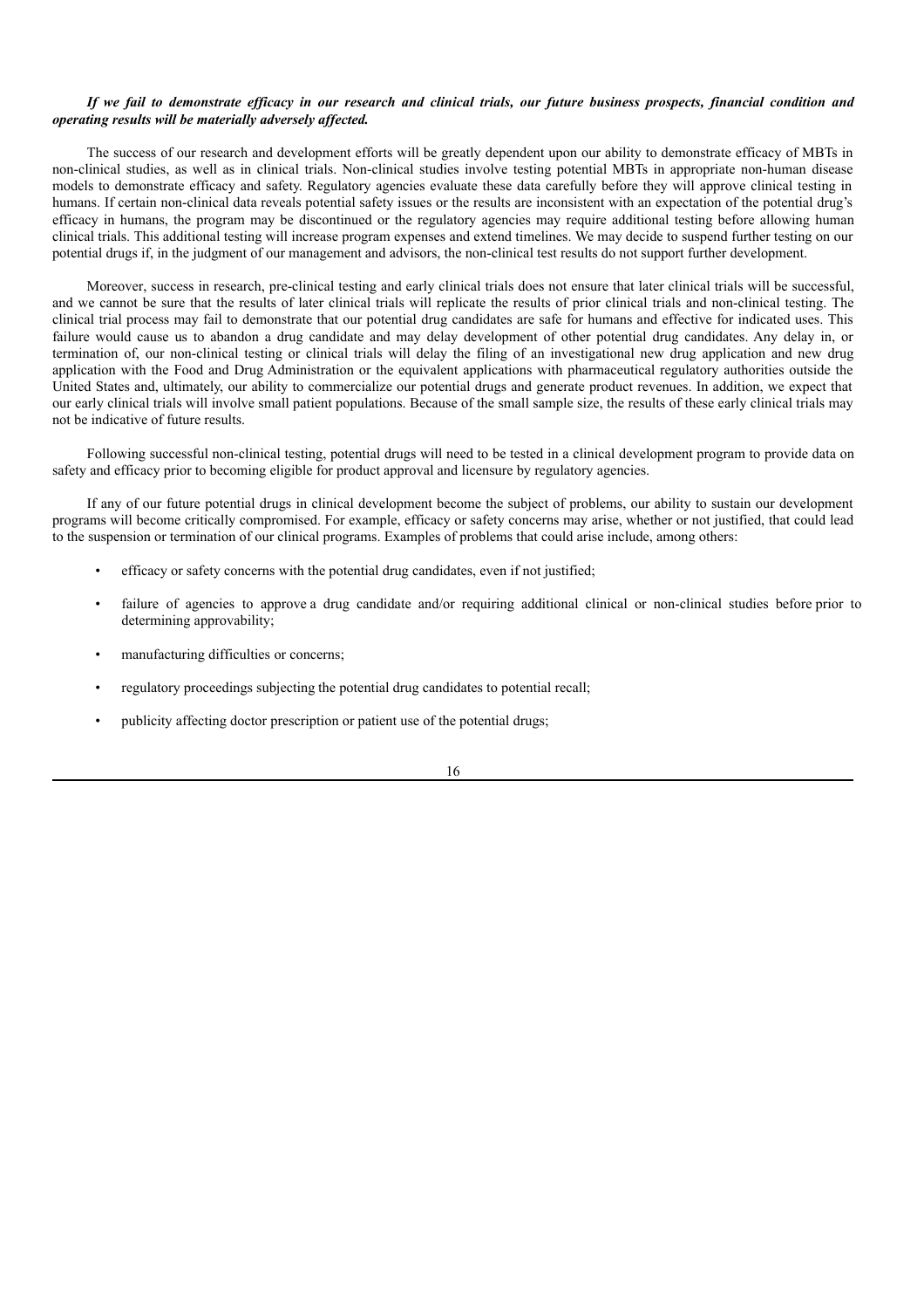***If we fail to demonstrate efficacy in our research and clinical trials, our future business prospects, financial condition and operating results will be materially adversely affected.***

The success of our research and development efforts will be greatly dependent upon our ability to demonstrate efficacy of MBTs in non-clinical studies, as well as in clinical trials. Non-clinical studies involve testing potential MBTs in appropriate non-human disease models to demonstrate efficacy and safety. Regulatory agencies evaluate these data carefully before they will approve clinical testing in humans. If certain non-clinical data reveals potential safety issues or the results are inconsistent with an expectation of the potential drug's efficacy in humans, the program may be discontinued or the regulatory agencies may require additional testing before allowing human clinical trials. This additional testing will increase program expenses and extend timelines. We may decide to suspend further testing on our potential drugs if, in the judgment of our management and advisors, the non-clinical test results do not support further development.

Moreover, success in research, pre-clinical testing and early clinical trials does not ensure that later clinical trials will be successful, and we cannot be sure that the results of later clinical trials will replicate the results of prior clinical trials and non-clinical testing. The clinical trial process may fail to demonstrate that our potential drug candidates are safe for humans and effective for indicated uses. This failure would cause us to abandon a drug candidate and may delay development of other potential drug candidates. Any delay in, or termination of, our non-clinical testing or clinical trials will delay the filing of an investigational new drug application and new drug application with the Food and Drug Administration or the equivalent applications with pharmaceutical regulatory authorities outside the United States and, ultimately, our ability to commercialize our potential drugs and generate product revenues. In addition, we expect that our early clinical trials will involve small patient populations. Because of the small sample size, the results of these early clinical trials may not be indicative of future results.

Following successful non-clinical testing, potential drugs will need to be tested in a clinical development program to provide data on safety and efficacy prior to becoming eligible for product approval and licensure by regulatory agencies.

If any of our future potential drugs in clinical development become the subject of problems, our ability to sustain our development programs will become critically compromised. For example, efficacy or safety concerns may arise, whether or not justified, that could lead to the suspension or termination of our clinical programs. Examples of problems that could arise include, among others:

- efficacy or safety concerns with the potential drug candidates, even if not justified;
- failure of agencies to approve a drug candidate and/or requiring additional clinical or non-clinical studies before prior to determining approvability;
- manufacturing difficulties or concerns;
- regulatory proceedings subjecting the potential drug candidates to potential recall;
- publicity affecting doctor prescription or patient use of the potential drugs;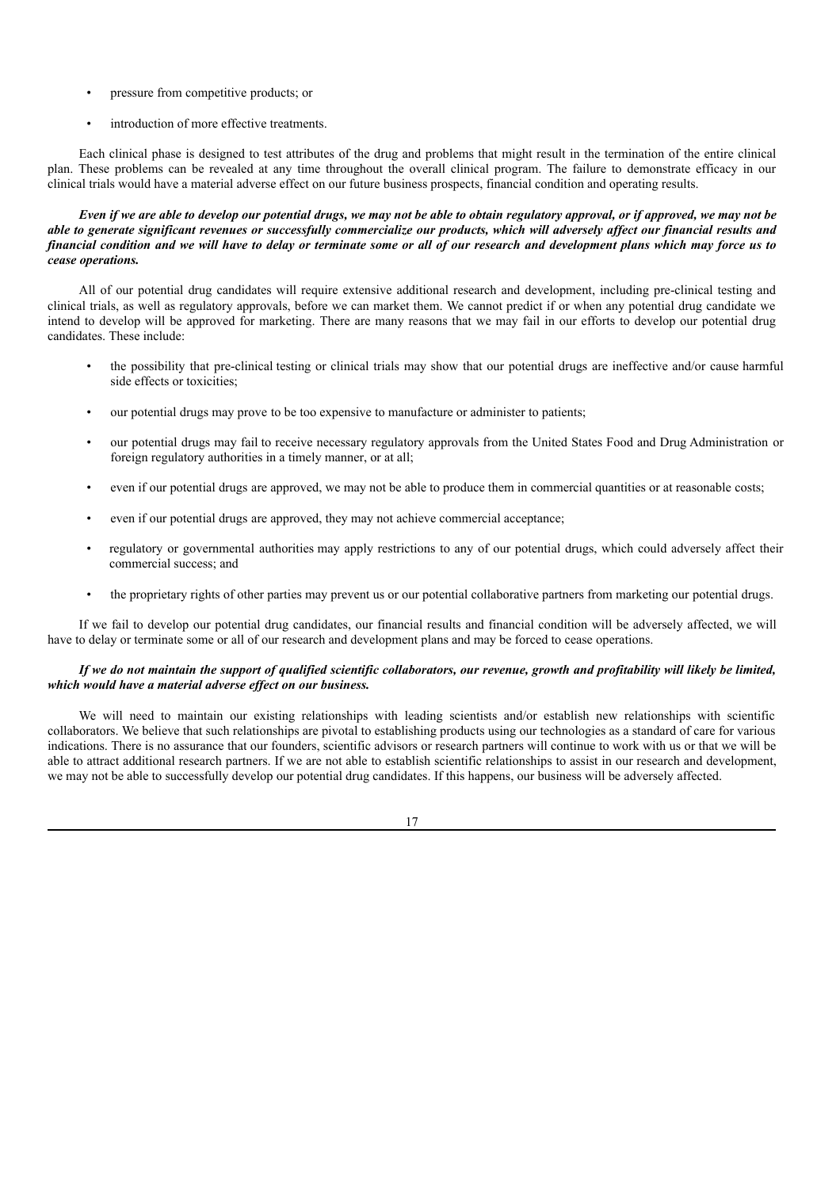- pressure from competitive products; or
- introduction of more effective treatments.

Each clinical phase is designed to test attributes of the drug and problems that might result in the termination of the entire clinical plan. These problems can be revealed at any time throughout the overall clinical program. The failure to demonstrate efficacy in our clinical trials would have a material adverse effect on our future business prospects, financial condition and operating results.

***Even if we are able to develop our potential drugs, we may not be able to obtain regulatory approval, or if approved, we may not be able to generate significant revenues or successfully commercialize our products, which will adversely affect our financial results and financial condition and we will have to delay or terminate some or all of our research and development plans which may force us to cease operations.***

All of our potential drug candidates will require extensive additional research and development, including pre-clinical testing and clinical trials, as well as regulatory approvals, before we can market them. We cannot predict if or when any potential drug candidate we intend to develop will be approved for marketing. There are many reasons that we may fail in our efforts to develop our potential drug candidates. These include:

- the possibility that pre-clinical testing or clinical trials may show that our potential drugs are ineffective and/or cause harmful side effects or toxicities;
- our potential drugs may prove to be too expensive to manufacture or administer to patients;
- our potential drugs may fail to receive necessary regulatory approvals from the United States Food and Drug Administration or foreign regulatory authorities in a timely manner, or at all;
- even if our potential drugs are approved, we may not be able to produce them in commercial quantities or at reasonable costs;
- even if our potential drugs are approved, they may not achieve commercial acceptance;
- regulatory or governmental authorities may apply restrictions to any of our potential drugs, which could adversely affect their commercial success; and
- the proprietary rights of other parties may prevent us or our potential collaborative partners from marketing our potential drugs.

If we fail to develop our potential drug candidates, our financial results and financial condition will be adversely affected, we will have to delay or terminate some or all of our research and development plans and may be forced to cease operations.

***If we do not maintain the support of qualified scientific collaborators, our revenue, growth and profitability will likely be limited, which would have a material adverse effect on our business.***

We will need to maintain our existing relationships with leading scientists and/or establish new relationships with scientific collaborators. We believe that such relationships are pivotal to establishing products using our technologies as a standard of care for various indications. There is no assurance that our founders, scientific advisors or research partners will continue to work with us or that we will be able to attract additional research partners. If we are not able to establish scientific relationships to assist in our research and development, we may not be able to successfully develop our potential drug candidates. If this happens, our business will be adversely affected.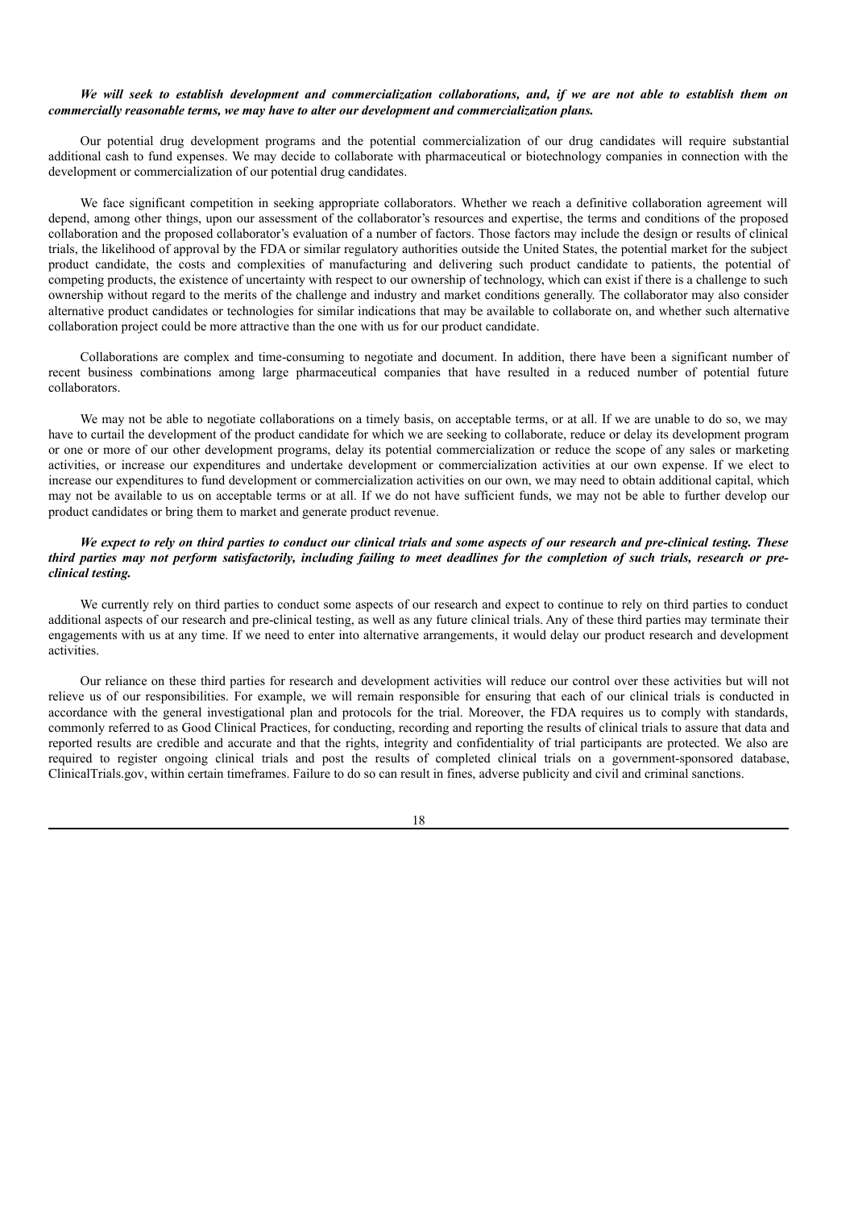***We will seek to establish development and commercialization collaborations, and, if we are not able to establish them on commercially reasonable terms, we may have to alter our development and commercialization plans.***

Our potential drug development programs and the potential commercialization of our drug candidates will require substantial additional cash to fund expenses. We may decide to collaborate with pharmaceutical or biotechnology companies in connection with the development or commercialization of our potential drug candidates.

We face significant competition in seeking appropriate collaborators. Whether we reach a definitive collaboration agreement will depend, among other things, upon our assessment of the collaborator's resources and expertise, the terms and conditions of the proposed collaboration and the proposed collaborator's evaluation of a number of factors. Those factors may include the design or results of clinical trials, the likelihood of approval by the FDA or similar regulatory authorities outside the United States, the potential market for the subject product candidate, the costs and complexities of manufacturing and delivering such product candidate to patients, the potential of competing products, the existence of uncertainty with respect to our ownership of technology, which can exist if there is a challenge to such ownership without regard to the merits of the challenge and industry and market conditions generally. The collaborator may also consider alternative product candidates or technologies for similar indications that may be available to collaborate on, and whether such alternative collaboration project could be more attractive than the one with us for our product candidate.

Collaborations are complex and time-consuming to negotiate and document. In addition, there have been a significant number of recent business combinations among large pharmaceutical companies that have resulted in a reduced number of potential future collaborators.

We may not be able to negotiate collaborations on a timely basis, on acceptable terms, or at all. If we are unable to do so, we may have to curtail the development of the product candidate for which we are seeking to collaborate, reduce or delay its development program or one or more of our other development programs, delay its potential commercialization or reduce the scope of any sales or marketing activities, or increase our expenditures and undertake development or commercialization activities at our own expense. If we elect to increase our expenditures to fund development or commercialization activities on our own, we may need to obtain additional capital, which may not be available to us on acceptable terms or at all. If we do not have sufficient funds, we may not be able to further develop our product candidates or bring them to market and generate product revenue.

***We expect to rely on third parties to conduct our clinical trials and some aspects of our research and pre-clinical testing. These third parties may not perform satisfactorily, including failing to meet deadlines for the completion of such trials, research or pre-clinical testing.***

We currently rely on third parties to conduct some aspects of our research and expect to continue to rely on third parties to conduct additional aspects of our research and pre-clinical testing, as well as any future clinical trials. Any of these third parties may terminate their engagements with us at any time. If we need to enter into alternative arrangements, it would delay our product research and development activities.

Our reliance on these third parties for research and development activities will reduce our control over these activities but will not relieve us of our responsibilities. For example, we will remain responsible for ensuring that each of our clinical trials is conducted in accordance with the general investigational plan and protocols for the trial. Moreover, the FDA requires us to comply with standards, commonly referred to as Good Clinical Practices, for conducting, recording and reporting the results of clinical trials to assure that data and reported results are credible and accurate and that the rights, integrity and confidentiality of trial participants are protected. We also are required to register ongoing clinical trials and post the results of completed clinical trials on a government-sponsored database, ClinicalTrials.gov, within certain timeframes. Failure to do so can result in fines, adverse publicity and civil and criminal sanctions.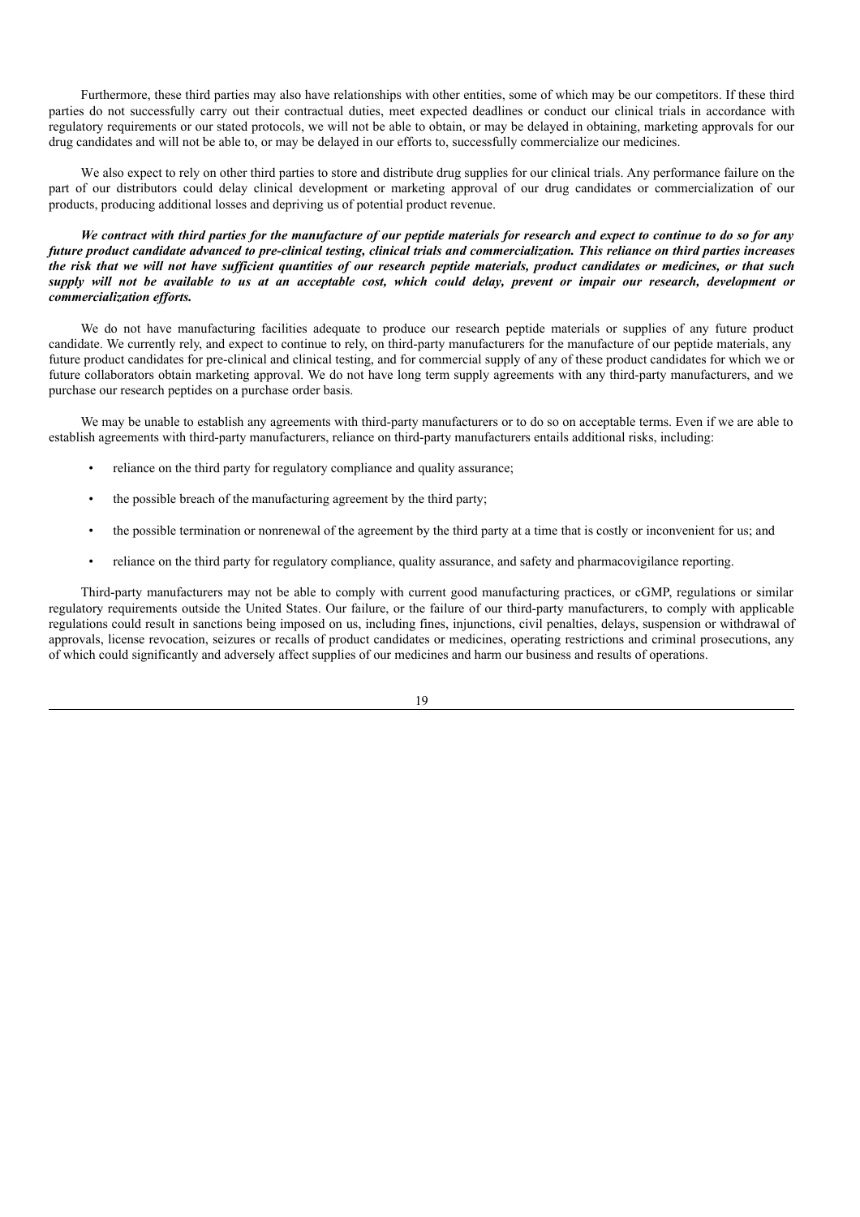Furthermore, these third parties may also have relationships with other entities, some of which may be our competitors. If these third parties do not successfully carry out their contractual duties, meet expected deadlines or conduct our clinical trials in accordance with regulatory requirements or our stated protocols, we will not be able to obtain, or may be delayed in obtaining, marketing approvals for our drug candidates and will not be able to, or may be delayed in our efforts to, successfully commercialize our medicines.

We also expect to rely on other third parties to store and distribute drug supplies for our clinical trials. Any performance failure on the part of our distributors could delay clinical development or marketing approval of our drug candidates or commercialization of our products, producing additional losses and depriving us of potential product revenue.

***We contract with third parties for the manufacture of our peptide materials for research and expect to continue to do so for any future product candidate advanced to pre-clinical testing, clinical trials and commercialization. This reliance on third parties increases the risk that we will not have sufficient quantities of our research peptide materials, product candidates or medicines, or that such supply will not be available to us at an acceptable cost, which could delay, prevent or impair our research, development or commercialization efforts.***

We do not have manufacturing facilities adequate to produce our research peptide materials or supplies of any future product candidate. We currently rely, and expect to continue to rely, on third-party manufacturers for the manufacture of our peptide materials, any future product candidates for pre-clinical and clinical testing, and for commercial supply of any of these product candidates for which we or future collaborators obtain marketing approval. We do not have long term supply agreements with any third-party manufacturers, and we purchase our research peptides on a purchase order basis.

We may be unable to establish any agreements with third-party manufacturers or to do so on acceptable terms. Even if we are able to establish agreements with third-party manufacturers, reliance on third-party manufacturers entails additional risks, including:

- reliance on the third party for regulatory compliance and quality assurance;
- the possible breach of the manufacturing agreement by the third party;
- the possible termination or nonrenewal of the agreement by the third party at a time that is costly or inconvenient for us; and
- reliance on the third party for regulatory compliance, quality assurance, and safety and pharmacovigilance reporting.

Third-party manufacturers may not be able to comply with current good manufacturing practices, or cGMP, regulations or similar regulatory requirements outside the United States. Our failure, or the failure of our third-party manufacturers, to comply with applicable regulations could result in sanctions being imposed on us, including fines, injunctions, civil penalties, delays, suspension or withdrawal of approvals, license revocation, seizures or recalls of product candidates or medicines, operating restrictions and criminal prosecutions, any of which could significantly and adversely affect supplies of our medicines and harm our business and results of operations.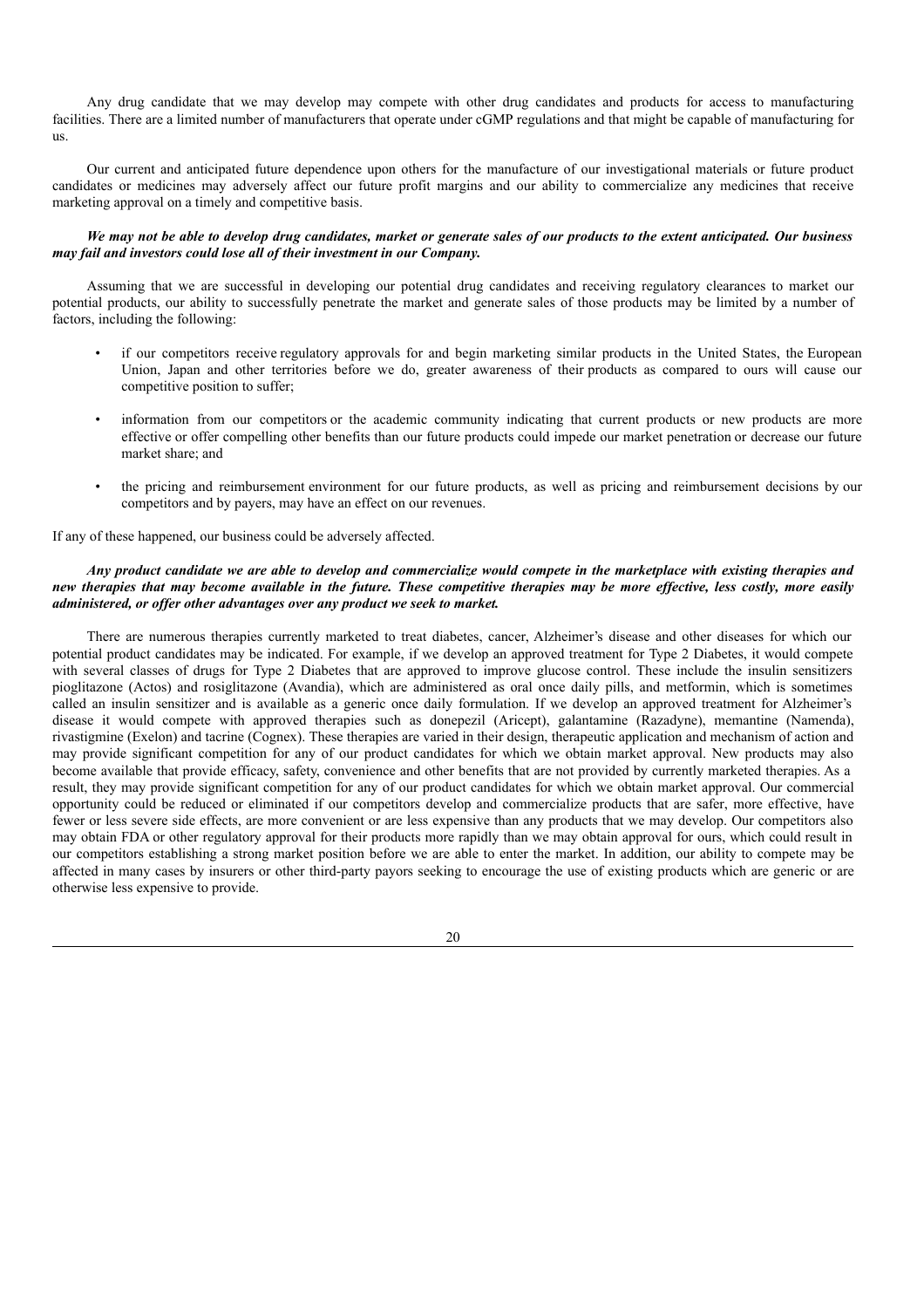Any drug candidate that we may develop may compete with other drug candidates and products for access to manufacturing facilities. There are a limited number of manufacturers that operate under cGMP regulations and that might be capable of manufacturing for us.

Our current and anticipated future dependence upon others for the manufacture of our investigational materials or future product candidates or medicines may adversely affect our future profit margins and our ability to commercialize any medicines that receive marketing approval on a timely and competitive basis.

***We may not be able to develop drug candidates, market or generate sales of our products to the extent anticipated. Our business may fail and investors could lose all of their investment in our Company.***

Assuming that we are successful in developing our potential drug candidates and receiving regulatory clearances to market our potential products, our ability to successfully penetrate the market and generate sales of those products may be limited by a number of factors, including the following:

- if our competitors receive regulatory approvals for and begin marketing similar products in the United States, the European Union, Japan and other territories before we do, greater awareness of their products as compared to ours will cause our competitive position to suffer;
- information from our competitors or the academic community indicating that current products or new products are more effective or offer compelling other benefits than our future products could impede our market penetration or decrease our future market share; and
- the pricing and reimbursement environment for our future products, as well as pricing and reimbursement decisions by our competitors and by payers, may have an effect on our revenues.

If any of these happened, our business could be adversely affected.

***Any product candidate we are able to develop and commercialize would compete in the marketplace with existing therapies and new therapies that may become available in the future. These competitive therapies may be more effective, less costly, more easily administered, or offer other advantages over any product we seek to market.***

There are numerous therapies currently marketed to treat diabetes, cancer, Alzheimer's disease and other diseases for which our potential product candidates may be indicated. For example, if we develop an approved treatment for Type 2 Diabetes, it would compete with several classes of drugs for Type 2 Diabetes that are approved to improve glucose control. These include the insulin sensitizers pioglitazone (Actos) and rosiglitazone (Avandia), which are administered as oral once daily pills, and metformin, which is sometimes called an insulin sensitizer and is available as a generic once daily formulation. If we develop an approved treatment for Alzheimer's disease it would compete with approved therapies such as donepezil (Aricept), galantamine (Razadyne), memantine (Namenda), rivastigmine (Exelon) and tacrine (Cognex). These therapies are varied in their design, therapeutic application and mechanism of action and may provide significant competition for any of our product candidates for which we obtain market approval. New products may also become available that provide efficacy, safety, convenience and other benefits that are not provided by currently marketed therapies. As a result, they may provide significant competition for any of our product candidates for which we obtain market approval. Our commercial opportunity could be reduced or eliminated if our competitors develop and commercialize products that are safer, more effective, have fewer or less severe side effects, are more convenient or are less expensive than any products that we may develop. Our competitors also may obtain FDA or other regulatory approval for their products more rapidly than we may obtain approval for ours, which could result in our competitors establishing a strong market position before we are able to enter the market. In addition, our ability to compete may be affected in many cases by insurers or other third-party payors seeking to encourage the use of existing products which are generic or are otherwise less expensive to provide.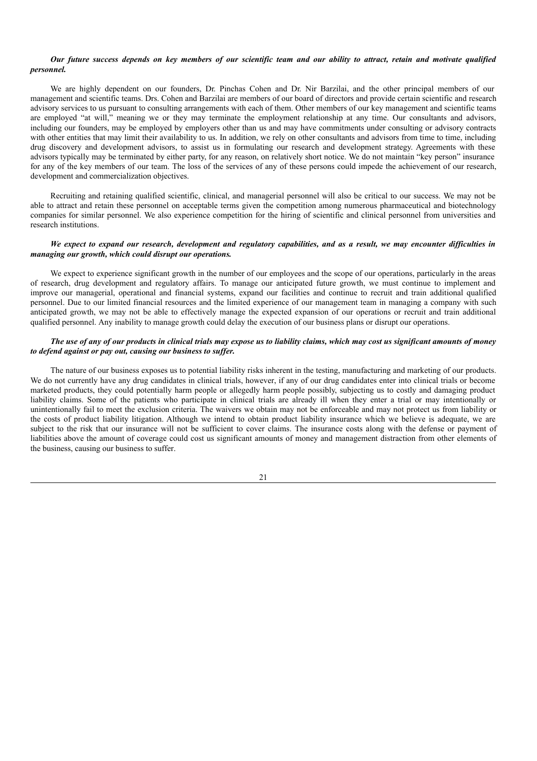***Our future success depends on key members of our scientific team and our ability to attract, retain and motivate qualified personnel.***

We are highly dependent on our founders, Dr. Pinchas Cohen and Dr. Nir Barzilai, and the other principal members of our management and scientific teams. Drs. Cohen and Barzilai are members of our board of directors and provide certain scientific and research advisory services to us pursuant to consulting arrangements with each of them. Other members of our key management and scientific teams are employed "at will," meaning we or they may terminate the employment relationship at any time. Our consultants and advisors, including our founders, may be employed by employers other than us and may have commitments under consulting or advisory contracts with other entities that may limit their availability to us. In addition, we rely on other consultants and advisors from time to time, including drug discovery and development advisors, to assist us in formulating our research and development strategy. Agreements with these advisors typically may be terminated by either party, for any reason, on relatively short notice. We do not maintain "key person" insurance for any of the key members of our team. The loss of the services of any of these persons could impede the achievement of our research, development and commercialization objectives.

Recruiting and retaining qualified scientific, clinical, and managerial personnel will also be critical to our success. We may not be able to attract and retain these personnel on acceptable terms given the competition among numerous pharmaceutical and biotechnology companies for similar personnel. We also experience competition for the hiring of scientific and clinical personnel from universities and research institutions.

***We expect to expand our research, development and regulatory capabilities, and as a result, we may encounter difficulties in managing our growth, which could disrupt our operations.***

We expect to experience significant growth in the number of our employees and the scope of our operations, particularly in the areas of research, drug development and regulatory affairs. To manage our anticipated future growth, we must continue to implement and improve our managerial, operational and financial systems, expand our facilities and continue to recruit and train additional qualified personnel. Due to our limited financial resources and the limited experience of our management team in managing a company with such anticipated growth, we may not be able to effectively manage the expected expansion of our operations or recruit and train additional qualified personnel. Any inability to manage growth could delay the execution of our business plans or disrupt our operations.

***The use of any of our products in clinical trials may expose us to liability claims, which may cost us significant amounts of money to defend against or pay out, causing our business to suffer.***

The nature of our business exposes us to potential liability risks inherent in the testing, manufacturing and marketing of our products. We do not currently have any drug candidates in clinical trials, however, if any of our drug candidates enter into clinical trials or become marketed products, they could potentially harm people or allegedly harm people possibly, subjecting us to costly and damaging product liability claims. Some of the patients who participate in clinical trials are already ill when they enter a trial or may intentionally or unintentionally fail to meet the exclusion criteria. The waivers we obtain may not be enforceable and may not protect us from liability or the costs of product liability litigation. Although we intend to obtain product liability insurance which we believe is adequate, we are subject to the risk that our insurance will not be sufficient to cover claims. The insurance costs along with the defense or payment of liabilities above the amount of coverage could cost us significant amounts of money and management distraction from other elements of the business, causing our business to suffer.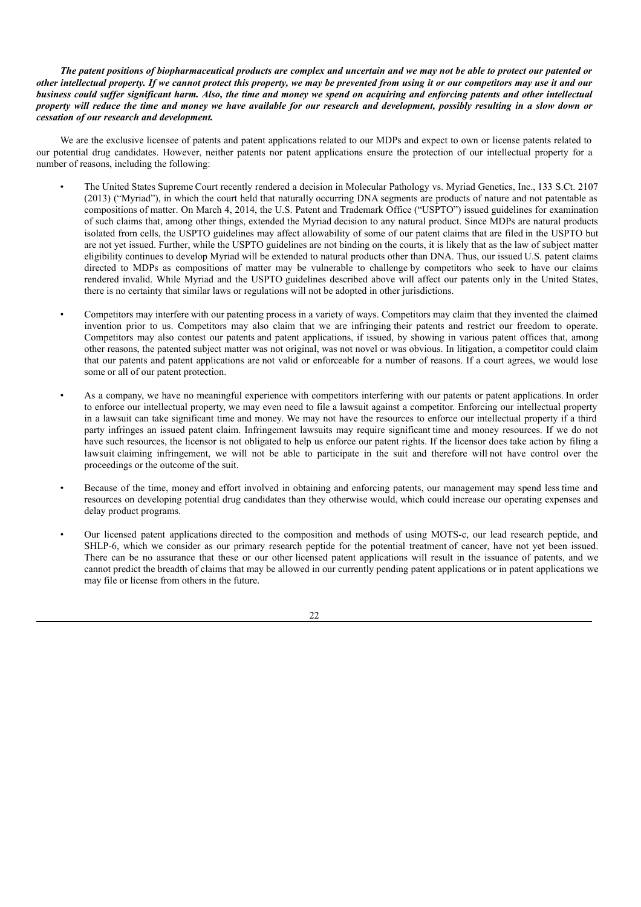***The patent positions of biopharmaceutical products are complex and uncertain and we may not be able to protect our patented or other intellectual property. If we cannot protect this property, we may be prevented from using it or our competitors may use it and our business could suffer significant harm. Also, the time and money we spend on acquiring and enforcing patents and other intellectual property will reduce the time and money we have available for our research and development, possibly resulting in a slow down or cessation of our research and development.***

We are the exclusive licensee of patents and patent applications related to our MDPs and expect to own or license patents related to our potential drug candidates. However, neither patents nor patent applications ensure the protection of our intellectual property for a number of reasons, including the following:

- The United States Supreme Court recently rendered a decision in Molecular Pathology vs. Myriad Genetics, Inc., 133 S.Ct. 2107 (2013) ("Myriad"), in which the court held that naturally occurring DNA segments are products of nature and not patentable as compositions of matter. On March 4, 2014, the U.S. Patent and Trademark Office ("USPTO") issued guidelines for examination of such claims that, among other things, extended the Myriad decision to any natural product. Since MDPs are natural products isolated from cells, the USPTO guidelines may affect allowability of some of our patent claims that are filed in the USPTO but are not yet issued. Further, while the USPTO guidelines are not binding on the courts, it is likely that as the law of subject matter eligibility continues to develop Myriad will be extended to natural products other than DNA. Thus, our issued U.S. patent claims directed to MDPs as compositions of matter may be vulnerable to challenge by competitors who seek to have our claims rendered invalid. While Myriad and the USPTO guidelines described above will affect our patents only in the United States, there is no certainty that similar laws or regulations will not be adopted in other jurisdictions.

- Competitors may interfere with our patenting process in a variety of ways. Competitors may claim that they invented the claimed invention prior to us. Competitors may also claim that we are infringing their patents and restrict our freedom to operate. Competitors may also contest our patents and patent applications, if issued, by showing in various patent offices that, among other reasons, the patented subject matter was not original, was not novel or was obvious. In litigation, a competitor could claim that our patents and patent applications are not valid or enforceable for a number of reasons. If a court agrees, we would lose some or all of our patent protection.

- As a company, we have no meaningful experience with competitors interfering with our patents or patent applications. In order to enforce our intellectual property, we may even need to file a lawsuit against a competitor. Enforcing our intellectual property in a lawsuit can take significant time and money. We may not have the resources to enforce our intellectual property if a third party infringes an issued patent claim. Infringement lawsuits may require significant time and money resources. If we do not have such resources, the licensor is not obligated to help us enforce our patent rights. If the licensor does take action by filing a lawsuit claiming infringement, we will not be able to participate in the suit and therefore will not have control over the proceedings or the outcome of the suit.

- Because of the time, money and effort involved in obtaining and enforcing patents, our management may spend less time and resources on developing potential drug candidates than they otherwise would, which could increase our operating expenses and delay product programs.

- Our licensed patent applications directed to the composition and methods of using MOTS-c, our lead research peptide, and SHLP-6, which we consider as our primary research peptide for the potential treatment of cancer, have not yet been issued. There can be no assurance that these or our other licensed patent applications will result in the issuance of patents, and we cannot predict the breadth of claims that may be allowed in our currently pending patent applications or in patent applications we may file or license from others in the future.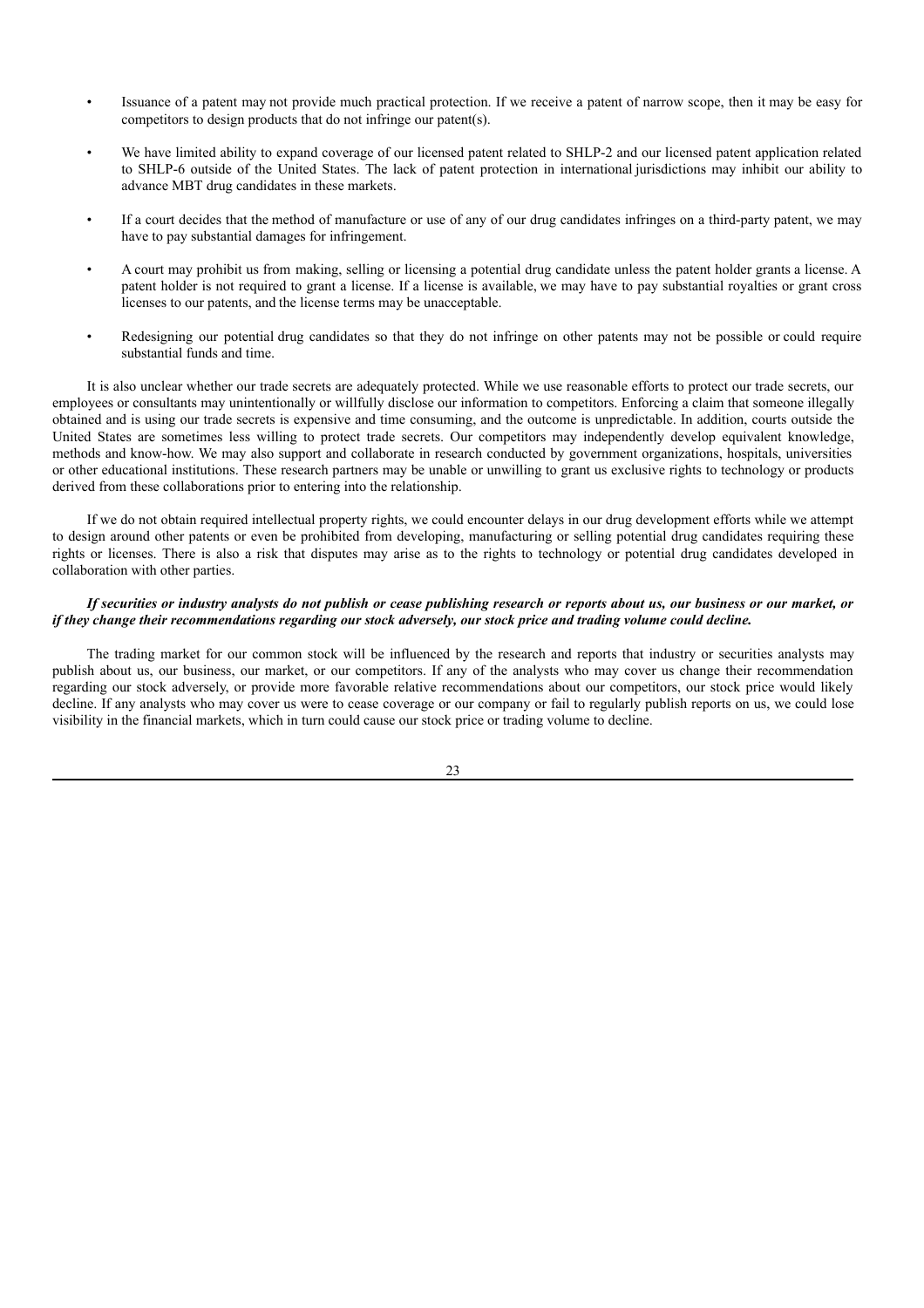- Issuance of a patent may not provide much practical protection. If we receive a patent of narrow scope, then it may be easy for competitors to design products that do not infringe our patent(s).
- We have limited ability to expand coverage of our licensed patent related to SHLP-2 and our licensed patent application related to SHLP-6 outside of the United States. The lack of patent protection in international jurisdictions may inhibit our ability to advance MBT drug candidates in these markets.
- If a court decides that the method of manufacture or use of any of our drug candidates infringes on a third-party patent, we may have to pay substantial damages for infringement.
- A court may prohibit us from making, selling or licensing a potential drug candidate unless the patent holder grants a license. A patent holder is not required to grant a license. If a license is available, we may have to pay substantial royalties or grant cross licenses to our patents, and the license terms may be unacceptable.
- Redesigning our potential drug candidates so that they do not infringe on other patents may not be possible or could require substantial funds and time.

It is also unclear whether our trade secrets are adequately protected. While we use reasonable efforts to protect our trade secrets, our employees or consultants may unintentionally or willfully disclose our information to competitors. Enforcing a claim that someone illegally obtained and is using our trade secrets is expensive and time consuming, and the outcome is unpredictable. In addition, courts outside the United States are sometimes less willing to protect trade secrets. Our competitors may independently develop equivalent knowledge, methods and know-how. We may also support and collaborate in research conducted by government organizations, hospitals, universities or other educational institutions. These research partners may be unable or unwilling to grant us exclusive rights to technology or products derived from these collaborations prior to entering into the relationship.

If we do not obtain required intellectual property rights, we could encounter delays in our drug development efforts while we attempt to design around other patents or even be prohibited from developing, manufacturing or selling potential drug candidates requiring these rights or licenses. There is also a risk that disputes may arise as to the rights to technology or potential drug candidates developed in collaboration with other parties.

***If securities or industry analysts do not publish or cease publishing research or reports about us, our business or our market, or if they change their recommendations regarding our stock adversely, our stock price and trading volume could decline.***

The trading market for our common stock will be influenced by the research and reports that industry or securities analysts may publish about us, our business, our market, or our competitors. If any of the analysts who may cover us change their recommendation regarding our stock adversely, or provide more favorable relative recommendations about our competitors, our stock price would likely decline. If any analysts who may cover us were to cease coverage or our company or fail to regularly publish reports on us, we could lose visibility in the financial markets, which in turn could cause our stock price or trading volume to decline.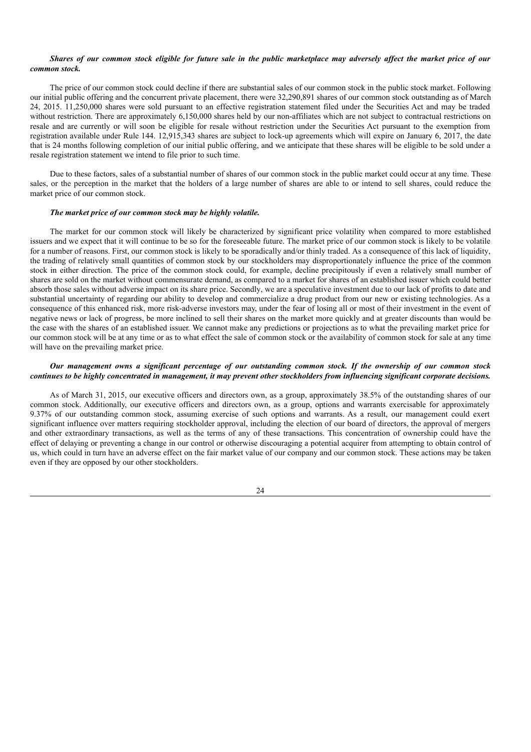***Shares of our common stock eligible for future sale in the public marketplace may adversely affect the market price of our common stock.***

The price of our common stock could decline if there are substantial sales of our common stock in the public stock market. Following our initial public offering and the concurrent private placement, there were 32,290,891 shares of our common stock outstanding as of March 24, 2015. 11,250,000 shares were sold pursuant to an effective registration statement filed under the Securities Act and may be traded without restriction. There are approximately 6,150,000 shares held by our non-affiliates which are not subject to contractual restrictions on resale and are currently or will soon be eligible for resale without restriction under the Securities Act pursuant to the exemption from registration available under Rule 144. 12,915,343 shares are subject to lock-up agreements which will expire on January 6, 2017, the date that is 24 months following completion of our initial public offering, and we anticipate that these shares will be eligible to be sold under a resale registration statement we intend to file prior to such time.

Due to these factors, sales of a substantial number of shares of our common stock in the public market could occur at any time. These sales, or the perception in the market that the holders of a large number of shares are able to or intend to sell shares, could reduce the market price of our common stock.

***The market price of our common stock may be highly volatile.***

The market for our common stock will likely be characterized by significant price volatility when compared to more established issuers and we expect that it will continue to be so for the foreseeable future. The market price of our common stock is likely to be volatile for a number of reasons. First, our common stock is likely to be sporadically and/or thinly traded. As a consequence of this lack of liquidity, the trading of relatively small quantities of common stock by our stockholders may disproportionately influence the price of the common stock in either direction. The price of the common stock could, for example, decline precipitously if even a relatively small number of shares are sold on the market without commensurate demand, as compared to a market for shares of an established issuer which could better absorb those sales without adverse impact on its share price. Secondly, we are a speculative investment due to our lack of profits to date and substantial uncertainty of regarding our ability to develop and commercialize a drug product from our new or existing technologies. As a consequence of this enhanced risk, more risk-adverse investors may, under the fear of losing all or most of their investment in the event of negative news or lack of progress, be more inclined to sell their shares on the market more quickly and at greater discounts than would be the case with the shares of an established issuer. We cannot make any predictions or projections as to what the prevailing market price for our common stock will be at any time or as to what effect the sale of common stock or the availability of common stock for sale at any time will have on the prevailing market price.

***Our management owns a significant percentage of our outstanding common stock. If the ownership of our common stock continues to be highly concentrated in management, it may prevent other stockholders from influencing significant corporate decisions.***

As of March 31, 2015, our executive officers and directors own, as a group, approximately 38.5% of the outstanding shares of our common stock. Additionally, our executive officers and directors own, as a group, options and warrants exercisable for approximately 9.37% of our outstanding common stock, assuming exercise of such options and warrants. As a result, our management could exert significant influence over matters requiring stockholder approval, including the election of our board of directors, the approval of mergers and other extraordinary transactions, as well as the terms of any of these transactions. This concentration of ownership could have the effect of delaying or preventing a change in our control or otherwise discouraging a potential acquirer from attempting to obtain control of us, which could in turn have an adverse effect on the fair market value of our company and our common stock. These actions may be taken even if they are opposed by our other stockholders.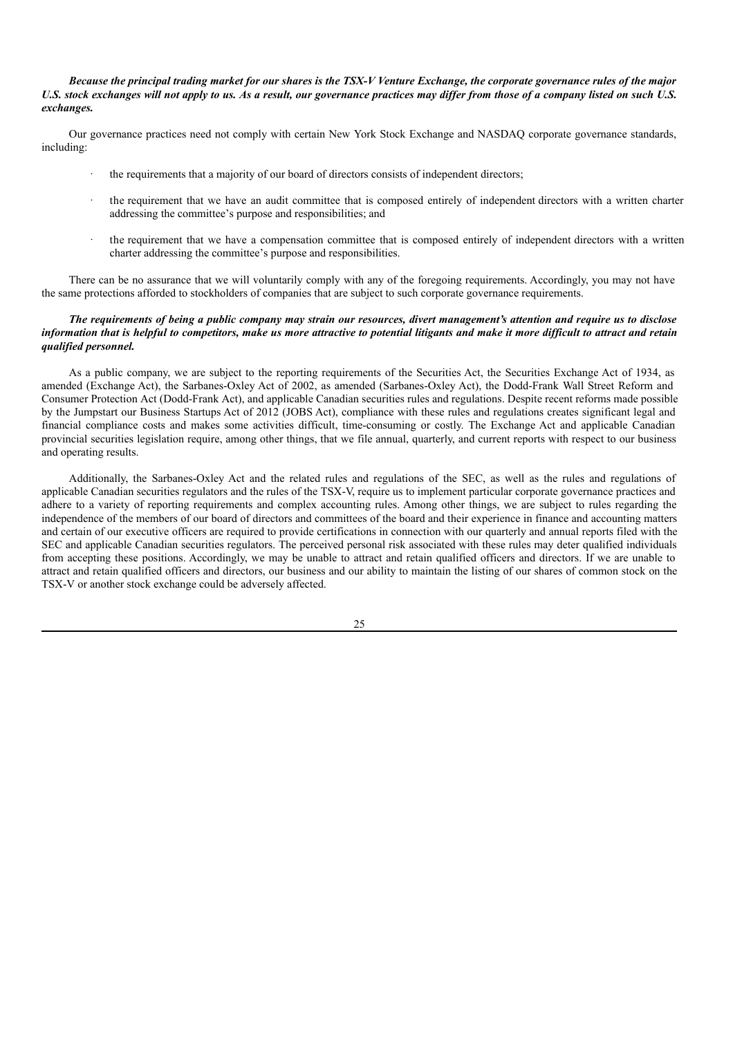***Because the principal trading market for our shares is the TSX-V Venture Exchange, the corporate governance rules of the major U.S. stock exchanges will not apply to us. As a result, our governance practices may differ from those of a company listed on such U.S. exchanges.***

Our governance practices need not comply with certain New York Stock Exchange and NASDAQ corporate governance standards, including:

- the requirements that a majority of our board of directors consists of independent directors;
- the requirement that we have an audit committee that is composed entirely of independent directors with a written charter addressing the committee's purpose and responsibilities; and
- the requirement that we have a compensation committee that is composed entirely of independent directors with a written charter addressing the committee's purpose and responsibilities.

There can be no assurance that we will voluntarily comply with any of the foregoing requirements. Accordingly, you may not have the same protections afforded to stockholders of companies that are subject to such corporate governance requirements.

***The requirements of being a public company may strain our resources, divert management's attention and require us to disclose information that is helpful to competitors, make us more attractive to potential litigants and make it more difficult to attract and retain qualified personnel.***

As a public company, we are subject to the reporting requirements of the Securities Act, the Securities Exchange Act of 1934, as amended (Exchange Act), the Sarbanes-Oxley Act of 2002, as amended (Sarbanes-Oxley Act), the Dodd-Frank Wall Street Reform and Consumer Protection Act (Dodd-Frank Act), and applicable Canadian securities rules and regulations. Despite recent reforms made possible by the Jumpstart our Business Startups Act of 2012 (JOBS Act), compliance with these rules and regulations creates significant legal and financial compliance costs and makes some activities difficult, time-consuming or costly. The Exchange Act and applicable Canadian provincial securities legislation require, among other things, that we file annual, quarterly, and current reports with respect to our business and operating results.

Additionally, the Sarbanes-Oxley Act and the related rules and regulations of the SEC, as well as the rules and regulations of applicable Canadian securities regulators and the rules of the TSX-V, require us to implement particular corporate governance practices and adhere to a variety of reporting requirements and complex accounting rules. Among other things, we are subject to rules regarding the independence of the members of our board of directors and committees of the board and their experience in finance and accounting matters and certain of our executive officers are required to provide certifications in connection with our quarterly and annual reports filed with the SEC and applicable Canadian securities regulators. The perceived personal risk associated with these rules may deter qualified individuals from accepting these positions. Accordingly, we may be unable to attract and retain qualified officers and directors. If we are unable to attract and retain qualified officers and directors, our business and our ability to maintain the listing of our shares of common stock on the TSX-V or another stock exchange could be adversely affected.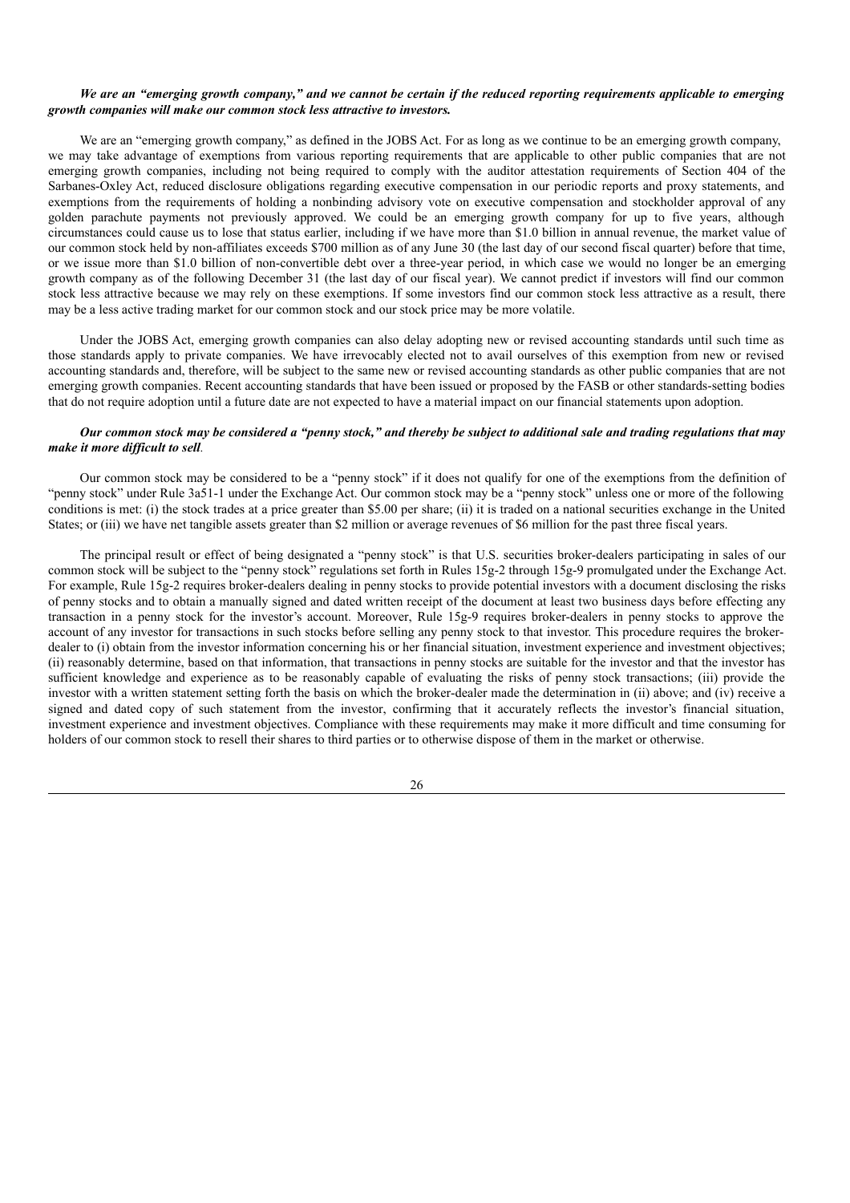***We are an "emerging growth company," and we cannot be certain if the reduced reporting requirements applicable to emerging growth companies will make our common stock less attractive to investors.***

We are an "emerging growth company," as defined in the JOBS Act. For as long as we continue to be an emerging growth company, we may take advantage of exemptions from various reporting requirements that are applicable to other public companies that are not emerging growth companies, including not being required to comply with the auditor attestation requirements of Section 404 of the Sarbanes-Oxley Act, reduced disclosure obligations regarding executive compensation in our periodic reports and proxy statements, and exemptions from the requirements of holding a nonbinding advisory vote on executive compensation and stockholder approval of any golden parachute payments not previously approved. We could be an emerging growth company for up to five years, although circumstances could cause us to lose that status earlier, including if we have more than $1.0 billion in annual revenue, the market value of our common stock held by non-affiliates exceeds $700 million as of any June 30 (the last day of our second fiscal quarter) before that time, or we issue more than $1.0 billion of non-convertible debt over a three-year period, in which case we would no longer be an emerging growth company as of the following December 31 (the last day of our fiscal year). We cannot predict if investors will find our common stock less attractive because we may rely on these exemptions. If some investors find our common stock less attractive as a result, there may be a less active trading market for our common stock and our stock price may be more volatile.

Under the JOBS Act, emerging growth companies can also delay adopting new or revised accounting standards until such time as those standards apply to private companies. We have irrevocably elected not to avail ourselves of this exemption from new or revised accounting standards and, therefore, will be subject to the same new or revised accounting standards as other public companies that are not emerging growth companies. Recent accounting standards that have been issued or proposed by the FASB or other standards-setting bodies that do not require adoption until a future date are not expected to have a material impact on our financial statements upon adoption.

***Our common stock may be considered a "penny stock," and thereby be subject to additional sale and trading regulations that may make it more difficult to sell***.

Our common stock may be considered to be a "penny stock" if it does not qualify for one of the exemptions from the definition of "penny stock" under Rule 3a51-1 under the Exchange Act. Our common stock may be a "penny stock" unless one or more of the following conditions is met: (i) the stock trades at a price greater than $5.00 per share; (ii) it is traded on a national securities exchange in the United States; or (iii) we have net tangible assets greater than $2 million or average revenues of $6 million for the past three fiscal years.

The principal result or effect of being designated a "penny stock" is that U.S. securities broker-dealers participating in sales of our common stock will be subject to the "penny stock" regulations set forth in Rules 15g-2 through 15g-9 promulgated under the Exchange Act. For example, Rule 15g-2 requires broker-dealers dealing in penny stocks to provide potential investors with a document disclosing the risks of penny stocks and to obtain a manually signed and dated written receipt of the document at least two business days before effecting any transaction in a penny stock for the investor's account. Moreover, Rule 15g-9 requires broker-dealers in penny stocks to approve the account of any investor for transactions in such stocks before selling any penny stock to that investor. This procedure requires the broker-dealer to (i) obtain from the investor information concerning his or her financial situation, investment experience and investment objectives; (ii) reasonably determine, based on that information, that transactions in penny stocks are suitable for the investor and that the investor has sufficient knowledge and experience as to be reasonably capable of evaluating the risks of penny stock transactions; (iii) provide the investor with a written statement setting forth the basis on which the broker-dealer made the determination in (ii) above; and (iv) receive a signed and dated copy of such statement from the investor, confirming that it accurately reflects the investor's financial situation, investment experience and investment objectives. Compliance with these requirements may make it more difficult and time consuming for holders of our common stock to resell their shares to third parties or to otherwise dispose of them in the market or otherwise.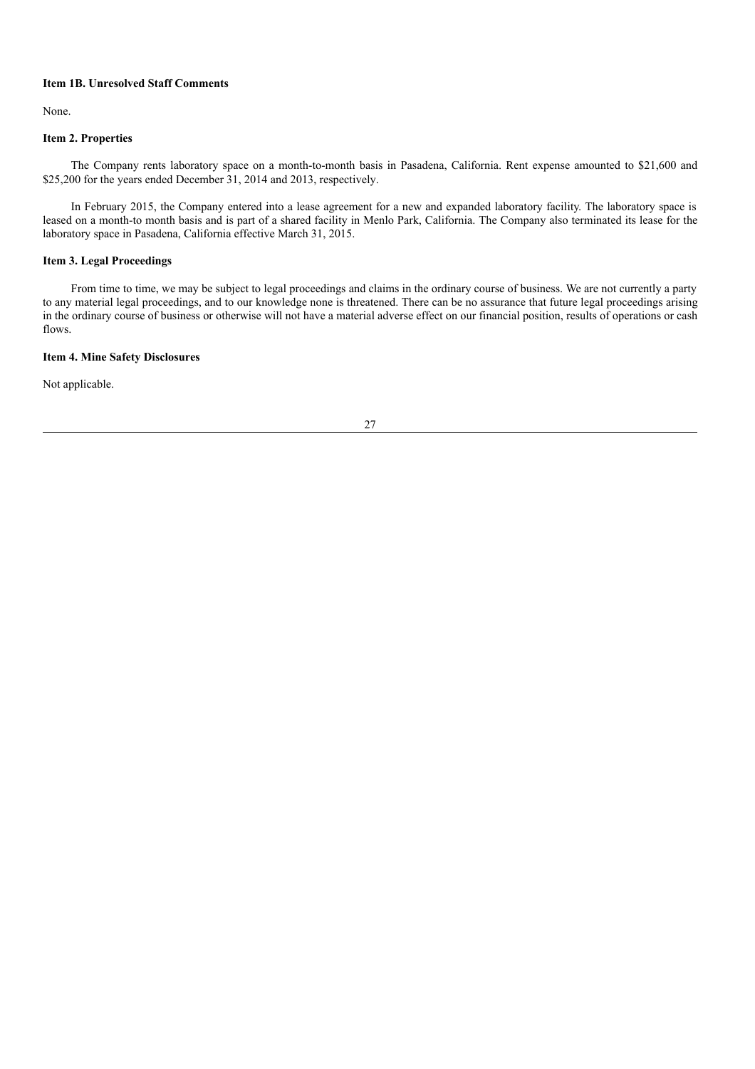### Item 1B. Unresolved Staff Comments

None.

### Item 2. Properties

The Company rents laboratory space on a month-to-month basis in Pasadena, California. Rent expense amounted to $21,600 and $25,200 for the years ended December 31, 2014 and 2013, respectively.

In February 2015, the Company entered into a lease agreement for a new and expanded laboratory facility. The laboratory space is leased on a month-to month basis and is part of a shared facility in Menlo Park, California. The Company also terminated its lease for the laboratory space in Pasadena, California effective March 31, 2015.

### Item 3. Legal Proceedings

From time to time, we may be subject to legal proceedings and claims in the ordinary course of business. We are not currently a party to any material legal proceedings, and to our knowledge none is threatened. There can be no assurance that future legal proceedings arising in the ordinary course of business or otherwise will not have a material adverse effect on our financial position, results of operations or cash flows.

### Item 4. Mine Safety Disclosures

Not applicable.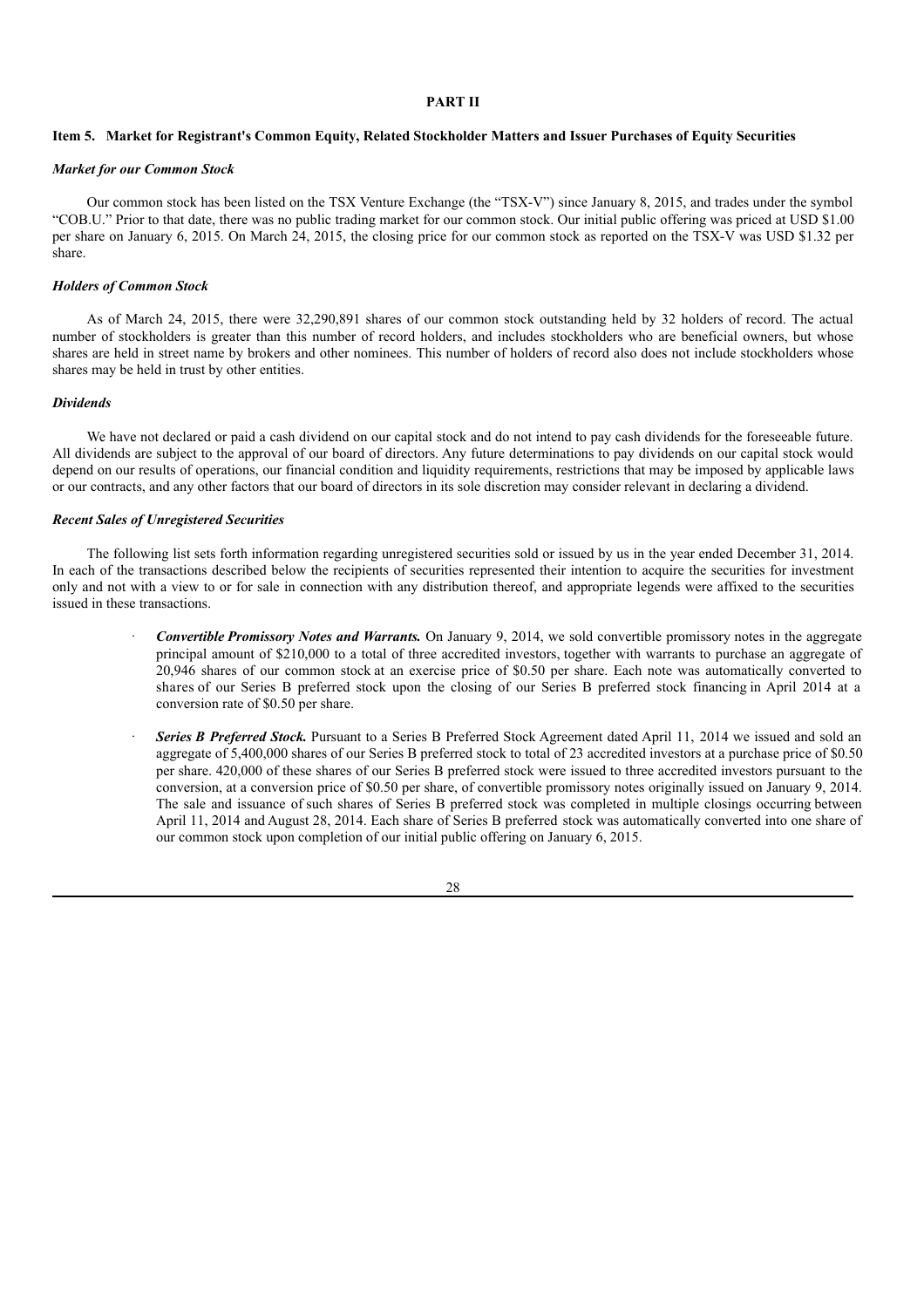# PART II

## Item 5. Market for Registrant's Common Equity, Related Stockholder Matters and Issuer Purchases of Equity Securities

### *Market for our Common Stock*

Our common stock has been listed on the TSX Venture Exchange (the "TSX-V") since January 8, 2015, and trades under the symbol "COB.U." Prior to that date, there was no public trading market for our common stock. Our initial public offering was priced at USD $1.00 per share on January 6, 2015. On March 24, 2015, the closing price for our common stock as reported on the TSX-V was USD $1.32 per share.

### *Holders of Common Stock*

As of March 24, 2015, there were 32,290,891 shares of our common stock outstanding held by 32 holders of record. The actual number of stockholders is greater than this number of record holders, and includes stockholders who are beneficial owners, but whose shares are held in street name by brokers and other nominees. This number of holders of record also does not include stockholders whose shares may be held in trust by other entities.

### *Dividends*

We have not declared or paid a cash dividend on our capital stock and do not intend to pay cash dividends for the foreseeable future. All dividends are subject to the approval of our board of directors. Any future determinations to pay dividends on our capital stock would depend on our results of operations, our financial condition and liquidity requirements, restrictions that may be imposed by applicable laws or our contracts, and any other factors that our board of directors in its sole discretion may consider relevant in declaring a dividend.

### *Recent Sales of Unregistered Securities*

The following list sets forth information regarding unregistered securities sold or issued by us in the year ended December 31, 2014. In each of the transactions described below the recipients of securities represented their intention to acquire the securities for investment only and not with a view to or for sale in connection with any distribution thereof, and appropriate legends were affixed to the securities issued in these transactions.

- ***Convertible Promissory Notes and Warrants.*** On January 9, 2014, we sold convertible promissory notes in the aggregate principal amount of $210,000 to a total of three accredited investors, together with warrants to purchase an aggregate of 20,946 shares of our common stock at an exercise price of $0.50 per share. Each note was automatically converted to shares of our Series B preferred stock upon the closing of our Series B preferred stock financing in April 2014 at a conversion rate of $0.50 per share.

- ***Series B Preferred Stock.*** Pursuant to a Series B Preferred Stock Agreement dated April 11, 2014 we issued and sold an aggregate of 5,400,000 shares of our Series B preferred stock to total of 23 accredited investors at a purchase price of $0.50 per share. 420,000 of these shares of our Series B preferred stock were issued to three accredited investors pursuant to the conversion, at a conversion price of $0.50 per share, of convertible promissory notes originally issued on January 9, 2014. The sale and issuance of such shares of Series B preferred stock was completed in multiple closings occurring between April 11, 2014 and August 28, 2014. Each share of Series B preferred stock was automatically converted into one share of our common stock upon completion of our initial public offering on January 6, 2015.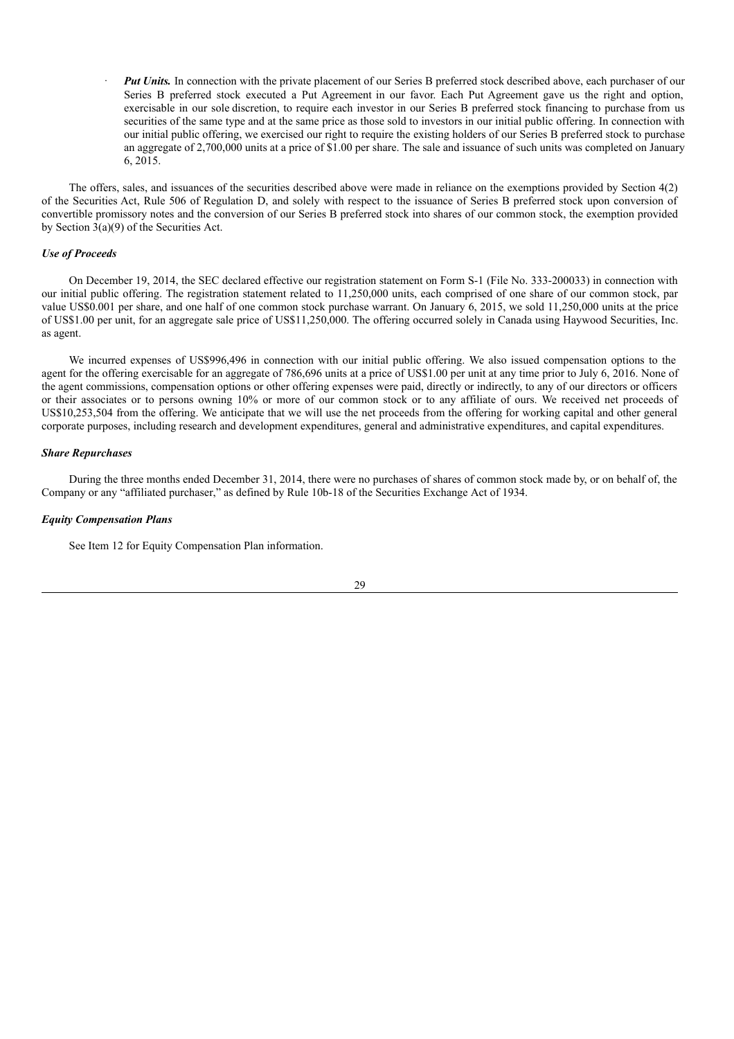- ***Put Units.*** In connection with the private placement of our Series B preferred stock described above, each purchaser of our Series B preferred stock executed a Put Agreement in our favor. Each Put Agreement gave us the right and option, exercisable in our sole discretion, to require each investor in our Series B preferred stock financing to purchase from us securities of the same type and at the same price as those sold to investors in our initial public offering. In connection with our initial public offering, we exercised our right to require the existing holders of our Series B preferred stock to purchase an aggregate of 2,700,000 units at a price of $1.00 per share. The sale and issuance of such units was completed on January 6, 2015.

The offers, sales, and issuances of the securities described above were made in reliance on the exemptions provided by Section 4(2) of the Securities Act, Rule 506 of Regulation D, and solely with respect to the issuance of Series B preferred stock upon conversion of convertible promissory notes and the conversion of our Series B preferred stock into shares of our common stock, the exemption provided by Section 3(a)(9) of the Securities Act.

### *Use of Proceeds*

On December 19, 2014, the SEC declared effective our registration statement on Form S-1 (File No. 333-200033) in connection with our initial public offering. The registration statement related to 11,250,000 units, each comprised of one share of our common stock, par value US$0.001 per share, and one half of one common stock purchase warrant. On January 6, 2015, we sold 11,250,000 units at the price of US$1.00 per unit, for an aggregate sale price of US$11,250,000. The offering occurred solely in Canada using Haywood Securities, Inc. as agent.

We incurred expenses of US$996,496 in connection with our initial public offering. We also issued compensation options to the agent for the offering exercisable for an aggregate of 786,696 units at a price of US$1.00 per unit at any time prior to July 6, 2016. None of the agent commissions, compensation options or other offering expenses were paid, directly or indirectly, to any of our directors or officers or their associates or to persons owning 10% or more of our common stock or to any affiliate of ours. We received net proceeds of US$10,253,504 from the offering. We anticipate that we will use the net proceeds from the offering for working capital and other general corporate purposes, including research and development expenditures, general and administrative expenditures, and capital expenditures.

### *Share Repurchases*

During the three months ended December 31, 2014, there were no purchases of shares of common stock made by, or on behalf of, the Company or any "affiliated purchaser," as defined by Rule 10b-18 of the Securities Exchange Act of 1934.

### *Equity Compensation Plans*

See Item 12 for Equity Compensation Plan information.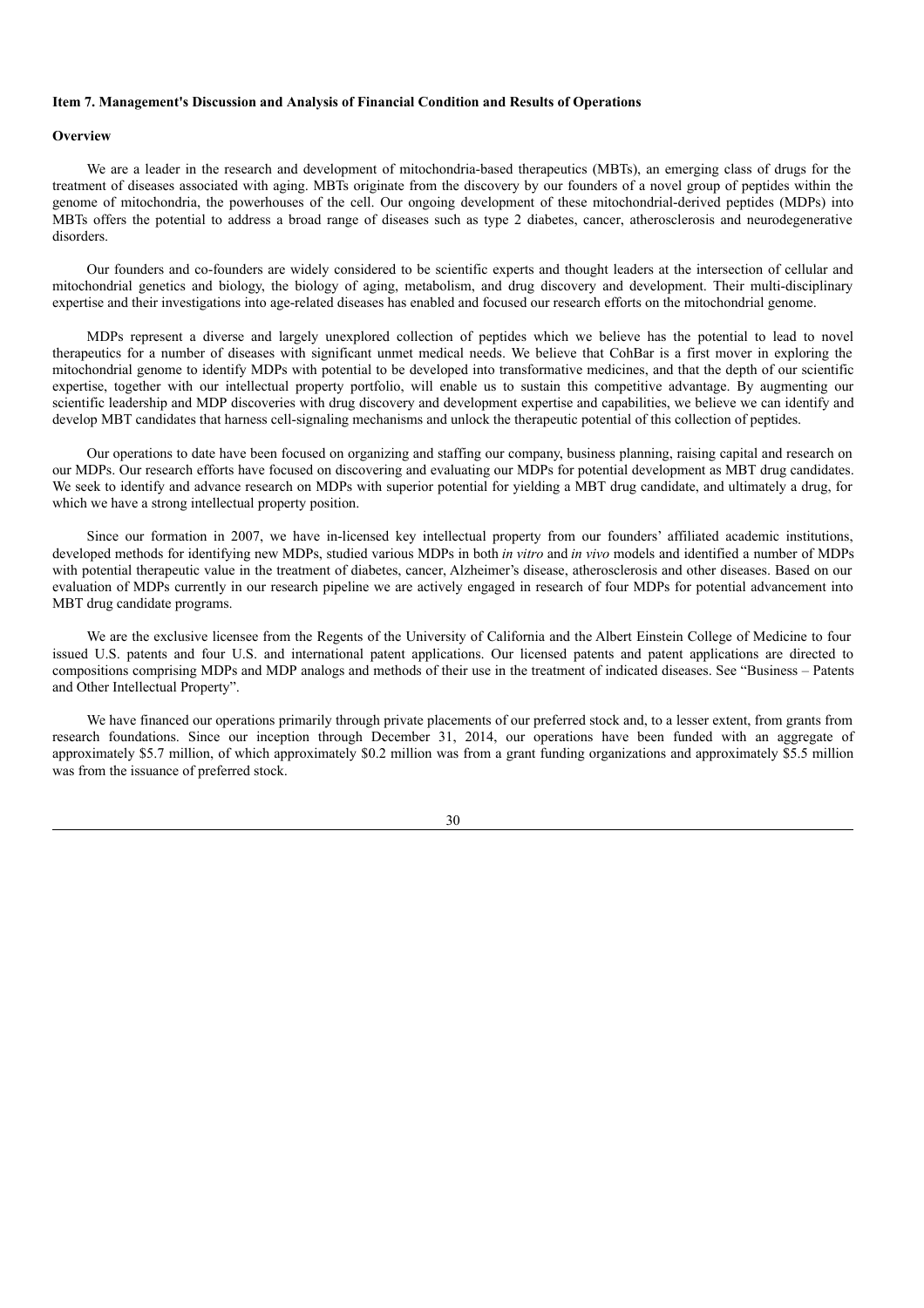**Item 7. Management's Discussion and Analysis of Financial Condition and Results of Operations**

**Overview**

We are a leader in the research and development of mitochondria-based therapeutics (MBTs), an emerging class of drugs for the treatment of diseases associated with aging. MBTs originate from the discovery by our founders of a novel group of peptides within the genome of mitochondria, the powerhouses of the cell. Our ongoing development of these mitochondrial-derived peptides (MDPs) into MBTs offers the potential to address a broad range of diseases such as type 2 diabetes, cancer, atherosclerosis and neurodegenerative disorders.

Our founders and co-founders are widely considered to be scientific experts and thought leaders at the intersection of cellular and mitochondrial genetics and biology, the biology of aging, metabolism, and drug discovery and development. Their multi-disciplinary expertise and their investigations into age-related diseases has enabled and focused our research efforts on the mitochondrial genome.

MDPs represent a diverse and largely unexplored collection of peptides which we believe has the potential to lead to novel therapeutics for a number of diseases with significant unmet medical needs. We believe that CohBar is a first mover in exploring the mitochondrial genome to identify MDPs with potential to be developed into transformative medicines, and that the depth of our scientific expertise, together with our intellectual property portfolio, will enable us to sustain this competitive advantage. By augmenting our scientific leadership and MDP discoveries with drug discovery and development expertise and capabilities, we believe we can identify and develop MBT candidates that harness cell-signaling mechanisms and unlock the therapeutic potential of this collection of peptides.

Our operations to date have been focused on organizing and staffing our company, business planning, raising capital and research on our MDPs. Our research efforts have focused on discovering and evaluating our MDPs for potential development as MBT drug candidates. We seek to identify and advance research on MDPs with superior potential for yielding a MBT drug candidate, and ultimately a drug, for which we have a strong intellectual property position.

Since our formation in 2007, we have in-licensed key intellectual property from our founders' affiliated academic institutions, developed methods for identifying new MDPs, studied various MDPs in both *in vitro* and *in vivo* models and identified a number of MDPs with potential therapeutic value in the treatment of diabetes, cancer, Alzheimer's disease, atherosclerosis and other diseases. Based on our evaluation of MDPs currently in our research pipeline we are actively engaged in research of four MDPs for potential advancement into MBT drug candidate programs.

We are the exclusive licensee from the Regents of the University of California and the Albert Einstein College of Medicine to four issued U.S. patents and four U.S. and international patent applications. Our licensed patents and patent applications are directed to compositions comprising MDPs and MDP analogs and methods of their use in the treatment of indicated diseases. See "Business – Patents and Other Intellectual Property".

We have financed our operations primarily through private placements of our preferred stock and, to a lesser extent, from grants from research foundations. Since our inception through December 31, 2014, our operations have been funded with an aggregate of approximately $5.7 million, of which approximately $0.2 million was from a grant funding organizations and approximately $5.5 million was from the issuance of preferred stock.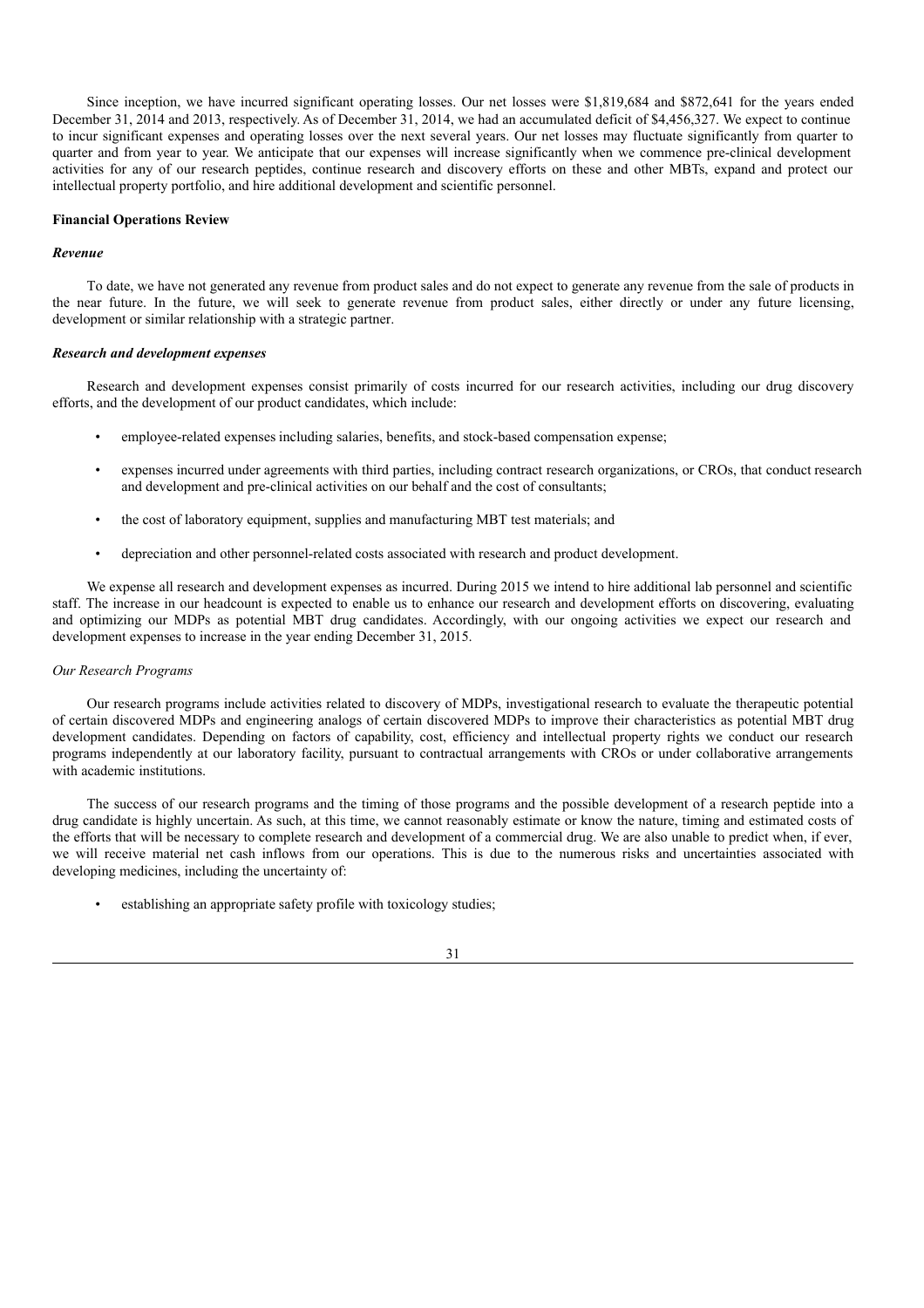Since inception, we have incurred significant operating losses. Our net losses were $1,819,684 and $872,641 for the years ended December 31, 2014 and 2013, respectively. As of December 31, 2014, we had an accumulated deficit of $4,456,327. We expect to continue to incur significant expenses and operating losses over the next several years. Our net losses may fluctuate significantly from quarter to quarter and from year to year. We anticipate that our expenses will increase significantly when we commence pre-clinical development activities for any of our research peptides, continue research and discovery efforts on these and other MBTs, expand and protect our intellectual property portfolio, and hire additional development and scientific personnel.

**Financial Operations Review**

***Revenue***

To date, we have not generated any revenue from product sales and do not expect to generate any revenue from the sale of products in the near future. In the future, we will seek to generate revenue from product sales, either directly or under any future licensing, development or similar relationship with a strategic partner.

***Research and development expenses***

Research and development expenses consist primarily of costs incurred for our research activities, including our drug discovery efforts, and the development of our product candidates, which include:

- employee-related expenses including salaries, benefits, and stock-based compensation expense;
- expenses incurred under agreements with third parties, including contract research organizations, or CROs, that conduct research and development and pre-clinical activities on our behalf and the cost of consultants;
- the cost of laboratory equipment, supplies and manufacturing MBT test materials; and
- depreciation and other personnel-related costs associated with research and product development.

We expense all research and development expenses as incurred. During 2015 we intend to hire additional lab personnel and scientific staff. The increase in our headcount is expected to enable us to enhance our research and development efforts on discovering, evaluating and optimizing our MDPs as potential MBT drug candidates. Accordingly, with our ongoing activities we expect our research and development expenses to increase in the year ending December 31, 2015.

*Our Research Programs*

Our research programs include activities related to discovery of MDPs, investigational research to evaluate the therapeutic potential of certain discovered MDPs and engineering analogs of certain discovered MDPs to improve their characteristics as potential MBT drug development candidates. Depending on factors of capability, cost, efficiency and intellectual property rights we conduct our research programs independently at our laboratory facility, pursuant to contractual arrangements with CROs or under collaborative arrangements with academic institutions.

The success of our research programs and the timing of those programs and the possible development of a research peptide into a drug candidate is highly uncertain. As such, at this time, we cannot reasonably estimate or know the nature, timing and estimated costs of the efforts that will be necessary to complete research and development of a commercial drug. We are also unable to predict when, if ever, we will receive material net cash inflows from our operations. This is due to the numerous risks and uncertainties associated with developing medicines, including the uncertainty of:

- establishing an appropriate safety profile with toxicology studies;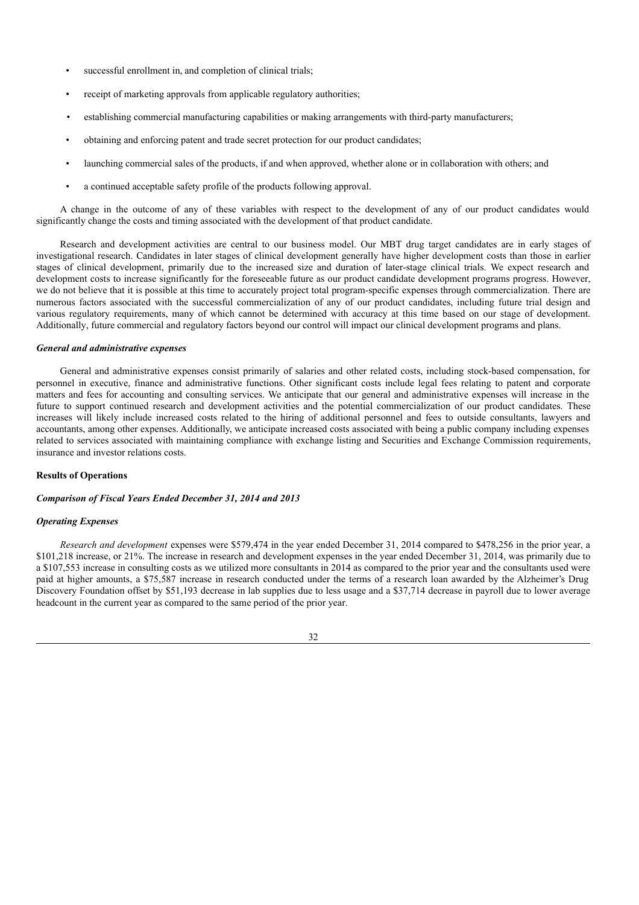- successful enrollment in, and completion of clinical trials;
- receipt of marketing approvals from applicable regulatory authorities;
- establishing commercial manufacturing capabilities or making arrangements with third-party manufacturers;
- obtaining and enforcing patent and trade secret protection for our product candidates;
- launching commercial sales of the products, if and when approved, whether alone or in collaboration with others; and
- a continued acceptable safety profile of the products following approval.

A change in the outcome of any of these variables with respect to the development of any of our product candidates would significantly change the costs and timing associated with the development of that product candidate.

Research and development activities are central to our business model. Our MBT drug target candidates are in early stages of investigational research. Candidates in later stages of clinical development generally have higher development costs than those in earlier stages of clinical development, primarily due to the increased size and duration of later-stage clinical trials. We expect research and development costs to increase significantly for the foreseeable future as our product candidate development programs progress. However, we do not believe that it is possible at this time to accurately project total program-specific expenses through commercialization. There are numerous factors associated with the successful commercialization of any of our product candidates, including future trial design and various regulatory requirements, many of which cannot be determined with accuracy at this time based on our stage of development. Additionally, future commercial and regulatory factors beyond our control will impact our clinical development programs and plans.

***General and administrative expenses***

General and administrative expenses consist primarily of salaries and other related costs, including stock-based compensation, for personnel in executive, finance and administrative functions. Other significant costs include legal fees relating to patent and corporate matters and fees for accounting and consulting services. We anticipate that our general and administrative expenses will increase in the future to support continued research and development activities and the potential commercialization of our product candidates. These increases will likely include increased costs related to the hiring of additional personnel and fees to outside consultants, lawyers and accountants, among other expenses. Additionally, we anticipate increased costs associated with being a public company including expenses related to services associated with maintaining compliance with exchange listing and Securities and Exchange Commission requirements, insurance and investor relations costs.

**Results of Operations**

***Comparison of Fiscal Years Ended December 31, 2014 and 2013***

***Operating Expenses***

*Research and development* expenses were $579,474 in the year ended December 31, 2014 compared to $478,256 in the prior year, a $101,218 increase, or 21%. The increase in research and development expenses in the year ended December 31, 2014, was primarily due to a $107,553 increase in consulting costs as we utilized more consultants in 2014 as compared to the prior year and the consultants used were paid at higher amounts, a $75,587 increase in research conducted under the terms of a research loan awarded by the Alzheimer's Drug Discovery Foundation offset by $51,193 decrease in lab supplies due to less usage and a $37,714 decrease in payroll due to lower average headcount in the current year as compared to the same period of the prior year.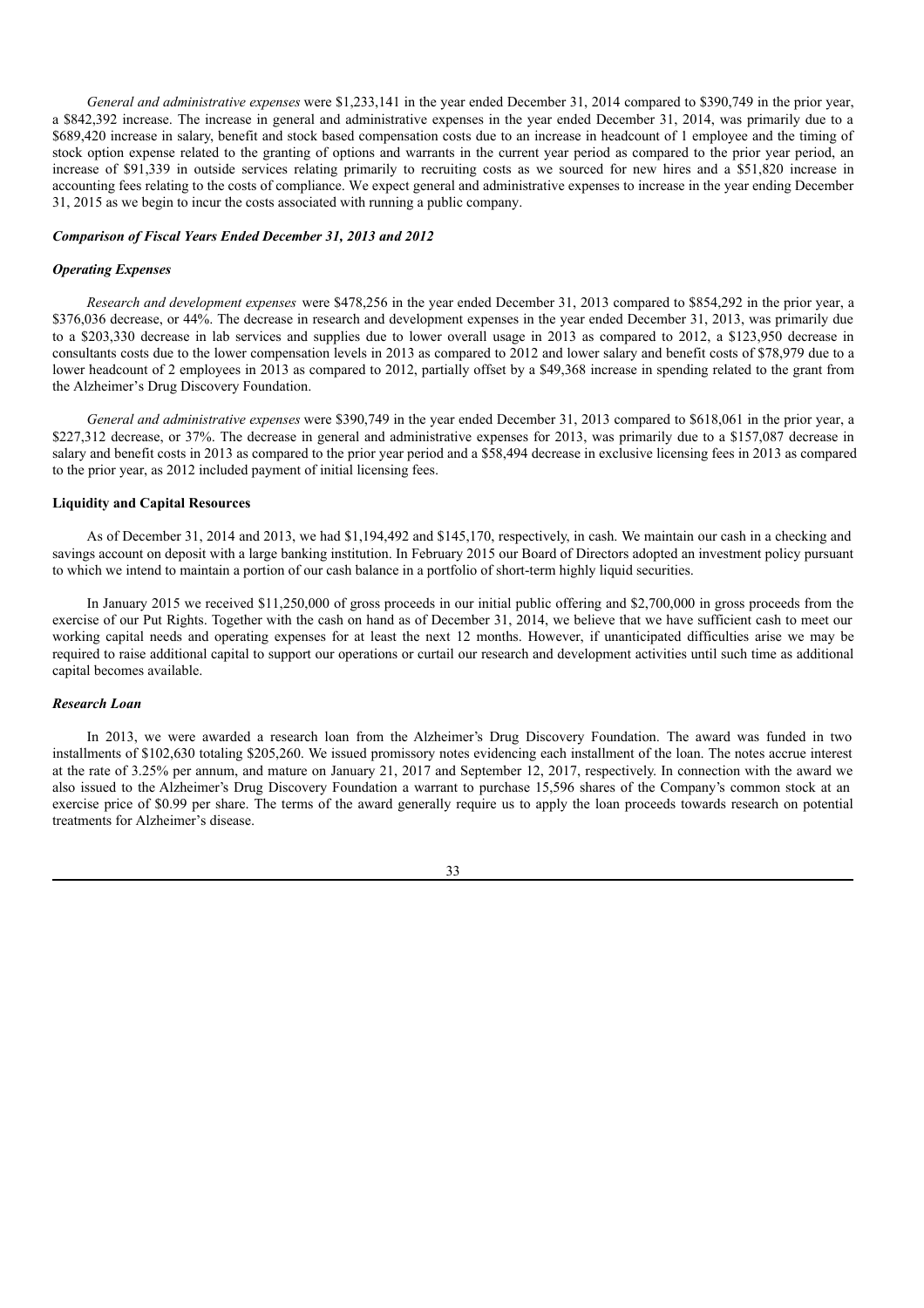*General and administrative expenses* were $1,233,141 in the year ended December 31, 2014 compared to $390,749 in the prior year, a $842,392 increase. The increase in general and administrative expenses in the year ended December 31, 2014, was primarily due to a $689,420 increase in salary, benefit and stock based compensation costs due to an increase in headcount of 1 employee and the timing of stock option expense related to the granting of options and warrants in the current year period as compared to the prior year period, an increase of $91,339 in outside services relating primarily to recruiting costs as we sourced for new hires and a $51,820 increase in accounting fees relating to the costs of compliance. We expect general and administrative expenses to increase in the year ending December 31, 2015 as we begin to incur the costs associated with running a public company.

### *Comparison of Fiscal Years Ended December 31, 2013 and 2012*

### *Operating Expenses*

*Research and development expenses* were $478,256 in the year ended December 31, 2013 compared to $854,292 in the prior year, a $376,036 decrease, or 44%. The decrease in research and development expenses in the year ended December 31, 2013, was primarily due to a $203,330 decrease in lab services and supplies due to lower overall usage in 2013 as compared to 2012, a $123,950 decrease in consultants costs due to the lower compensation levels in 2013 as compared to 2012 and lower salary and benefit costs of $78,979 due to a lower headcount of 2 employees in 2013 as compared to 2012, partially offset by a $49,368 increase in spending related to the grant from the Alzheimer's Drug Discovery Foundation.

*General and administrative expenses* were $390,749 in the year ended December 31, 2013 compared to $618,061 in the prior year, a $227,312 decrease, or 37%. The decrease in general and administrative expenses for 2013, was primarily due to a $157,087 decrease in salary and benefit costs in 2013 as compared to the prior year period and a $58,494 decrease in exclusive licensing fees in 2013 as compared to the prior year, as 2012 included payment of initial licensing fees.

### **Liquidity and Capital Resources**

As of December 31, 2014 and 2013, we had $1,194,492 and $145,170, respectively, in cash. We maintain our cash in a checking and savings account on deposit with a large banking institution. In February 2015 our Board of Directors adopted an investment policy pursuant to which we intend to maintain a portion of our cash balance in a portfolio of short-term highly liquid securities.

In January 2015 we received $11,250,000 of gross proceeds in our initial public offering and $2,700,000 in gross proceeds from the exercise of our Put Rights. Together with the cash on hand as of December 31, 2014, we believe that we have sufficient cash to meet our working capital needs and operating expenses for at least the next 12 months. However, if unanticipated difficulties arise we may be required to raise additional capital to support our operations or curtail our research and development activities until such time as additional capital becomes available.

### *Research Loan*

In 2013, we were awarded a research loan from the Alzheimer's Drug Discovery Foundation. The award was funded in two installments of $102,630 totaling $205,260. We issued promissory notes evidencing each installment of the loan. The notes accrue interest at the rate of 3.25% per annum, and mature on January 21, 2017 and September 12, 2017, respectively. In connection with the award we also issued to the Alzheimer's Drug Discovery Foundation a warrant to purchase 15,596 shares of the Company's common stock at an exercise price of $0.99 per share. The terms of the award generally require us to apply the loan proceeds towards research on potential treatments for Alzheimer's disease.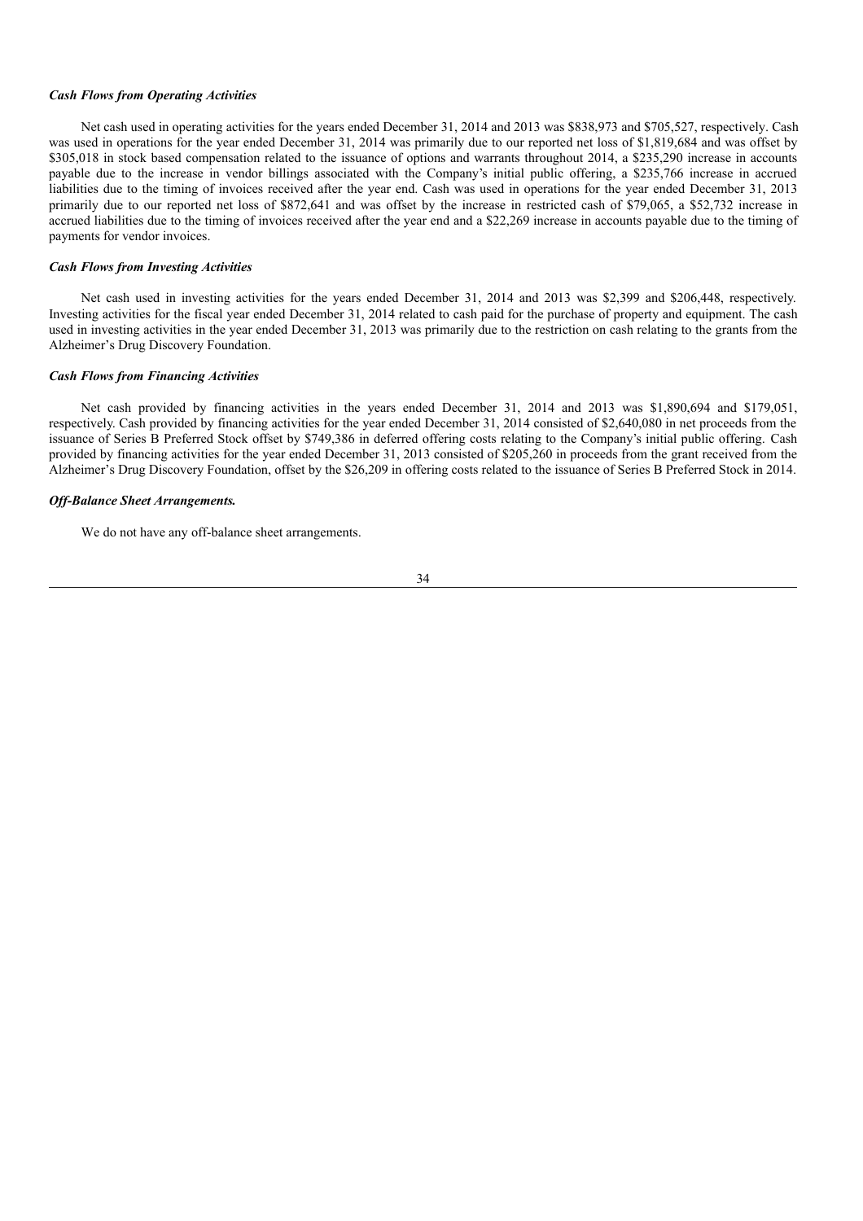***Cash Flows from Operating Activities***

Net cash used in operating activities for the years ended December 31, 2014 and 2013 was $838,973 and $705,527, respectively. Cash was used in operations for the year ended December 31, 2014 was primarily due to our reported net loss of $1,819,684 and was offset by $305,018 in stock based compensation related to the issuance of options and warrants throughout 2014, a $235,290 increase in accounts payable due to the increase in vendor billings associated with the Company's initial public offering, a $235,766 increase in accrued liabilities due to the timing of invoices received after the year end. Cash was used in operations for the year ended December 31, 2013 primarily due to our reported net loss of $872,641 and was offset by the increase in restricted cash of $79,065, a $52,732 increase in accrued liabilities due to the timing of invoices received after the year end and a $22,269 increase in accounts payable due to the timing of payments for vendor invoices.

***Cash Flows from Investing Activities***

Net cash used in investing activities for the years ended December 31, 2014 and 2013 was $2,399 and $206,448, respectively. Investing activities for the fiscal year ended December 31, 2014 related to cash paid for the purchase of property and equipment. The cash used in investing activities in the year ended December 31, 2013 was primarily due to the restriction on cash relating to the grants from the Alzheimer's Drug Discovery Foundation.

***Cash Flows from Financing Activities***

Net cash provided by financing activities in the years ended December 31, 2014 and 2013 was $1,890,694 and $179,051, respectively. Cash provided by financing activities for the year ended December 31, 2014 consisted of $2,640,080 in net proceeds from the issuance of Series B Preferred Stock offset by $749,386 in deferred offering costs relating to the Company's initial public offering. Cash provided by financing activities for the year ended December 31, 2013 consisted of $205,260 in proceeds from the grant received from the Alzheimer's Drug Discovery Foundation, offset by the $26,209 in offering costs related to the issuance of Series B Preferred Stock in 2014.

***Off-Balance Sheet Arrangements.***

We do not have any off-balance sheet arrangements.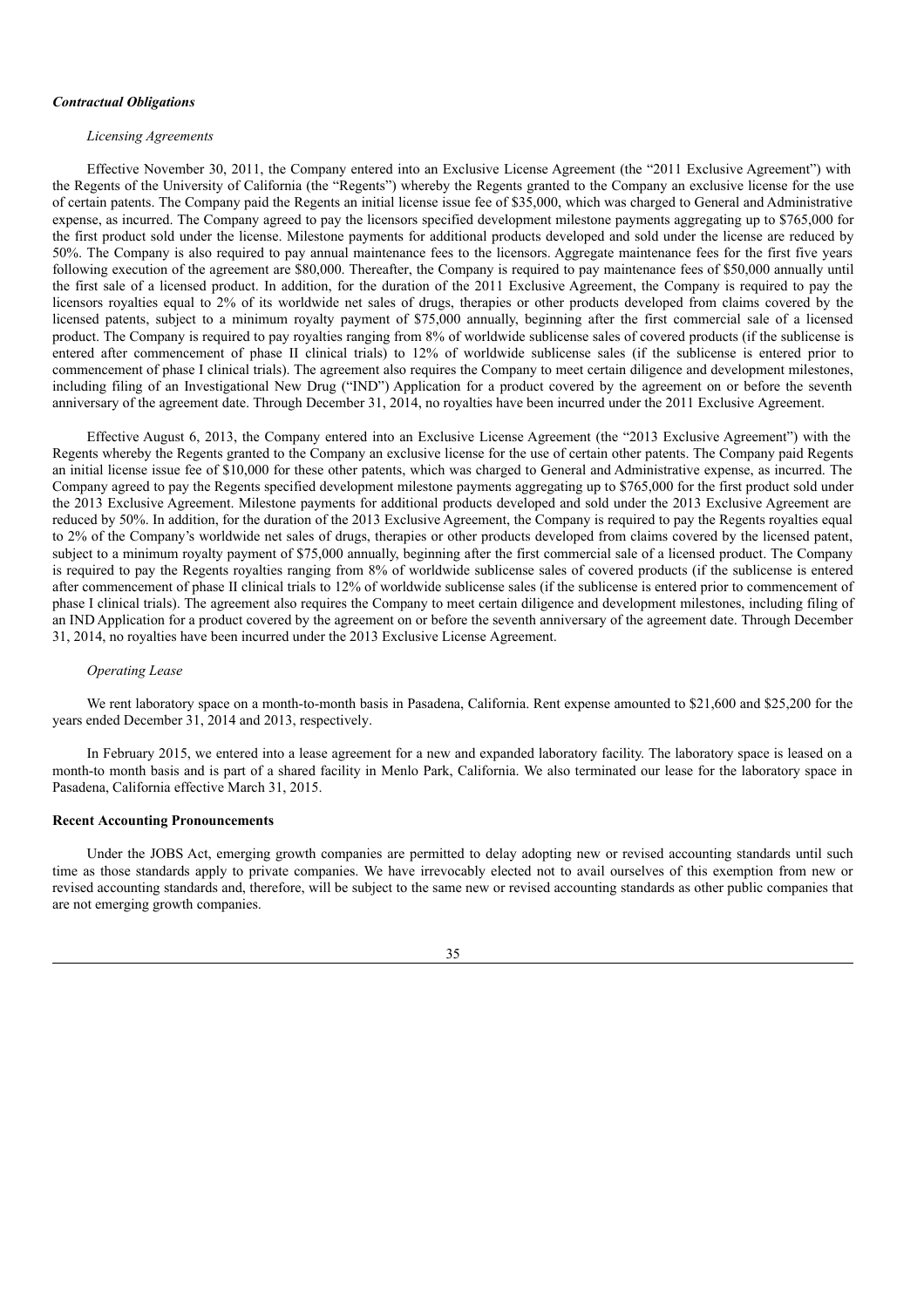### *Contractual Obligations*

*Licensing Agreements*

Effective November 30, 2011, the Company entered into an Exclusive License Agreement (the "2011 Exclusive Agreement") with the Regents of the University of California (the "Regents") whereby the Regents granted to the Company an exclusive license for the use of certain patents. The Company paid the Regents an initial license issue fee of $35,000, which was charged to General and Administrative expense, as incurred. The Company agreed to pay the licensors specified development milestone payments aggregating up to $765,000 for the first product sold under the license. Milestone payments for additional products developed and sold under the license are reduced by 50%. The Company is also required to pay annual maintenance fees to the licensors. Aggregate maintenance fees for the first five years following execution of the agreement are $80,000. Thereafter, the Company is required to pay maintenance fees of $50,000 annually until the first sale of a licensed product. In addition, for the duration of the 2011 Exclusive Agreement, the Company is required to pay the licensors royalties equal to 2% of its worldwide net sales of drugs, therapies or other products developed from claims covered by the licensed patents, subject to a minimum royalty payment of $75,000 annually, beginning after the first commercial sale of a licensed product. The Company is required to pay royalties ranging from 8% of worldwide sublicense sales of covered products (if the sublicense is entered after commencement of phase II clinical trials) to 12% of worldwide sublicense sales (if the sublicense is entered prior to commencement of phase I clinical trials). The agreement also requires the Company to meet certain diligence and development milestones, including filing of an Investigational New Drug ("IND") Application for a product covered by the agreement on or before the seventh anniversary of the agreement date. Through December 31, 2014, no royalties have been incurred under the 2011 Exclusive Agreement.

Effective August 6, 2013, the Company entered into an Exclusive License Agreement (the "2013 Exclusive Agreement") with the Regents whereby the Regents granted to the Company an exclusive license for the use of certain other patents. The Company paid Regents an initial license issue fee of $10,000 for these other patents, which was charged to General and Administrative expense, as incurred. The Company agreed to pay the Regents specified development milestone payments aggregating up to $765,000 for the first product sold under the 2013 Exclusive Agreement. Milestone payments for additional products developed and sold under the 2013 Exclusive Agreement are reduced by 50%. In addition, for the duration of the 2013 Exclusive Agreement, the Company is required to pay the Regents royalties equal to 2% of the Company's worldwide net sales of drugs, therapies or other products developed from claims covered by the licensed patent, subject to a minimum royalty payment of $75,000 annually, beginning after the first commercial sale of a licensed product. The Company is required to pay the Regents royalties ranging from 8% of worldwide sublicense sales of covered products (if the sublicense is entered after commencement of phase II clinical trials to 12% of worldwide sublicense sales (if the sublicense is entered prior to commencement of phase I clinical trials). The agreement also requires the Company to meet certain diligence and development milestones, including filing of an IND Application for a product covered by the agreement on or before the seventh anniversary of the agreement date. Through December 31, 2014, no royalties have been incurred under the 2013 Exclusive License Agreement.

*Operating Lease*

We rent laboratory space on a month-to-month basis in Pasadena, California. Rent expense amounted to $21,600 and $25,200 for the years ended December 31, 2014 and 2013, respectively.

In February 2015, we entered into a lease agreement for a new and expanded laboratory facility. The laboratory space is leased on a month-to month basis and is part of a shared facility in Menlo Park, California. We also terminated our lease for the laboratory space in Pasadena, California effective March 31, 2015.

### Recent Accounting Pronouncements

Under the JOBS Act, emerging growth companies are permitted to delay adopting new or revised accounting standards until such time as those standards apply to private companies. We have irrevocably elected not to avail ourselves of this exemption from new or revised accounting standards and, therefore, will be subject to the same new or revised accounting standards as other public companies that are not emerging growth companies.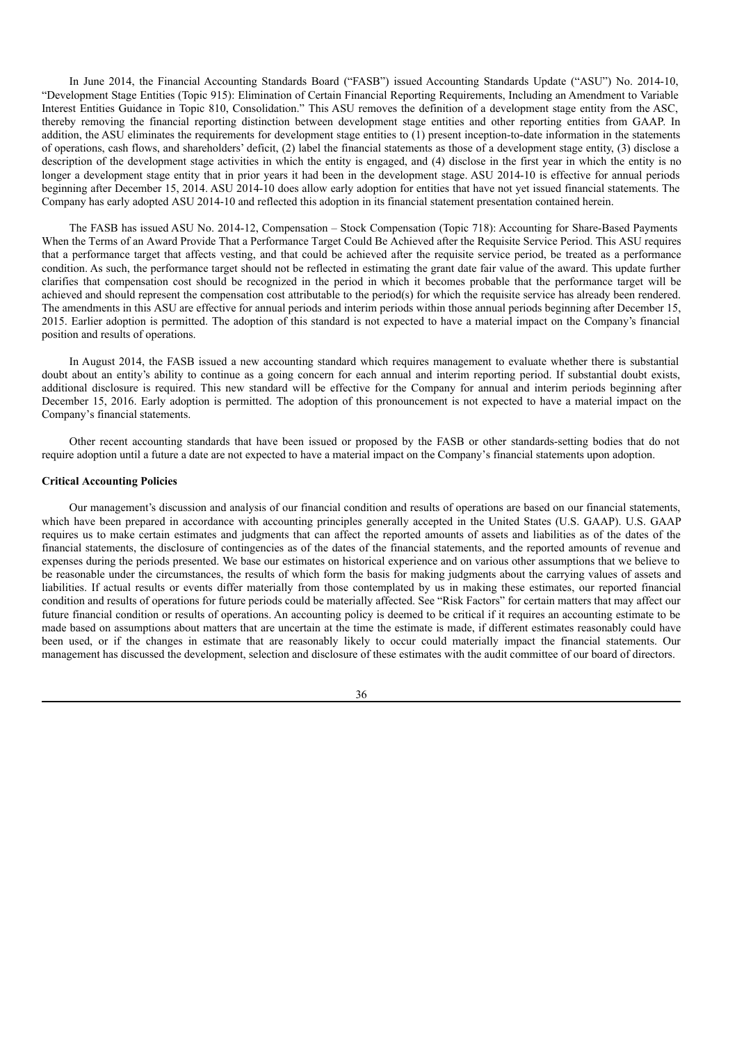In June 2014, the Financial Accounting Standards Board ("FASB") issued Accounting Standards Update ("ASU") No. 2014-10, "Development Stage Entities (Topic 915): Elimination of Certain Financial Reporting Requirements, Including an Amendment to Variable Interest Entities Guidance in Topic 810, Consolidation." This ASU removes the definition of a development stage entity from the ASC, thereby removing the financial reporting distinction between development stage entities and other reporting entities from GAAP. In addition, the ASU eliminates the requirements for development stage entities to (1) present inception-to-date information in the statements of operations, cash flows, and shareholders' deficit, (2) label the financial statements as those of a development stage entity, (3) disclose a description of the development stage activities in which the entity is engaged, and (4) disclose in the first year in which the entity is no longer a development stage entity that in prior years it had been in the development stage. ASU 2014-10 is effective for annual periods beginning after December 15, 2014. ASU 2014-10 does allow early adoption for entities that have not yet issued financial statements. The Company has early adopted ASU 2014-10 and reflected this adoption in its financial statement presentation contained herein.

The FASB has issued ASU No. 2014-12, Compensation – Stock Compensation (Topic 718): Accounting for Share-Based Payments When the Terms of an Award Provide That a Performance Target Could Be Achieved after the Requisite Service Period. This ASU requires that a performance target that affects vesting, and that could be achieved after the requisite service period, be treated as a performance condition. As such, the performance target should not be reflected in estimating the grant date fair value of the award. This update further clarifies that compensation cost should be recognized in the period in which it becomes probable that the performance target will be achieved and should represent the compensation cost attributable to the period(s) for which the requisite service has already been rendered. The amendments in this ASU are effective for annual periods and interim periods within those annual periods beginning after December 15, 2015. Earlier adoption is permitted. The adoption of this standard is not expected to have a material impact on the Company's financial position and results of operations.

In August 2014, the FASB issued a new accounting standard which requires management to evaluate whether there is substantial doubt about an entity's ability to continue as a going concern for each annual and interim reporting period. If substantial doubt exists, additional disclosure is required. This new standard will be effective for the Company for annual and interim periods beginning after December 15, 2016. Early adoption is permitted. The adoption of this pronouncement is not expected to have a material impact on the Company's financial statements.

Other recent accounting standards that have been issued or proposed by the FASB or other standards-setting bodies that do not require adoption until a future a date are not expected to have a material impact on the Company's financial statements upon adoption.

**Critical Accounting Policies**

Our management's discussion and analysis of our financial condition and results of operations are based on our financial statements, which have been prepared in accordance with accounting principles generally accepted in the United States (U.S. GAAP). U.S. GAAP requires us to make certain estimates and judgments that can affect the reported amounts of assets and liabilities as of the dates of the financial statements, the disclosure of contingencies as of the dates of the financial statements, and the reported amounts of revenue and expenses during the periods presented. We base our estimates on historical experience and on various other assumptions that we believe to be reasonable under the circumstances, the results of which form the basis for making judgments about the carrying values of assets and liabilities. If actual results or events differ materially from those contemplated by us in making these estimates, our reported financial condition and results of operations for future periods could be materially affected. See "Risk Factors" for certain matters that may affect our future financial condition or results of operations. An accounting policy is deemed to be critical if it requires an accounting estimate to be made based on assumptions about matters that are uncertain at the time the estimate is made, if different estimates reasonably could have been used, or if the changes in estimate that are reasonably likely to occur could materially impact the financial statements. Our management has discussed the development, selection and disclosure of these estimates with the audit committee of our board of directors.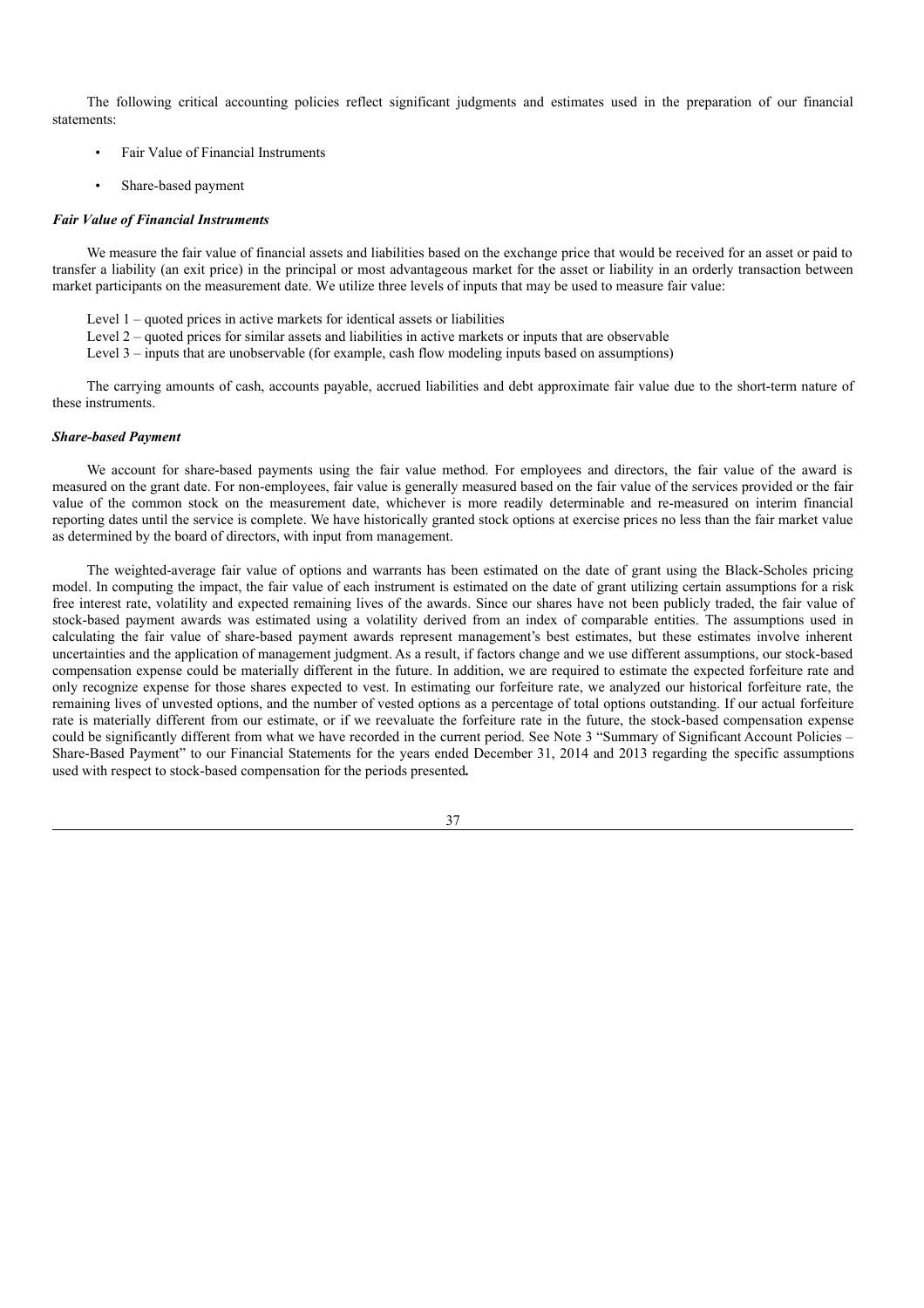The following critical accounting policies reflect significant judgments and estimates used in the preparation of our financial statements:

- Fair Value of Financial Instruments
- Share-based payment

***Fair Value of Financial Instruments***

We measure the fair value of financial assets and liabilities based on the exchange price that would be received for an asset or paid to transfer a liability (an exit price) in the principal or most advantageous market for the asset or liability in an orderly transaction between market participants on the measurement date. We utilize three levels of inputs that may be used to measure fair value:

Level 1 – quoted prices in active markets for identical assets or liabilities
Level 2 – quoted prices for similar assets and liabilities in active markets or inputs that are observable
Level 3 – inputs that are unobservable (for example, cash flow modeling inputs based on assumptions)

The carrying amounts of cash, accounts payable, accrued liabilities and debt approximate fair value due to the short-term nature of these instruments.

***Share-based Payment***

We account for share-based payments using the fair value method. For employees and directors, the fair value of the award is measured on the grant date. For non-employees, fair value is generally measured based on the fair value of the services provided or the fair value of the common stock on the measurement date, whichever is more readily determinable and re-measured on interim financial reporting dates until the service is complete. We have historically granted stock options at exercise prices no less than the fair market value as determined by the board of directors, with input from management.

The weighted-average fair value of options and warrants has been estimated on the date of grant using the Black-Scholes pricing model. In computing the impact, the fair value of each instrument is estimated on the date of grant utilizing certain assumptions for a risk free interest rate, volatility and expected remaining lives of the awards. Since our shares have not been publicly traded, the fair value of stock-based payment awards was estimated using a volatility derived from an index of comparable entities. The assumptions used in calculating the fair value of share-based payment awards represent management's best estimates, but these estimates involve inherent uncertainties and the application of management judgment. As a result, if factors change and we use different assumptions, our stock-based compensation expense could be materially different in the future. In addition, we are required to estimate the expected forfeiture rate and only recognize expense for those shares expected to vest. In estimating our forfeiture rate, we analyzed our historical forfeiture rate, the remaining lives of unvested options, and the number of vested options as a percentage of total options outstanding. If our actual forfeiture rate is materially different from our estimate, or if we reevaluate the forfeiture rate in the future, the stock-based compensation expense could be significantly different from what we have recorded in the current period. See Note 3 "Summary of Significant Account Policies – Share-Based Payment" to our Financial Statements for the years ended December 31, 2014 and 2013 regarding the specific assumptions used with respect to stock-based compensation for the periods presented**.**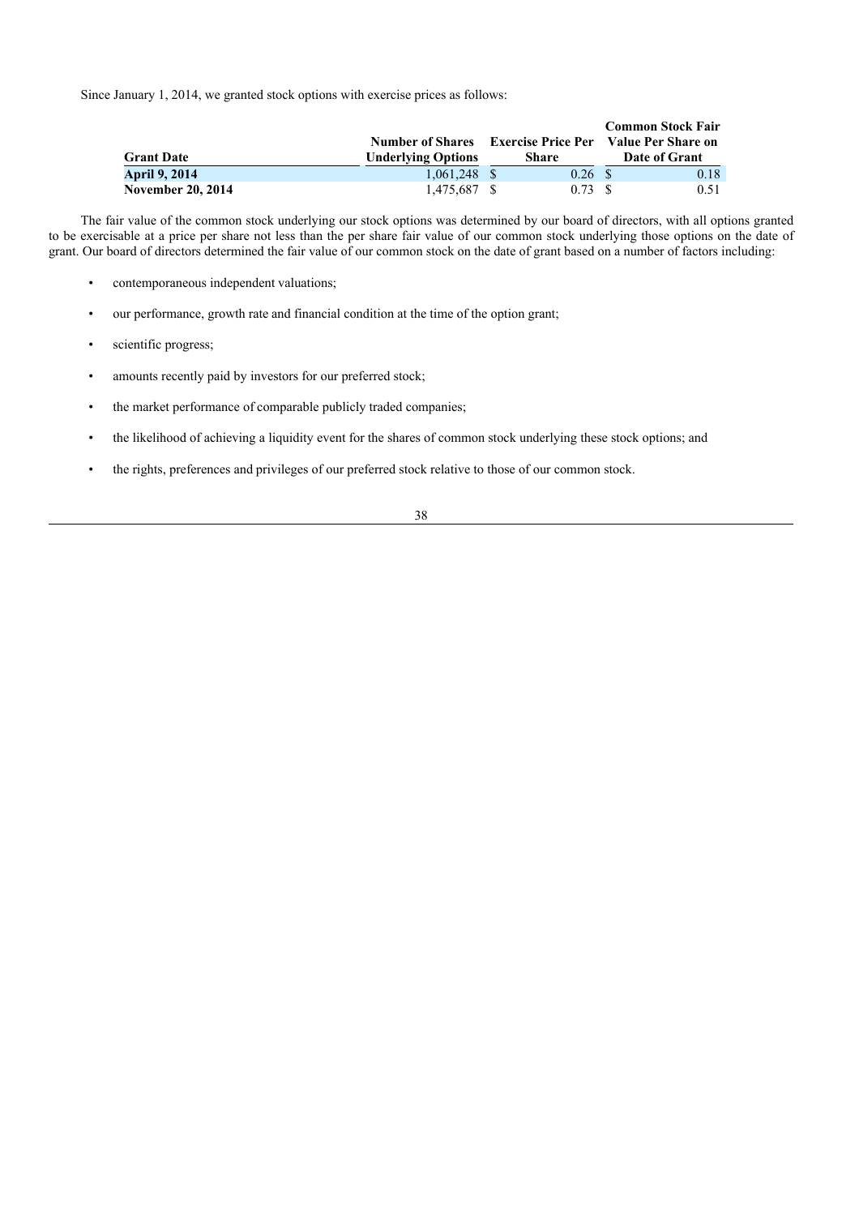Since January 1, 2014, we granted stock options with exercise prices as follows:

| Grant Date | Number of Shares Underlying Options | Exercise Price Per Share | Common Stock Fair Value Per Share on Date of Grant |
|---|---|---|---|
| **April 9, 2014** | 1,061,248 | $ 0.26 | $ 0.18 |
| **November 20, 2014** | 1,475,687 | $ 0.73 | $ 0.51 |

The fair value of the common stock underlying our stock options was determined by our board of directors, with all options granted to be exercisable at a price per share not less than the per share fair value of our common stock underlying those options on the date of grant. Our board of directors determined the fair value of our common stock on the date of grant based on a number of factors including:

- contemporaneous independent valuations;
- our performance, growth rate and financial condition at the time of the option grant;
- scientific progress;
- amounts recently paid by investors for our preferred stock;
- the market performance of comparable publicly traded companies;
- the likelihood of achieving a liquidity event for the shares of common stock underlying these stock options; and
- the rights, preferences and privileges of our preferred stock relative to those of our common stock.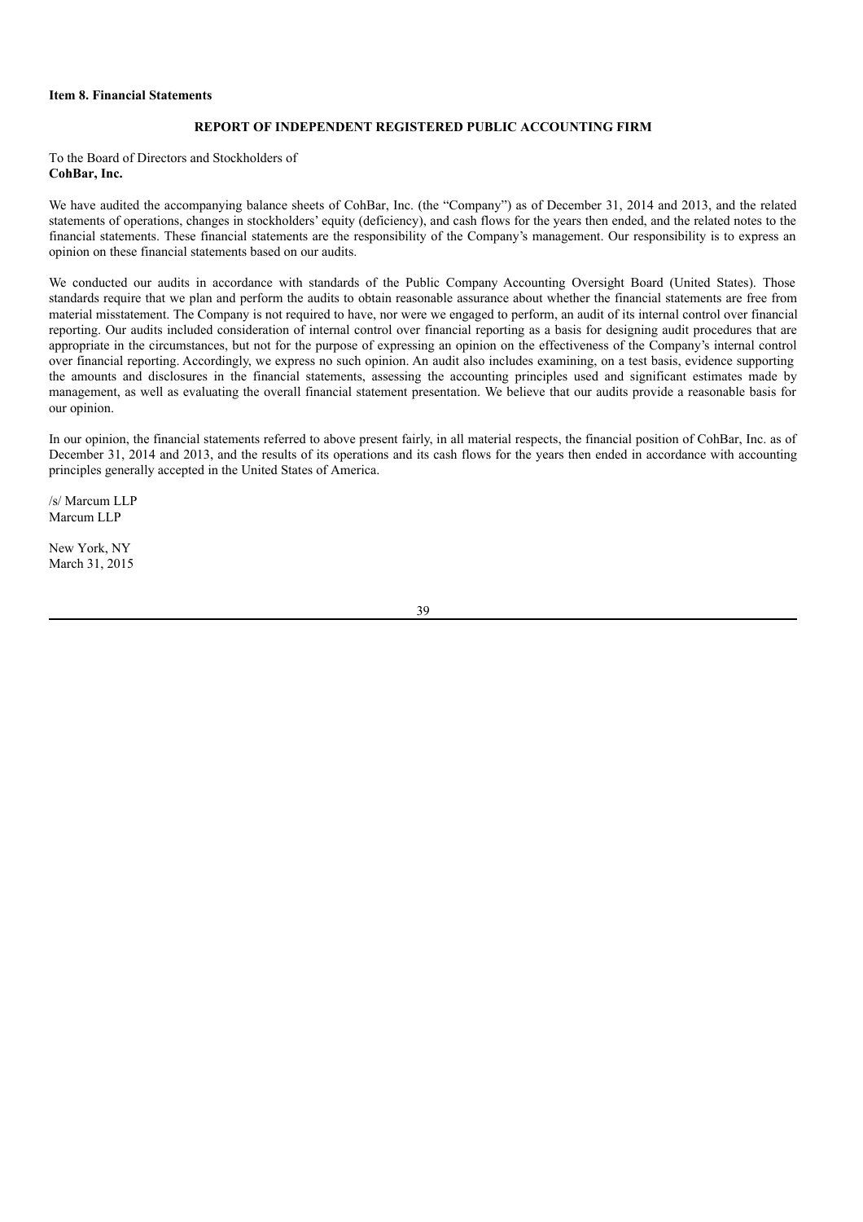**Item 8. Financial Statements**

**REPORT OF INDEPENDENT REGISTERED PUBLIC ACCOUNTING FIRM**

To the Board of Directors and Stockholders of
**CohBar, Inc.**

We have audited the accompanying balance sheets of CohBar, Inc. (the "Company") as of December 31, 2014 and 2013, and the related statements of operations, changes in stockholders' equity (deficiency), and cash flows for the years then ended, and the related notes to the financial statements. These financial statements are the responsibility of the Company's management. Our responsibility is to express an opinion on these financial statements based on our audits.

We conducted our audits in accordance with standards of the Public Company Accounting Oversight Board (United States). Those standards require that we plan and perform the audits to obtain reasonable assurance about whether the financial statements are free from material misstatement. The Company is not required to have, nor were we engaged to perform, an audit of its internal control over financial reporting. Our audits included consideration of internal control over financial reporting as a basis for designing audit procedures that are appropriate in the circumstances, but not for the purpose of expressing an opinion on the effectiveness of the Company's internal control over financial reporting. Accordingly, we express no such opinion. An audit also includes examining, on a test basis, evidence supporting the amounts and disclosures in the financial statements, assessing the accounting principles used and significant estimates made by management, as well as evaluating the overall financial statement presentation. We believe that our audits provide a reasonable basis for our opinion.

In our opinion, the financial statements referred to above present fairly, in all material respects, the financial position of CohBar, Inc. as of December 31, 2014 and 2013, and the results of its operations and its cash flows for the years then ended in accordance with accounting principles generally accepted in the United States of America.

/s/ Marcum LLP
Marcum LLP

New York, NY
March 31, 2015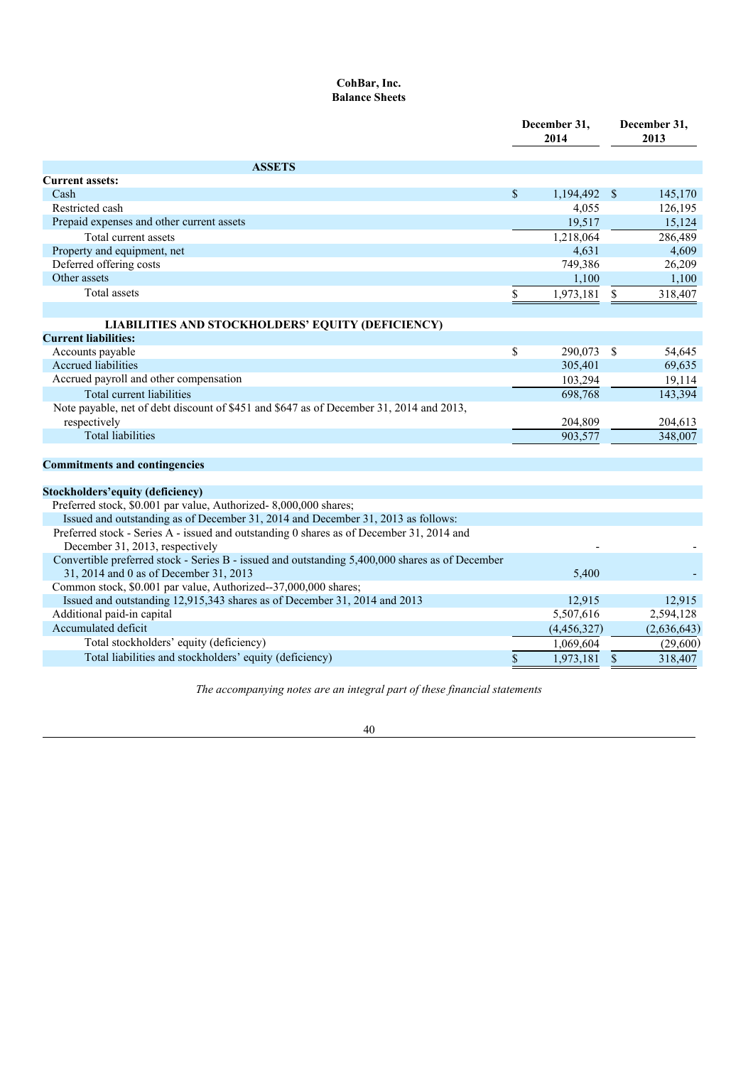**CohBar, Inc.**
**Balance Sheets**

| | December 31, 2014 | December 31, 2013 |
|---|---|---|
| **ASSETS** | | |
| **Current assets:** | | |
| Cash | $ 1,194,492 | $ 145,170 |
| Restricted cash | 4,055 | 126,195 |
| Prepaid expenses and other current assets | 19,517 | 15,124 |
| Total current assets | 1,218,064 | 286,489 |
| Property and equipment, net | 4,631 | 4,609 |
| Deferred offering costs | 749,386 | 26,209 |
| Other assets | 1,100 | 1,100 |
| Total assets | $ 1,973,181 | $ 318,407 |
| **LIABILITIES AND STOCKHOLDERS' EQUITY (DEFICIENCY)** | | |
| **Current liabilities:** | | |
| Accounts payable | $ 290,073 | $ 54,645 |
| Accrued liabilities | 305,401 | 69,635 |
| Accrued payroll and other compensation | 103,294 | 19,114 |
| Total current liabilities | 698,768 | 143,394 |
| Note payable, net of debt discount of $451 and $647 as of December 31, 2014 and 2013, respectively | 204,809 | 204,613 |
| Total liabilities | 903,577 | 348,007 |
| **Commitments and contingencies** | | |
| **Stockholders'equity (deficiency)** | | |
| Preferred stock, $0.001 par value, Authorized- 8,000,000 shares; | | |
| Issued and outstanding as of December 31, 2014 and December 31, 2013 as follows: | | |
| Preferred stock - Series A - issued and outstanding 0 shares as of December 31, 2014 and December 31, 2013, respectively | - | - |
| Convertible preferred stock - Series B - issued and outstanding 5,400,000 shares as of December 31, 2014 and 0 as of December 31, 2013 | 5,400 | - |
| Common stock, $0.001 par value, Authorized--37,000,000 shares; | | |
| Issued and outstanding 12,915,343 shares as of December 31, 2014 and 2013 | 12,915 | 12,915 |
| Additional paid-in capital | 5,507,616 | 2,594,128 |
| Accumulated deficit | (4,456,327) | (2,636,643) |
| Total stockholders' equity (deficiency) | 1,069,604 | (29,600) |
| Total liabilities and stockholders' equity (deficiency) | $ 1,973,181 | $ 318,407 |

*The accompanying notes are an integral part of these financial statements*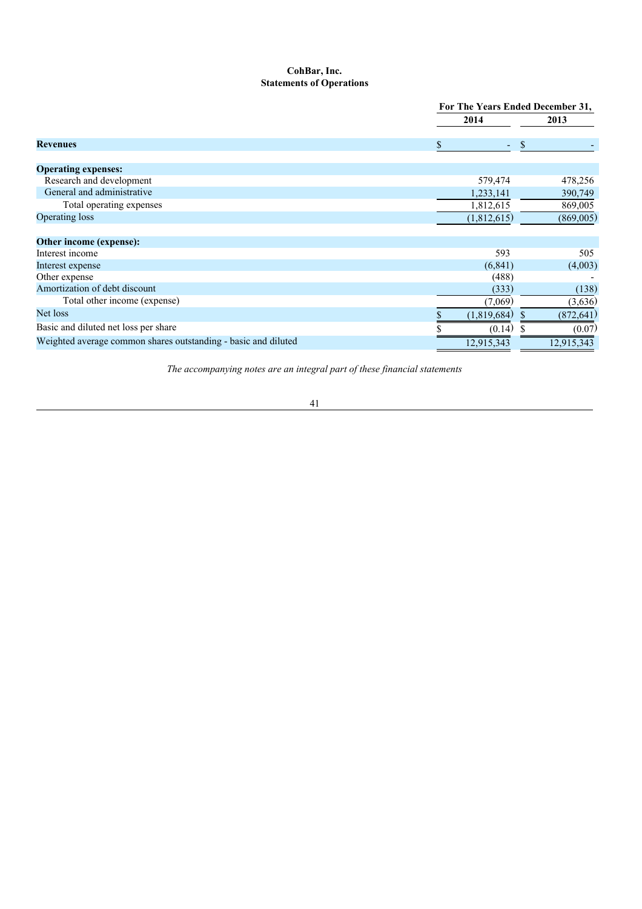**CohBar, Inc.**
**Statements of Operations**

| | For The Years Ended December 31, | |
|---|---|---|
| | 2014 | 2013 |
| **Revenues** | $ - | $ - |
| **Operating expenses:** | | |
| Research and development | 579,474 | 478,256 |
| General and administrative | 1,233,141 | 390,749 |
| Total operating expenses | 1,812,615 | 869,005 |
| Operating loss | (1,812,615) | (869,005) |
| **Other income (expense):** | | |
| Interest income | 593 | 505 |
| Interest expense | (6,841) | (4,003) |
| Other expense | (488) | - |
| Amortization of debt discount | (333) | (138) |
| Total other income (expense) | (7,069) | (3,636) |
| Net loss | $ (1,819,684) | $ (872,641) |
| Basic and diluted net loss per share | $ (0.14) | $ (0.07) |
| Weighted average common shares outstanding - basic and diluted | 12,915,343 | 12,915,343 |

*The accompanying notes are an integral part of these financial statements*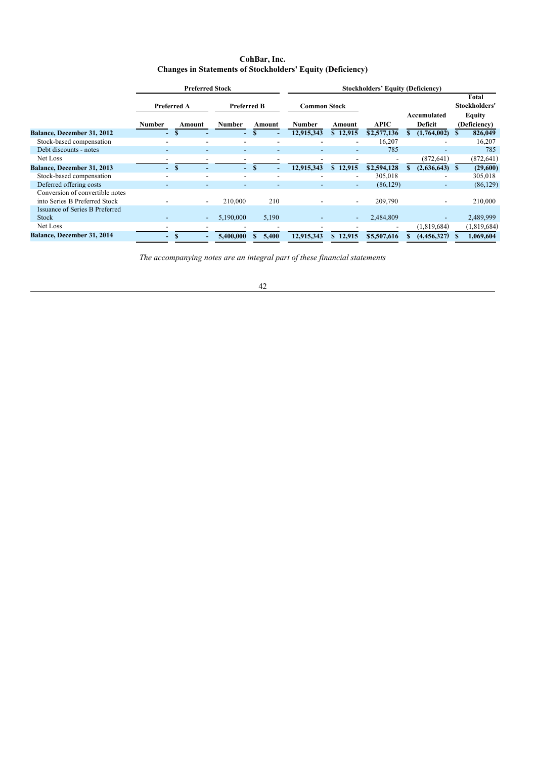# CohBar, Inc.
## Changes in Statements of Stockholders' Equity (Deficiency)

| | Preferred Stock | | | | Stockholders' Equity (Deficiency) | | | | |
|---|---|---|---|---|---|---|---|---|---|
| | Preferred A | | Preferred B | | Common Stock | | | | Total Stockholders' |
| | Number | Amount | Number | Amount | Number | Amount | APIC | Accumulated Deficit | Equity (Deficiency) |
| **Balance, December 31, 2012** | - | $ - | - | $ - | 12,915,343 | $ 12,915 | $2,577,136 | $ (1,764,002) | $ 826,049 |
| Stock-based compensation | - | - | - | - | - | - | 16,207 | - | 16,207 |
| Debt discounts - notes | - | - | - | - | - | - | 785 | - | 785 |
| Net Loss | - | - | - | - | - | - | - | (872,641) | (872,641) |
| **Balance, December 31, 2013** | - | $ - | - | $ - | 12,915,343 | $ 12,915 | $2,594,128 | $ (2,636,643) | $ (29,600) |
| Stock-based compensation | - | - | - | - | - | - | 305,018 | - | 305,018 |
| Deferred offering costs | - | - | - | - | - | - | (86,129) | - | (86,129) |
| Conversion of convertible notes into Series B Preferred Stock | - | - | 210,000 | 210 | - | - | 209,790 | - | 210,000 |
| Issuance of Series B Preferred Stock | - | - | 5,190,000 | 5,190 | - | - | 2,484,809 | - | 2,489,999 |
| Net Loss | - | - | - | - | - | - | - | (1,819,684) | (1,819,684) |
| **Balance, December 31, 2014** | - | $ - | 5,400,000 | $ 5,400 | 12,915,343 | $ 12,915 | $5,507,616 | $ (4,456,327) | $ 1,069,604 |

*The accompanying notes are an integral part of these financial statements*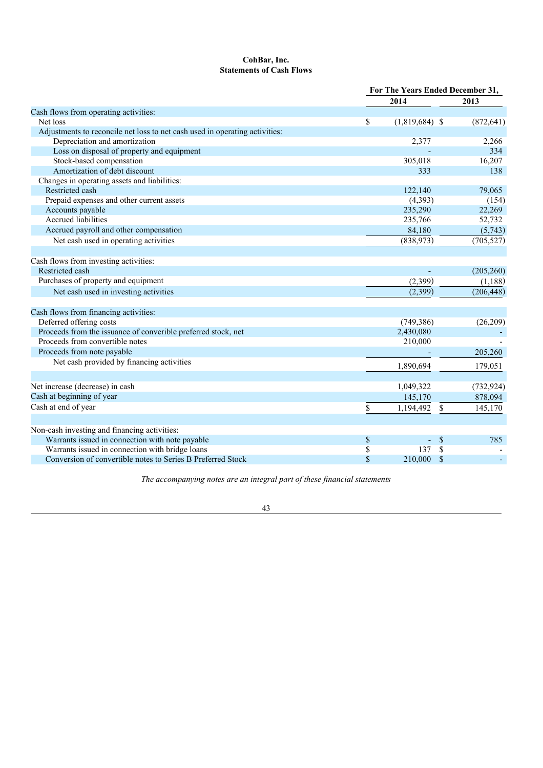**CohBar, Inc.**
**Statements of Cash Flows**

| | For The Years Ended December 31, | |
|---|---|---|
| | 2014 | 2013 |
| Cash flows from operating activities: | | |
| Net loss | $ (1,819,684) | $ (872,641) |
| Adjustments to reconcile net loss to net cash used in operating activities: | | |
| Depreciation and amortization | 2,377 | 2,266 |
| Loss on disposal of property and equipment | - | 334 |
| Stock-based compensation | 305,018 | 16,207 |
| Amortization of debt discount | 333 | 138 |
| Changes in operating assets and liabilities: | | |
| Restricted cash | 122,140 | 79,065 |
| Prepaid expenses and other current assets | (4,393) | (154) |
| Accounts payable | 235,290 | 22,269 |
| Accrued liabilities | 235,766 | 52,732 |
| Accrued payroll and other compensation | 84,180 | (5,743) |
| Net cash used in operating activities | (838,973) | (705,527) |
| | | |
| Cash flows from investing activities: | | |
| Restricted cash | - | (205,260) |
| Purchases of property and equipment | (2,399) | (1,188) |
| Net cash used in investing activities | (2,399) | (206,448) |
| | | |
| Cash flows from financing activities: | | |
| Deferred offering costs | (749,386) | (26,209) |
| Proceeds from the issuance of convertible preferred stock, net | 2,430,080 | - |
| Proceeds from convertible notes | 210,000 | - |
| Proceeds from note payable | - | 205,260 |
| Net cash provided by financing activities | 1,890,694 | 179,051 |
| | | |
| Net increase (decrease) in cash | 1,049,322 | (732,924) |
| Cash at beginning of year | 145,170 | 878,094 |
| Cash at end of year | $ 1,194,492 | $ 145,170 |
| | | |
| Non-cash investing and financing activities: | | |
| Warrants issued in connection with note payable | $ - | $ 785 |
| Warrants issued in connection with bridge loans | $ 137 | $ - |
| Conversion of convertible notes to Series B Preferred Stock | $ 210,000 | $ - |

*The accompanying notes are an integral part of these financial statements*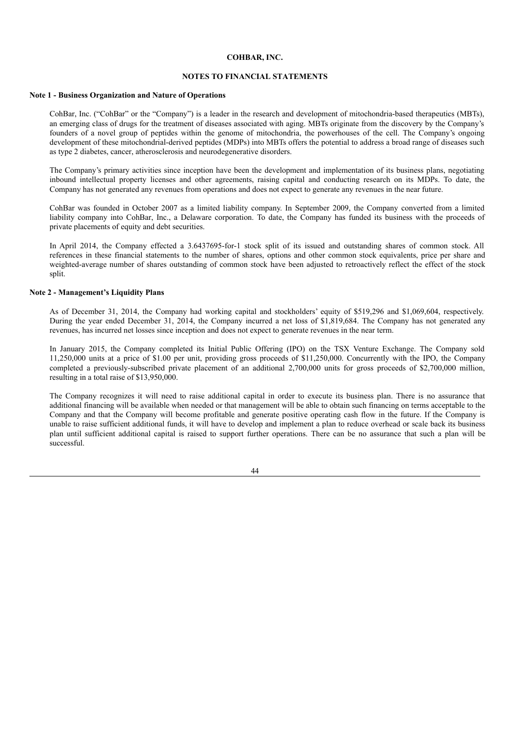**COHBAR, INC.**

**NOTES TO FINANCIAL STATEMENTS**

**Note 1 - Business Organization and Nature of Operations**

CohBar, Inc. ("CohBar" or the "Company") is a leader in the research and development of mitochondria-based therapeutics (MBTs), an emerging class of drugs for the treatment of diseases associated with aging. MBTs originate from the discovery by the Company's founders of a novel group of peptides within the genome of mitochondria, the powerhouses of the cell. The Company's ongoing development of these mitochondrial-derived peptides (MDPs) into MBTs offers the potential to address a broad range of diseases such as type 2 diabetes, cancer, atherosclerosis and neurodegenerative disorders.

The Company's primary activities since inception have been the development and implementation of its business plans, negotiating inbound intellectual property licenses and other agreements, raising capital and conducting research on its MDPs. To date, the Company has not generated any revenues from operations and does not expect to generate any revenues in the near future.

CohBar was founded in October 2007 as a limited liability company. In September 2009, the Company converted from a limited liability company into CohBar, Inc., a Delaware corporation. To date, the Company has funded its business with the proceeds of private placements of equity and debt securities.

In April 2014, the Company effected a 3.6437695-for-1 stock split of its issued and outstanding shares of common stock. All references in these financial statements to the number of shares, options and other common stock equivalents, price per share and weighted-average number of shares outstanding of common stock have been adjusted to retroactively reflect the effect of the stock split.

**Note 2 - Management's Liquidity Plans**

As of December 31, 2014, the Company had working capital and stockholders' equity of $519,296 and $1,069,604, respectively. During the year ended December 31, 2014, the Company incurred a net loss of $1,819,684. The Company has not generated any revenues, has incurred net losses since inception and does not expect to generate revenues in the near term.

In January 2015, the Company completed its Initial Public Offering (IPO) on the TSX Venture Exchange. The Company sold 11,250,000 units at a price of $1.00 per unit, providing gross proceeds of $11,250,000. Concurrently with the IPO, the Company completed a previously-subscribed private placement of an additional 2,700,000 units for gross proceeds of $2,700,000 million, resulting in a total raise of $13,950,000.

The Company recognizes it will need to raise additional capital in order to execute its business plan. There is no assurance that additional financing will be available when needed or that management will be able to obtain such financing on terms acceptable to the Company and that the Company will become profitable and generate positive operating cash flow in the future. If the Company is unable to raise sufficient additional funds, it will have to develop and implement a plan to reduce overhead or scale back its business plan until sufficient additional capital is raised to support further operations. There can be no assurance that such a plan will be successful.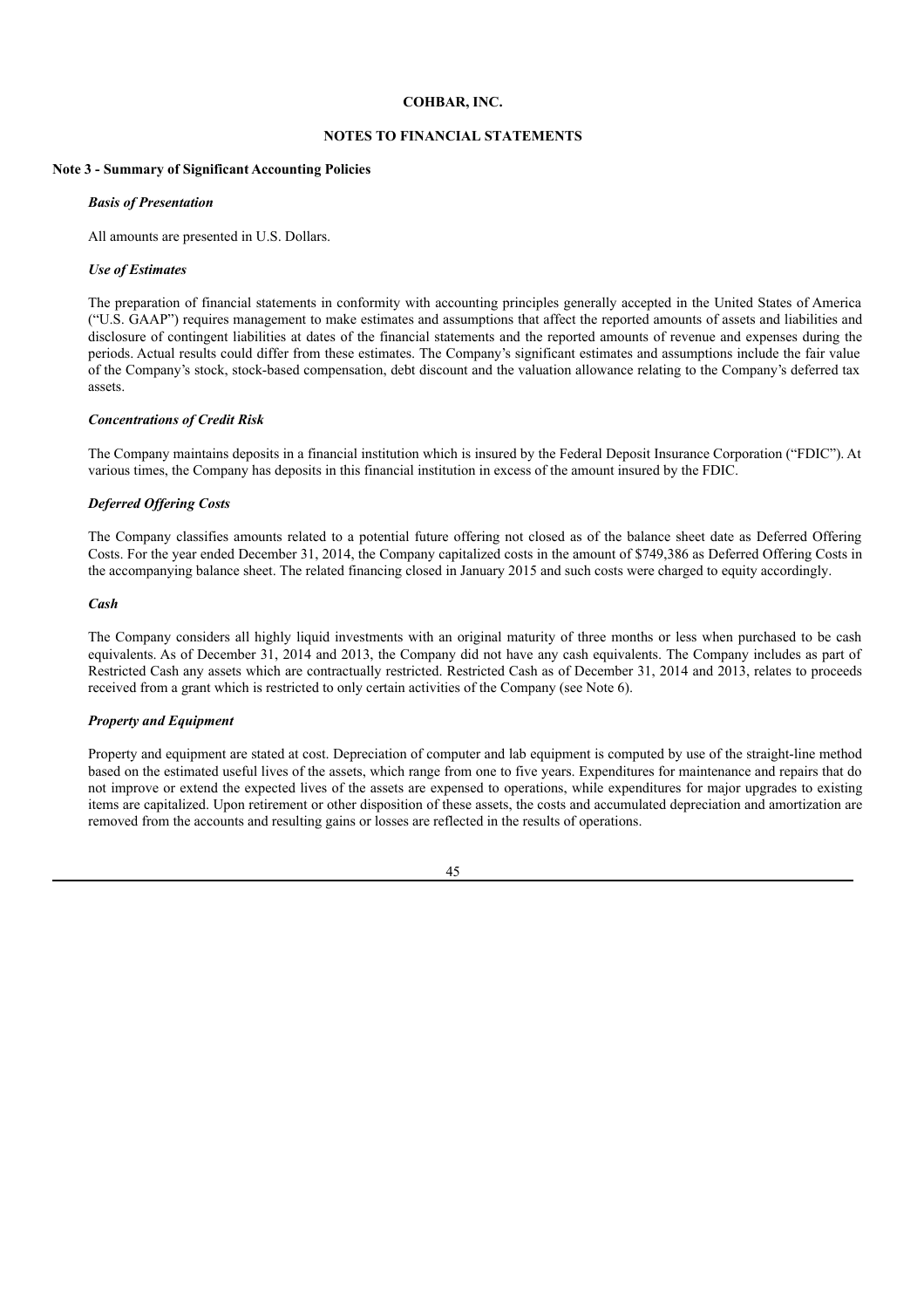**COHBAR, INC.**

**NOTES TO FINANCIAL STATEMENTS**

**Note 3 - Summary of Significant Accounting Policies**

***Basis of Presentation***

All amounts are presented in U.S. Dollars.

***Use of Estimates***

The preparation of financial statements in conformity with accounting principles generally accepted in the United States of America ("U.S. GAAP") requires management to make estimates and assumptions that affect the reported amounts of assets and liabilities and disclosure of contingent liabilities at dates of the financial statements and the reported amounts of revenue and expenses during the periods. Actual results could differ from these estimates. The Company's significant estimates and assumptions include the fair value of the Company's stock, stock-based compensation, debt discount and the valuation allowance relating to the Company's deferred tax assets.

***Concentrations of Credit Risk***

The Company maintains deposits in a financial institution which is insured by the Federal Deposit Insurance Corporation ("FDIC"). At various times, the Company has deposits in this financial institution in excess of the amount insured by the FDIC.

***Deferred Offering Costs***

The Company classifies amounts related to a potential future offering not closed as of the balance sheet date as Deferred Offering Costs. For the year ended December 31, 2014, the Company capitalized costs in the amount of $749,386 as Deferred Offering Costs in the accompanying balance sheet. The related financing closed in January 2015 and such costs were charged to equity accordingly.

***Cash***

The Company considers all highly liquid investments with an original maturity of three months or less when purchased to be cash equivalents. As of December 31, 2014 and 2013, the Company did not have any cash equivalents. The Company includes as part of Restricted Cash any assets which are contractually restricted. Restricted Cash as of December 31, 2014 and 2013, relates to proceeds received from a grant which is restricted to only certain activities of the Company (see Note 6).

***Property and Equipment***

Property and equipment are stated at cost. Depreciation of computer and lab equipment is computed by use of the straight-line method based on the estimated useful lives of the assets, which range from one to five years. Expenditures for maintenance and repairs that do not improve or extend the expected lives of the assets are expensed to operations, while expenditures for major upgrades to existing items are capitalized. Upon retirement or other disposition of these assets, the costs and accumulated depreciation and amortization are removed from the accounts and resulting gains or losses are reflected in the results of operations.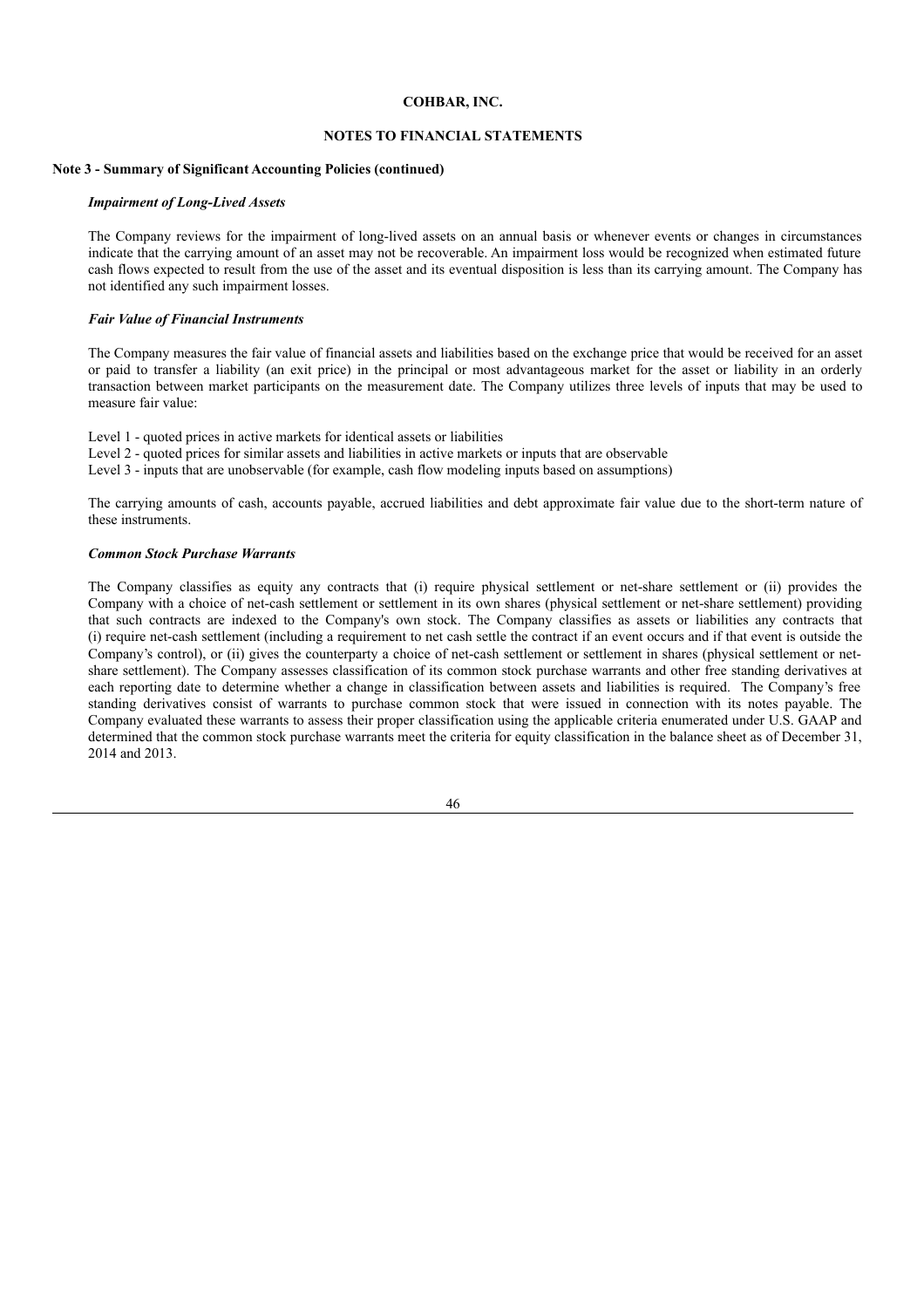**COHBAR, INC.**

**NOTES TO FINANCIAL STATEMENTS**

**Note 3 - Summary of Significant Accounting Policies (continued)**

***Impairment of Long-Lived Assets***

The Company reviews for the impairment of long-lived assets on an annual basis or whenever events or changes in circumstances indicate that the carrying amount of an asset may not be recoverable. An impairment loss would be recognized when estimated future cash flows expected to result from the use of the asset and its eventual disposition is less than its carrying amount. The Company has not identified any such impairment losses.

***Fair Value of Financial Instruments***

The Company measures the fair value of financial assets and liabilities based on the exchange price that would be received for an asset or paid to transfer a liability (an exit price) in the principal or most advantageous market for the asset or liability in an orderly transaction between market participants on the measurement date. The Company utilizes three levels of inputs that may be used to measure fair value:

Level 1 - quoted prices in active markets for identical assets or liabilities
Level 2 - quoted prices for similar assets and liabilities in active markets or inputs that are observable
Level 3 - inputs that are unobservable (for example, cash flow modeling inputs based on assumptions)

The carrying amounts of cash, accounts payable, accrued liabilities and debt approximate fair value due to the short-term nature of these instruments.

***Common Stock Purchase Warrants***

The Company classifies as equity any contracts that (i) require physical settlement or net-share settlement or (ii) provides the Company with a choice of net-cash settlement or settlement in its own shares (physical settlement or net-share settlement) providing that such contracts are indexed to the Company's own stock. The Company classifies as assets or liabilities any contracts that (i) require net-cash settlement (including a requirement to net cash settle the contract if an event occurs and if that event is outside the Company's control), or (ii) gives the counterparty a choice of net-cash settlement or settlement in shares (physical settlement or net-share settlement). The Company assesses classification of its common stock purchase warrants and other free standing derivatives at each reporting date to determine whether a change in classification between assets and liabilities is required. The Company's free standing derivatives consist of warrants to purchase common stock that were issued in connection with its notes payable. The Company evaluated these warrants to assess their proper classification using the applicable criteria enumerated under U.S. GAAP and determined that the common stock purchase warrants meet the criteria for equity classification in the balance sheet as of December 31, 2014 and 2013.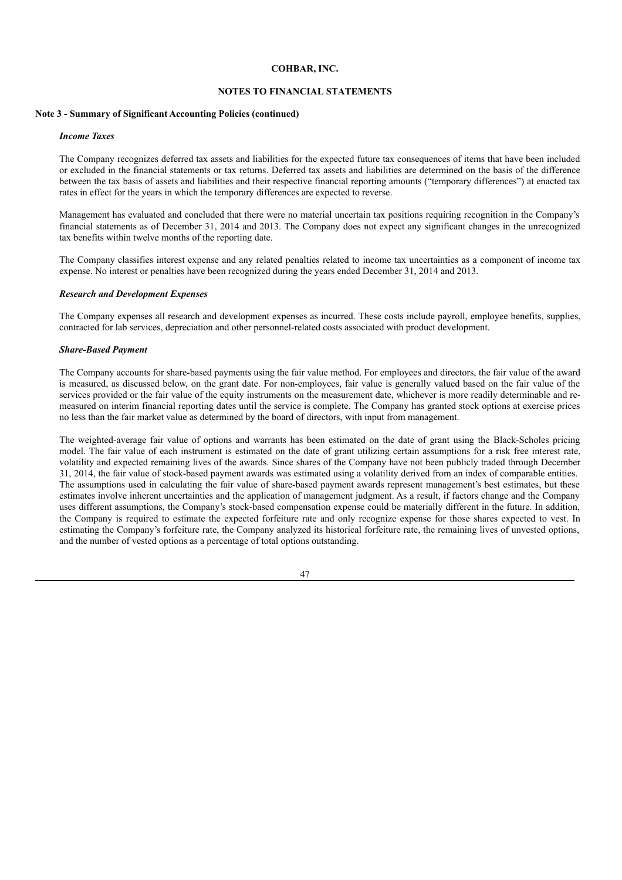**COHBAR, INC.**

**NOTES TO FINANCIAL STATEMENTS**

**Note 3 - Summary of Significant Accounting Policies (continued)**

***Income Taxes***

The Company recognizes deferred tax assets and liabilities for the expected future tax consequences of items that have been included or excluded in the financial statements or tax returns. Deferred tax assets and liabilities are determined on the basis of the difference between the tax basis of assets and liabilities and their respective financial reporting amounts ("temporary differences") at enacted tax rates in effect for the years in which the temporary differences are expected to reverse.

Management has evaluated and concluded that there were no material uncertain tax positions requiring recognition in the Company's financial statements as of December 31, 2014 and 2013. The Company does not expect any significant changes in the unrecognized tax benefits within twelve months of the reporting date.

The Company classifies interest expense and any related penalties related to income tax uncertainties as a component of income tax expense. No interest or penalties have been recognized during the years ended December 31, 2014 and 2013.

***Research and Development Expenses***

The Company expenses all research and development expenses as incurred. These costs include payroll, employee benefits, supplies, contracted for lab services, depreciation and other personnel-related costs associated with product development.

***Share-Based Payment***

The Company accounts for share-based payments using the fair value method. For employees and directors, the fair value of the award is measured, as discussed below, on the grant date. For non-employees, fair value is generally valued based on the fair value of the services provided or the fair value of the equity instruments on the measurement date, whichever is more readily determinable and re-measured on interim financial reporting dates until the service is complete. The Company has granted stock options at exercise prices no less than the fair market value as determined by the board of directors, with input from management.

The weighted-average fair value of options and warrants has been estimated on the date of grant using the Black-Scholes pricing model. The fair value of each instrument is estimated on the date of grant utilizing certain assumptions for a risk free interest rate, volatility and expected remaining lives of the awards. Since shares of the Company have not been publicly traded through December 31, 2014, the fair value of stock-based payment awards was estimated using a volatility derived from an index of comparable entities. The assumptions used in calculating the fair value of share-based payment awards represent management's best estimates, but these estimates involve inherent uncertainties and the application of management judgment. As a result, if factors change and the Company uses different assumptions, the Company's stock-based compensation expense could be materially different in the future. In addition, the Company is required to estimate the expected forfeiture rate and only recognize expense for those shares expected to vest. In estimating the Company's forfeiture rate, the Company analyzed its historical forfeiture rate, the remaining lives of unvested options, and the number of vested options as a percentage of total options outstanding.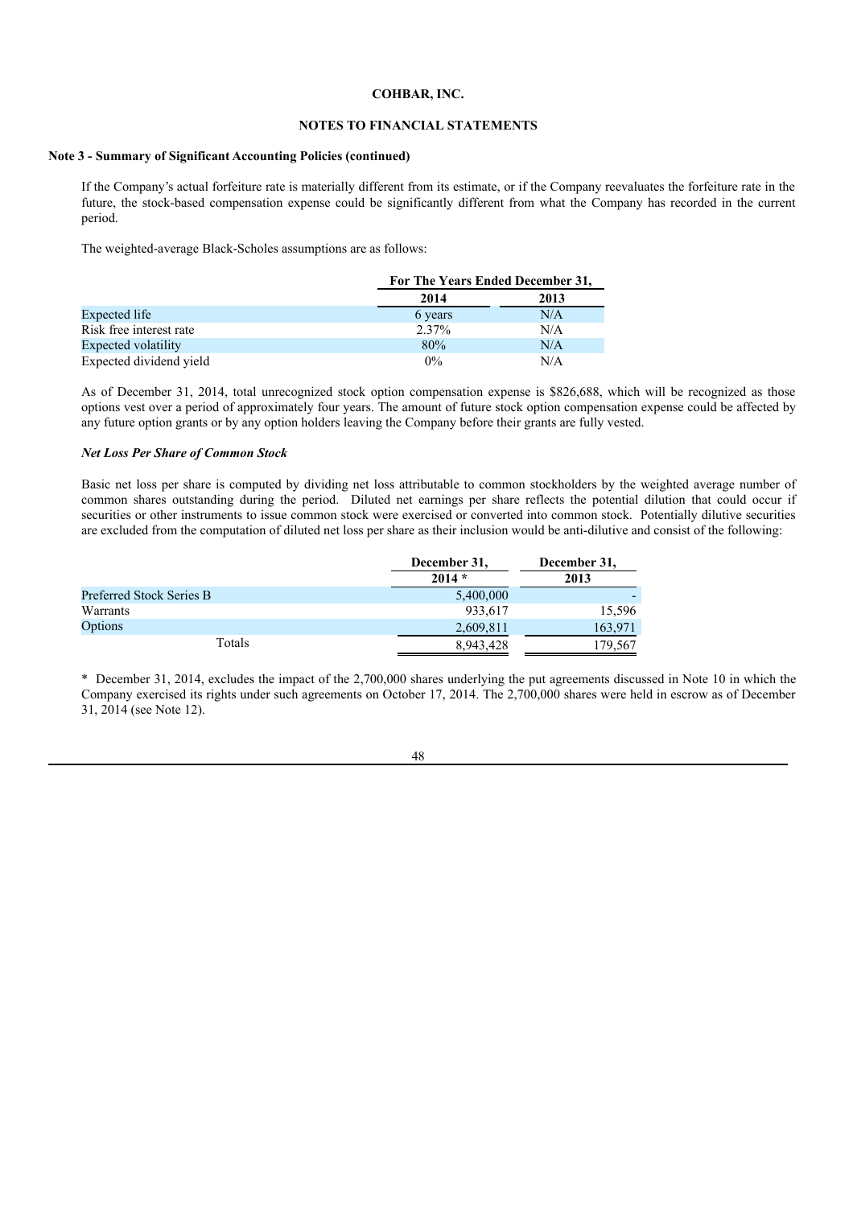**COHBAR, INC.**

**NOTES TO FINANCIAL STATEMENTS**

**Note 3 - Summary of Significant Accounting Policies (continued)**

If the Company's actual forfeiture rate is materially different from its estimate, or if the Company reevaluates the forfeiture rate in the future, the stock-based compensation expense could be significantly different from what the Company has recorded in the current period.

The weighted-average Black-Scholes assumptions are as follows:

| | For The Years Ended December 31, | |
|---|---|---|
| | 2014 | 2013 |
| Expected life | 6 years | N/A |
| Risk free interest rate | 2.37% | N/A |
| Expected volatility | 80% | N/A |
| Expected dividend yield | 0% | N/A |

As of December 31, 2014, total unrecognized stock option compensation expense is $826,688, which will be recognized as those options vest over a period of approximately four years. The amount of future stock option compensation expense could be affected by any future option grants or by any option holders leaving the Company before their grants are fully vested.

***Net Loss Per Share of Common Stock***

Basic net loss per share is computed by dividing net loss attributable to common stockholders by the weighted average number of common shares outstanding during the period. Diluted net earnings per share reflects the potential dilution that could occur if securities or other instruments to issue common stock were exercised or converted into common stock. Potentially dilutive securities are excluded from the computation of diluted net loss per share as their inclusion would be anti-dilutive and consist of the following:

| | December 31, 2014 * | December 31, 2013 |
|---|---|---|
| Preferred Stock Series B | 5,400,000 | - |
| Warrants | 933,617 | 15,596 |
| Options | 2,609,811 | 163,971 |
| Totals | 8,943,428 | 179,567 |

\* December 31, 2014, excludes the impact of the 2,700,000 shares underlying the put agreements discussed in Note 10 in which the Company exercised its rights under such agreements on October 17, 2014. The 2,700,000 shares were held in escrow as of December 31, 2014 (see Note 12).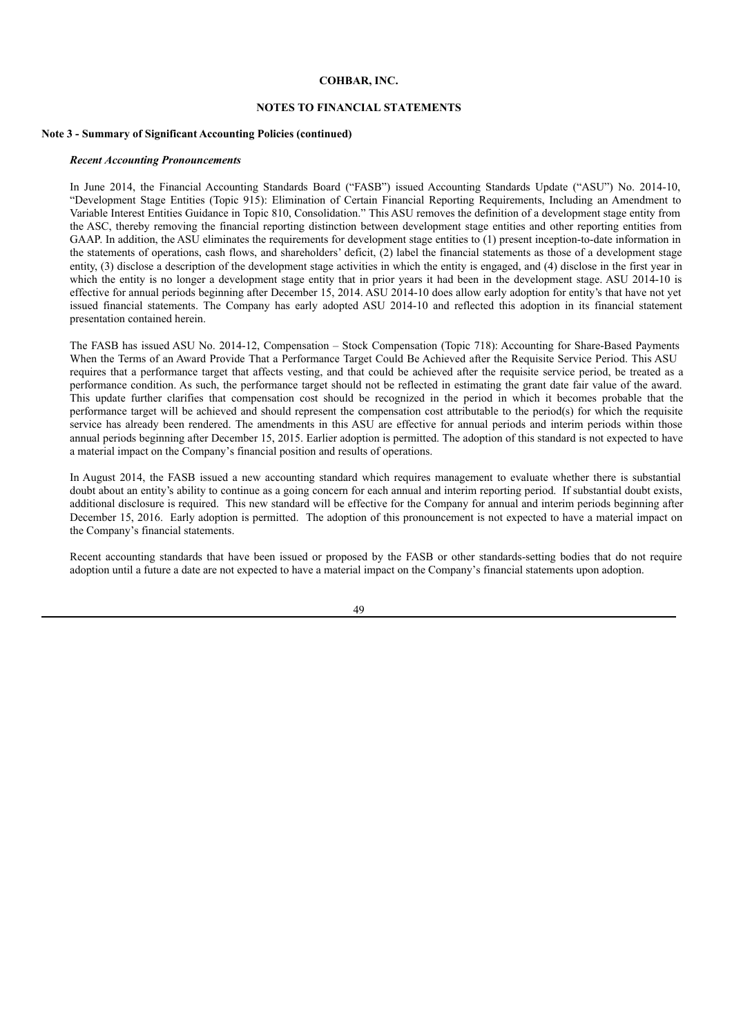**COHBAR, INC.**

**NOTES TO FINANCIAL STATEMENTS**

**Note 3 - Summary of Significant Accounting Policies (continued)**

***Recent Accounting Pronouncements***

In June 2014, the Financial Accounting Standards Board ("FASB") issued Accounting Standards Update ("ASU") No. 2014-10, "Development Stage Entities (Topic 915): Elimination of Certain Financial Reporting Requirements, Including an Amendment to Variable Interest Entities Guidance in Topic 810, Consolidation." This ASU removes the definition of a development stage entity from the ASC, thereby removing the financial reporting distinction between development stage entities and other reporting entities from GAAP. In addition, the ASU eliminates the requirements for development stage entities to (1) present inception-to-date information in the statements of operations, cash flows, and shareholders' deficit, (2) label the financial statements as those of a development stage entity, (3) disclose a description of the development stage activities in which the entity is engaged, and (4) disclose in the first year in which the entity is no longer a development stage entity that in prior years it had been in the development stage. ASU 2014-10 is effective for annual periods beginning after December 15, 2014. ASU 2014-10 does allow early adoption for entity's that have not yet issued financial statements. The Company has early adopted ASU 2014-10 and reflected this adoption in its financial statement presentation contained herein.

The FASB has issued ASU No. 2014-12, Compensation – Stock Compensation (Topic 718): Accounting for Share-Based Payments When the Terms of an Award Provide That a Performance Target Could Be Achieved after the Requisite Service Period. This ASU requires that a performance target that affects vesting, and that could be achieved after the requisite service period, be treated as a performance condition. As such, the performance target should not be reflected in estimating the grant date fair value of the award. This update further clarifies that compensation cost should be recognized in the period in which it becomes probable that the performance target will be achieved and should represent the compensation cost attributable to the period(s) for which the requisite service has already been rendered. The amendments in this ASU are effective for annual periods and interim periods within those annual periods beginning after December 15, 2015. Earlier adoption is permitted. The adoption of this standard is not expected to have a material impact on the Company's financial position and results of operations.

In August 2014, the FASB issued a new accounting standard which requires management to evaluate whether there is substantial doubt about an entity's ability to continue as a going concern for each annual and interim reporting period. If substantial doubt exists, additional disclosure is required. This new standard will be effective for the Company for annual and interim periods beginning after December 15, 2016. Early adoption is permitted. The adoption of this pronouncement is not expected to have a material impact on the Company's financial statements.

Recent accounting standards that have been issued or proposed by the FASB or other standards-setting bodies that do not require adoption until a future a date are not expected to have a material impact on the Company's financial statements upon adoption.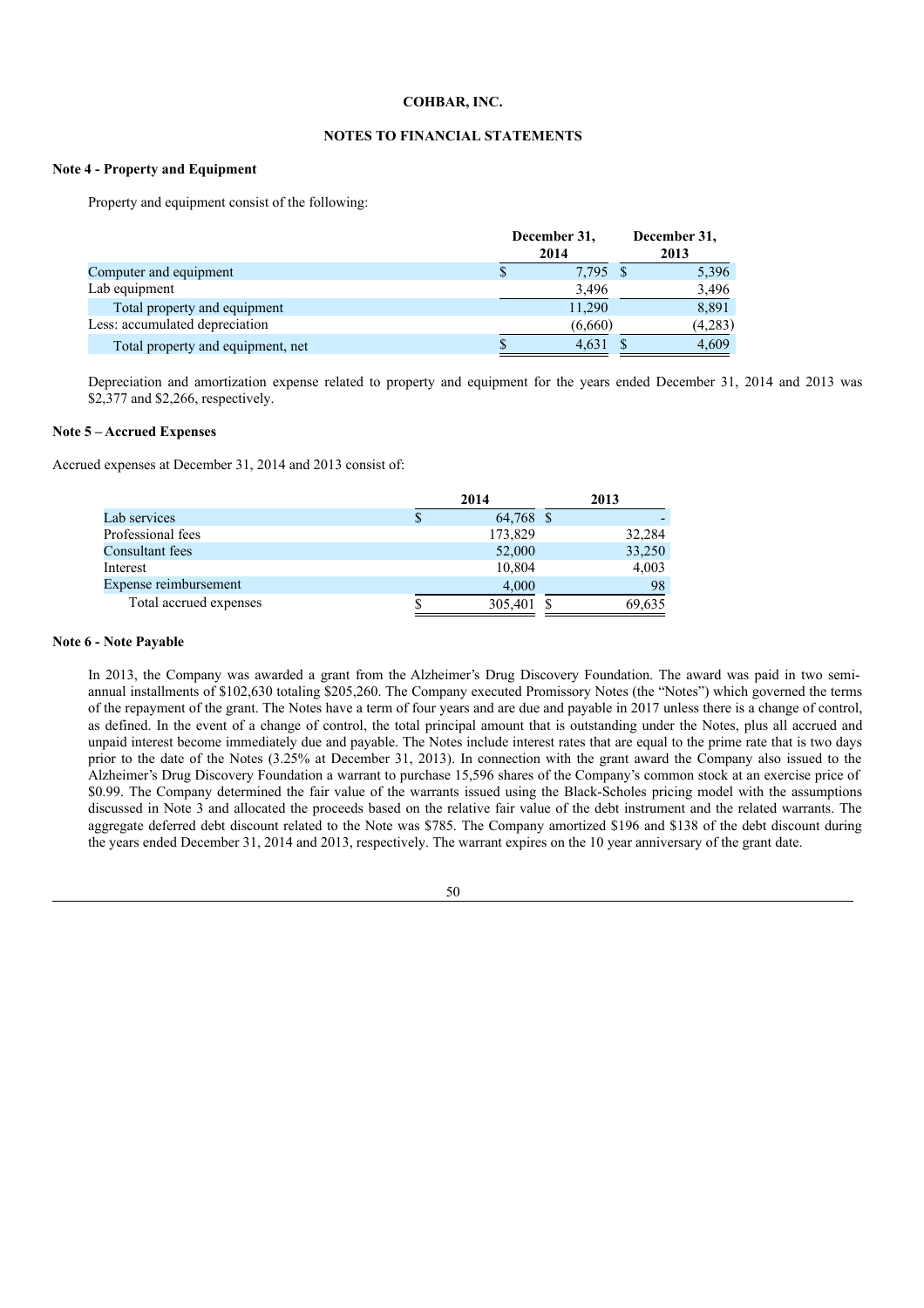**COHBAR, INC.**

**NOTES TO FINANCIAL STATEMENTS**

### Note 4 - Property and Equipment

Property and equipment consist of the following:

| | December 31, 2014 | December 31, 2013 |
|---|---|---|
| Computer and equipment | $ 7,795 | $ 5,396 |
| Lab equipment | 3,496 | 3,496 |
| Total property and equipment | 11,290 | 8,891 |
| Less: accumulated depreciation | (6,660) | (4,283) |
| Total property and equipment, net | $ 4,631 | $ 4,609 |

Depreciation and amortization expense related to property and equipment for the years ended December 31, 2014 and 2013 was $2,377 and $2,266, respectively.

### Note 5 – Accrued Expenses

Accrued expenses at December 31, 2014 and 2013 consist of:

| | 2014 | 2013 |
|---|---|---|
| Lab services | $ 64,768 | $ - |
| Professional fees | 173,829 | 32,284 |
| Consultant fees | 52,000 | 33,250 |
| Interest | 10,804 | 4,003 |
| Expense reimbursement | 4,000 | 98 |
| Total accrued expenses | $ 305,401 | $ 69,635 |

### Note 6 - Note Payable

In 2013, the Company was awarded a grant from the Alzheimer's Drug Discovery Foundation. The award was paid in two semi-annual installments of $102,630 totaling $205,260. The Company executed Promissory Notes (the "Notes") which governed the terms of the repayment of the grant. The Notes have a term of four years and are due and payable in 2017 unless there is a change of control, as defined. In the event of a change of control, the total principal amount that is outstanding under the Notes, plus all accrued and unpaid interest become immediately due and payable. The Notes include interest rates that are equal to the prime rate that is two days prior to the date of the Notes (3.25% at December 31, 2013). In connection with the grant award the Company also issued to the Alzheimer's Drug Discovery Foundation a warrant to purchase 15,596 shares of the Company's common stock at an exercise price of $0.99. The Company determined the fair value of the warrants issued using the Black-Scholes pricing model with the assumptions discussed in Note 3 and allocated the proceeds based on the relative fair value of the debt instrument and the related warrants. The aggregate deferred debt discount related to the Note was $785. The Company amortized $196 and $138 of the debt discount during the years ended December 31, 2014 and 2013, respectively. The warrant expires on the 10 year anniversary of the grant date.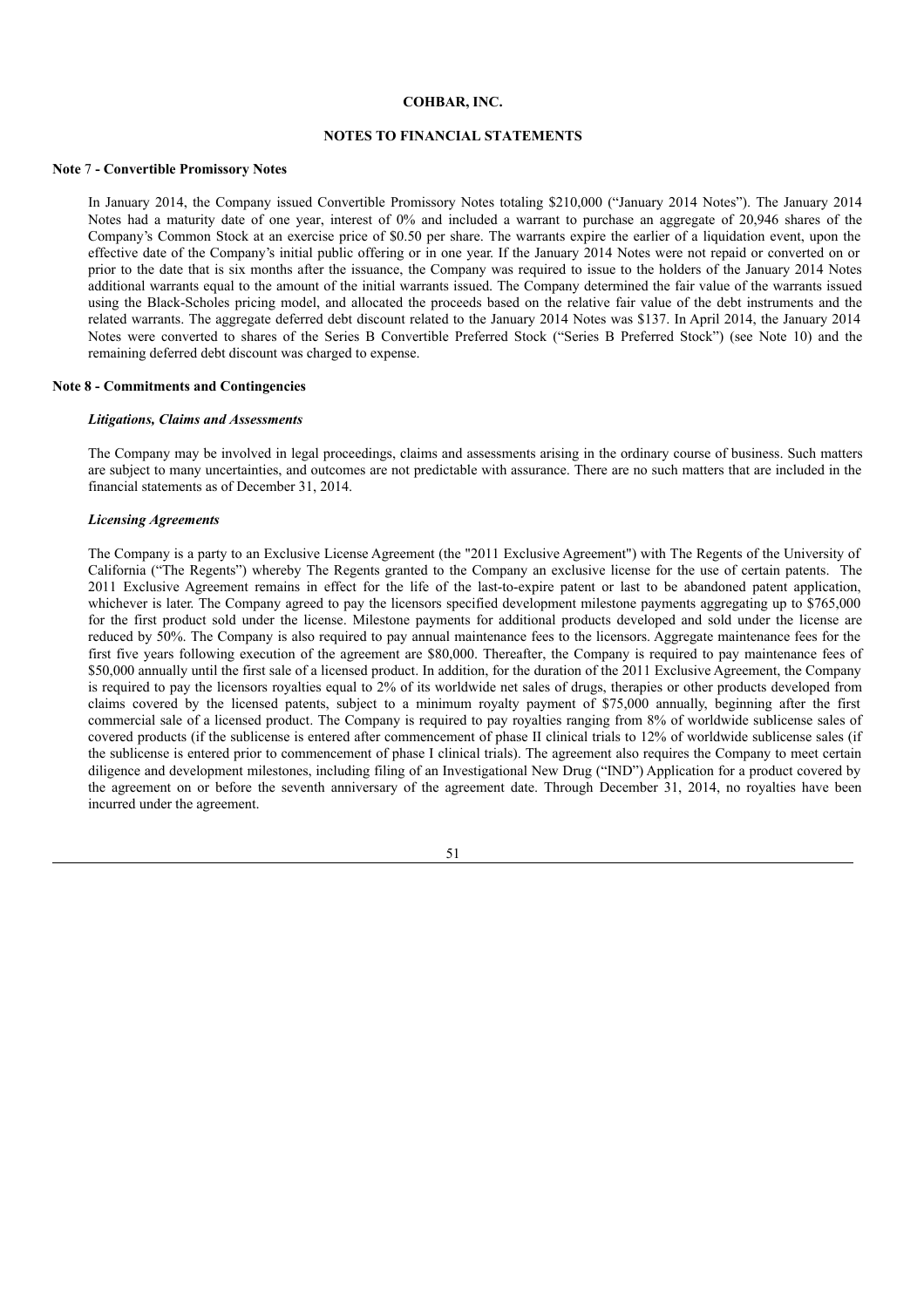**COHBAR, INC.**

**NOTES TO FINANCIAL STATEMENTS**

**Note 7 - Convertible Promissory Notes**

In January 2014, the Company issued Convertible Promissory Notes totaling $210,000 ("January 2014 Notes"). The January 2014 Notes had a maturity date of one year, interest of 0% and included a warrant to purchase an aggregate of 20,946 shares of the Company's Common Stock at an exercise price of $0.50 per share. The warrants expire the earlier of a liquidation event, upon the effective date of the Company's initial public offering or in one year. If the January 2014 Notes were not repaid or converted on or prior to the date that is six months after the issuance, the Company was required to issue to the holders of the January 2014 Notes additional warrants equal to the amount of the initial warrants issued. The Company determined the fair value of the warrants issued using the Black-Scholes pricing model, and allocated the proceeds based on the relative fair value of the debt instruments and the related warrants. The aggregate deferred debt discount related to the January 2014 Notes was $137. In April 2014, the January 2014 Notes were converted to shares of the Series B Convertible Preferred Stock ("Series B Preferred Stock") (see Note 10) and the remaining deferred debt discount was charged to expense.

**Note 8 - Commitments and Contingencies**

***Litigations, Claims and Assessments***

The Company may be involved in legal proceedings, claims and assessments arising in the ordinary course of business. Such matters are subject to many uncertainties, and outcomes are not predictable with assurance. There are no such matters that are included in the financial statements as of December 31, 2014.

***Licensing Agreements***

The Company is a party to an Exclusive License Agreement (the "2011 Exclusive Agreement") with The Regents of the University of California ("The Regents") whereby The Regents granted to the Company an exclusive license for the use of certain patents. The 2011 Exclusive Agreement remains in effect for the life of the last-to-expire patent or last to be abandoned patent application, whichever is later. The Company agreed to pay the licensors specified development milestone payments aggregating up to $765,000 for the first product sold under the license. Milestone payments for additional products developed and sold under the license are reduced by 50%. The Company is also required to pay annual maintenance fees to the licensors. Aggregate maintenance fees for the first five years following execution of the agreement are $80,000. Thereafter, the Company is required to pay maintenance fees of $50,000 annually until the first sale of a licensed product. In addition, for the duration of the 2011 Exclusive Agreement, the Company is required to pay the licensors royalties equal to 2% of its worldwide net sales of drugs, therapies or other products developed from claims covered by the licensed patents, subject to a minimum royalty payment of $75,000 annually, beginning after the first commercial sale of a licensed product. The Company is required to pay royalties ranging from 8% of worldwide sublicense sales of covered products (if the sublicense is entered after commencement of phase II clinical trials to 12% of worldwide sublicense sales (if the sublicense is entered prior to commencement of phase I clinical trials). The agreement also requires the Company to meet certain diligence and development milestones, including filing of an Investigational New Drug ("IND") Application for a product covered by the agreement on or before the seventh anniversary of the agreement date. Through December 31, 2014, no royalties have been incurred under the agreement.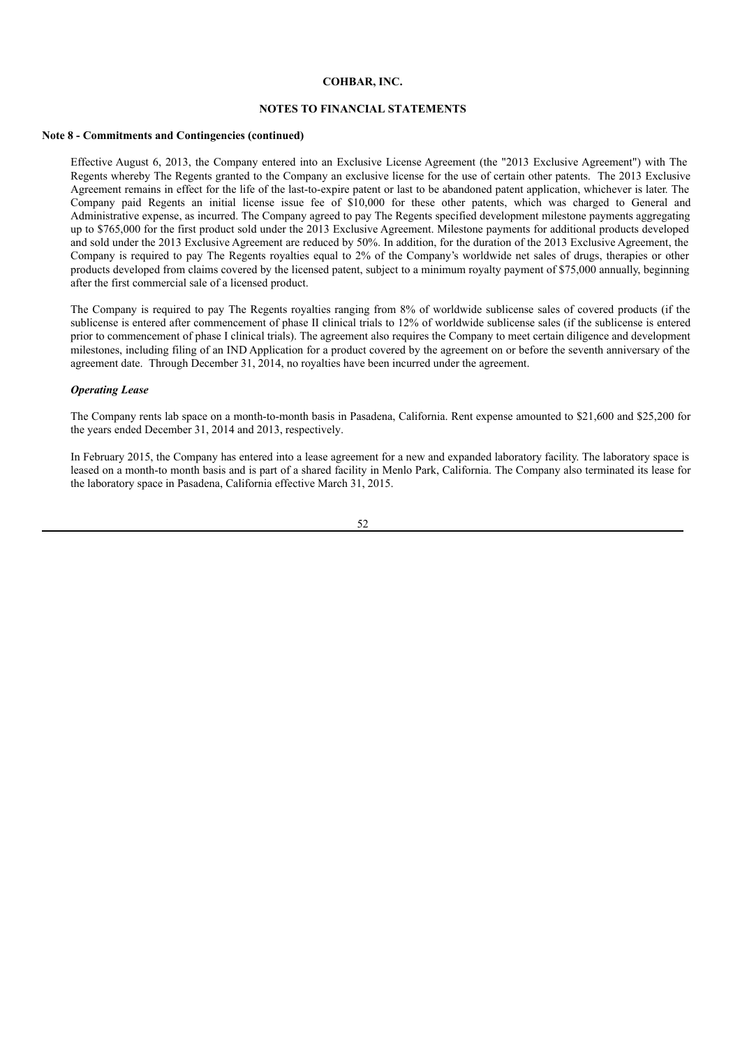**COHBAR, INC.**

**NOTES TO FINANCIAL STATEMENTS**

**Note 8 - Commitments and Contingencies (continued)**

Effective August 6, 2013, the Company entered into an Exclusive License Agreement (the "2013 Exclusive Agreement") with The Regents whereby The Regents granted to the Company an exclusive license for the use of certain other patents. The 2013 Exclusive Agreement remains in effect for the life of the last-to-expire patent or last to be abandoned patent application, whichever is later. The Company paid Regents an initial license issue fee of $10,000 for these other patents, which was charged to General and Administrative expense, as incurred. The Company agreed to pay The Regents specified development milestone payments aggregating up to $765,000 for the first product sold under the 2013 Exclusive Agreement. Milestone payments for additional products developed and sold under the 2013 Exclusive Agreement are reduced by 50%. In addition, for the duration of the 2013 Exclusive Agreement, the Company is required to pay The Regents royalties equal to 2% of the Company's worldwide net sales of drugs, therapies or other products developed from claims covered by the licensed patent, subject to a minimum royalty payment of $75,000 annually, beginning after the first commercial sale of a licensed product.

The Company is required to pay The Regents royalties ranging from 8% of worldwide sublicense sales of covered products (if the sublicense is entered after commencement of phase II clinical trials to 12% of worldwide sublicense sales (if the sublicense is entered prior to commencement of phase I clinical trials). The agreement also requires the Company to meet certain diligence and development milestones, including filing of an IND Application for a product covered by the agreement on or before the seventh anniversary of the agreement date. Through December 31, 2014, no royalties have been incurred under the agreement.

***Operating Lease***

The Company rents lab space on a month-to-month basis in Pasadena, California. Rent expense amounted to $21,600 and $25,200 for the years ended December 31, 2014 and 2013, respectively.

In February 2015, the Company has entered into a lease agreement for a new and expanded laboratory facility. The laboratory space is leased on a month-to month basis and is part of a shared facility in Menlo Park, California. The Company also terminated its lease for the laboratory space in Pasadena, California effective March 31, 2015.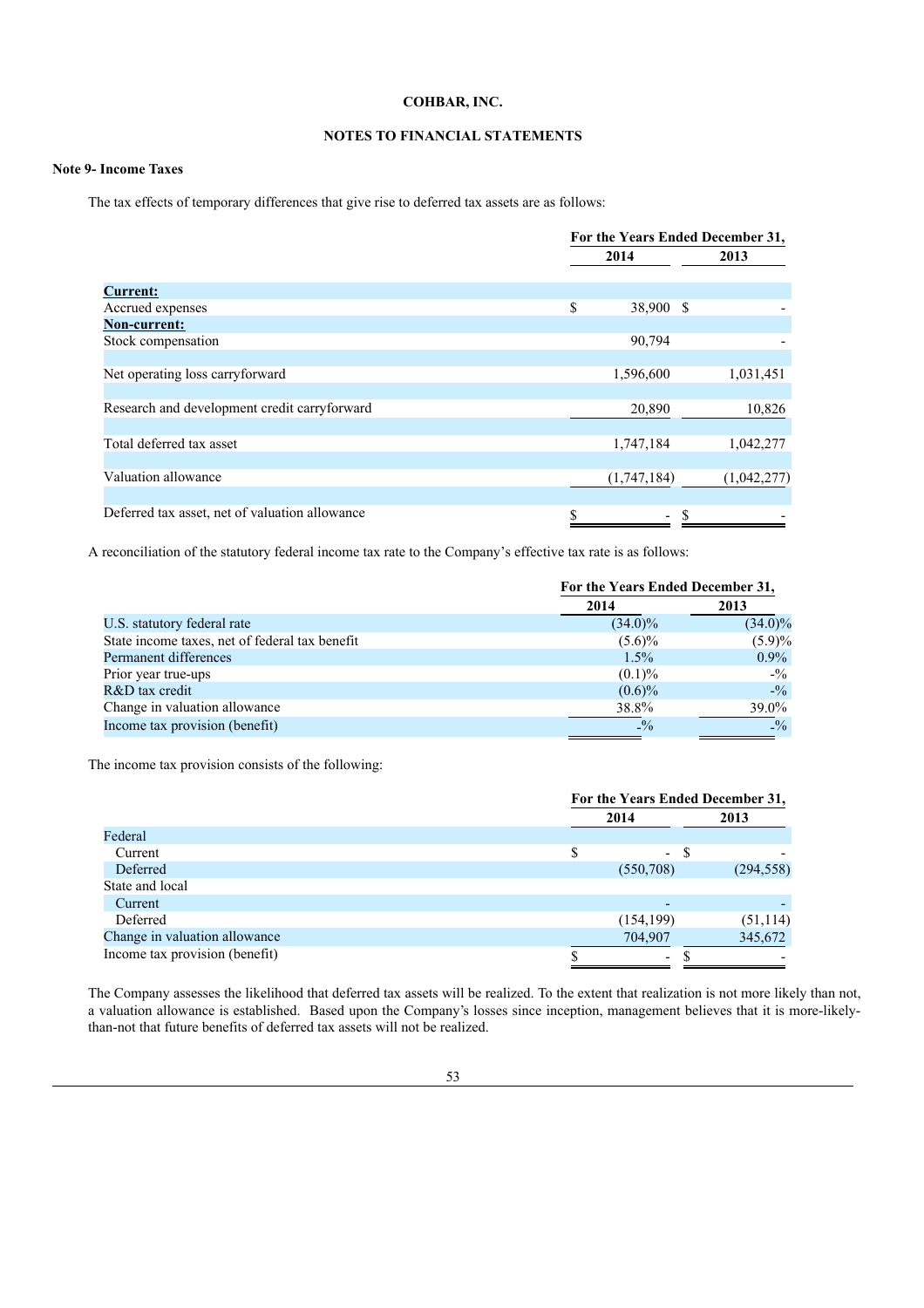**COHBAR, INC.**

**NOTES TO FINANCIAL STATEMENTS**

**Note 9- Income Taxes**

The tax effects of temporary differences that give rise to deferred tax assets are as follows:

| | For the Years Ended December 31, | |
|---|---|---|
| | 2014 | 2013 |
| **Current:** | | |
| Accrued expenses | $ 38,900 | $ - |
| **Non-current:** | | |
| Stock compensation | 90,794 | - |
| Net operating loss carryforward | 1,596,600 | 1,031,451 |
| Research and development credit carryforward | 20,890 | 10,826 |
| Total deferred tax asset | 1,747,184 | 1,042,277 |
| Valuation allowance | (1,747,184) | (1,042,277) |
| Deferred tax asset, net of valuation allowance | $ - | $ - |

A reconciliation of the statutory federal income tax rate to the Company's effective tax rate is as follows:

| | For the Years Ended December 31, | |
|---|---|---|
| | 2014 | 2013 |
| U.S. statutory federal rate | (34.0)% | (34.0)% |
| State income taxes, net of federal tax benefit | (5.6)% | (5.9)% |
| Permanent differences | 1.5% | 0.9% |
| Prior year true-ups | (0.1)% | -% |
| R&D tax credit | (0.6)% | -% |
| Change in valuation allowance | 38.8% | 39.0% |
| Income tax provision (benefit) | -% | -% |

The income tax provision consists of the following:

| | For the Years Ended December 31, | |
|---|---|---|
| | 2014 | 2013 |
| Federal | | |
| Current | $ - | $ - |
| Deferred | (550,708) | (294,558) |
| State and local | | |
| Current | - | - |
| Deferred | (154,199) | (51,114) |
| Change in valuation allowance | 704,907 | 345,672 |
| Income tax provision (benefit) | $ - | $ - |

The Company assesses the likelihood that deferred tax assets will be realized. To the extent that realization is not more likely than not, a valuation allowance is established. Based upon the Company's losses since inception, management believes that it is more-likely-than-not that future benefits of deferred tax assets will not be realized.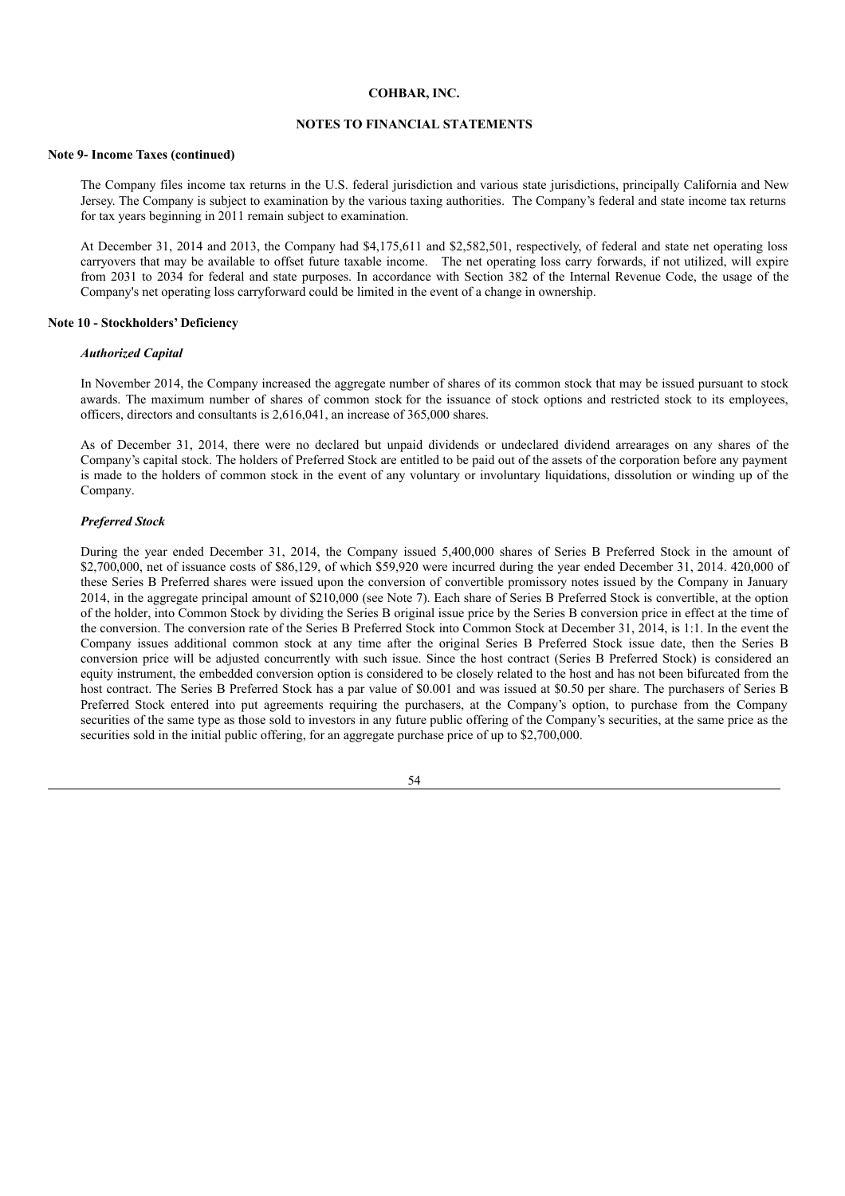**COHBAR, INC.**

**NOTES TO FINANCIAL STATEMENTS**

**Note 9- Income Taxes (continued)**

The Company files income tax returns in the U.S. federal jurisdiction and various state jurisdictions, principally California and New Jersey. The Company is subject to examination by the various taxing authorities. The Company's federal and state income tax returns for tax years beginning in 2011 remain subject to examination.

At December 31, 2014 and 2013, the Company had $4,175,611 and $2,582,501, respectively, of federal and state net operating loss carryovers that may be available to offset future taxable income. The net operating loss carry forwards, if not utilized, will expire from 2031 to 2034 for federal and state purposes. In accordance with Section 382 of the Internal Revenue Code, the usage of the Company's net operating loss carryforward could be limited in the event of a change in ownership.

**Note 10 - Stockholders' Deficiency**

***Authorized Capital***

In November 2014, the Company increased the aggregate number of shares of its common stock that may be issued pursuant to stock awards. The maximum number of shares of common stock for the issuance of stock options and restricted stock to its employees, officers, directors and consultants is 2,616,041, an increase of 365,000 shares.

As of December 31, 2014, there were no declared but unpaid dividends or undeclared dividend arrearages on any shares of the Company's capital stock. The holders of Preferred Stock are entitled to be paid out of the assets of the corporation before any payment is made to the holders of common stock in the event of any voluntary or involuntary liquidations, dissolution or winding up of the Company.

***Preferred Stock***

During the year ended December 31, 2014, the Company issued 5,400,000 shares of Series B Preferred Stock in the amount of $2,700,000, net of issuance costs of $86,129, of which $59,920 were incurred during the year ended December 31, 2014. 420,000 of these Series B Preferred shares were issued upon the conversion of convertible promissory notes issued by the Company in January 2014, in the aggregate principal amount of $210,000 (see Note 7). Each share of Series B Preferred Stock is convertible, at the option of the holder, into Common Stock by dividing the Series B original issue price by the Series B conversion price in effect at the time of the conversion. The conversion rate of the Series B Preferred Stock into Common Stock at December 31, 2014, is 1:1. In the event the Company issues additional common stock at any time after the original Series B Preferred Stock issue date, then the Series B conversion price will be adjusted concurrently with such issue. Since the host contract (Series B Preferred Stock) is considered an equity instrument, the embedded conversion option is considered to be closely related to the host and has not been bifurcated from the host contract. The Series B Preferred Stock has a par value of $0.001 and was issued at $0.50 per share. The purchasers of Series B Preferred Stock entered into put agreements requiring the purchasers, at the Company's option, to purchase from the Company securities of the same type as those sold to investors in any future public offering of the Company's securities, at the same price as the securities sold in the initial public offering, for an aggregate purchase price of up to $2,700,000.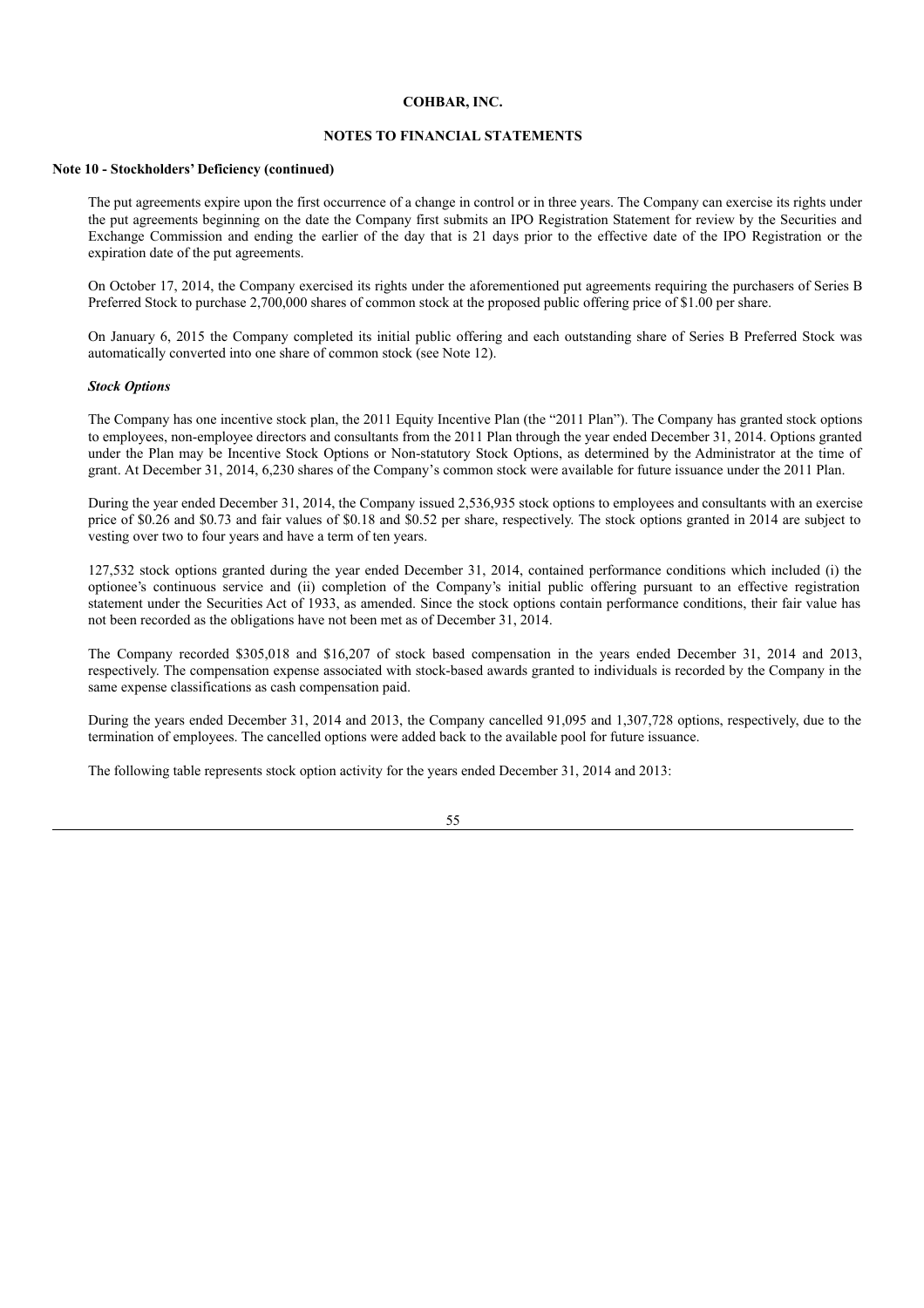**Note 10 - Stockholders' Deficiency (continued)**

The put agreements expire upon the first occurrence of a change in control or in three years. The Company can exercise its rights under the put agreements beginning on the date the Company first submits an IPO Registration Statement for review by the Securities and Exchange Commission and ending the earlier of the day that is 21 days prior to the effective date of the IPO Registration or the expiration date of the put agreements.

On October 17, 2014, the Company exercised its rights under the aforementioned put agreements requiring the purchasers of Series B Preferred Stock to purchase 2,700,000 shares of common stock at the proposed public offering price of $1.00 per share.

On January 6, 2015 the Company completed its initial public offering and each outstanding share of Series B Preferred Stock was automatically converted into one share of common stock (see Note 12).

***Stock Options***

The Company has one incentive stock plan, the 2011 Equity Incentive Plan (the "2011 Plan"). The Company has granted stock options to employees, non-employee directors and consultants from the 2011 Plan through the year ended December 31, 2014. Options granted under the Plan may be Incentive Stock Options or Non-statutory Stock Options, as determined by the Administrator at the time of grant. At December 31, 2014, 6,230 shares of the Company's common stock were available for future issuance under the 2011 Plan.

During the year ended December 31, 2014, the Company issued 2,536,935 stock options to employees and consultants with an exercise price of $0.26 and $0.73 and fair values of $0.18 and $0.52 per share, respectively. The stock options granted in 2014 are subject to vesting over two to four years and have a term of ten years.

127,532 stock options granted during the year ended December 31, 2014, contained performance conditions which included (i) the optionee's continuous service and (ii) completion of the Company's initial public offering pursuant to an effective registration statement under the Securities Act of 1933, as amended. Since the stock options contain performance conditions, their fair value has not been recorded as the obligations have not been met as of December 31, 2014.

The Company recorded $305,018 and $16,207 of stock based compensation in the years ended December 31, 2014 and 2013, respectively. The compensation expense associated with stock-based awards granted to individuals is recorded by the Company in the same expense classifications as cash compensation paid.

During the years ended December 31, 2014 and 2013, the Company cancelled 91,095 and 1,307,728 options, respectively, due to the termination of employees. The cancelled options were added back to the available pool for future issuance.

The following table represents stock option activity for the years ended December 31, 2014 and 2013: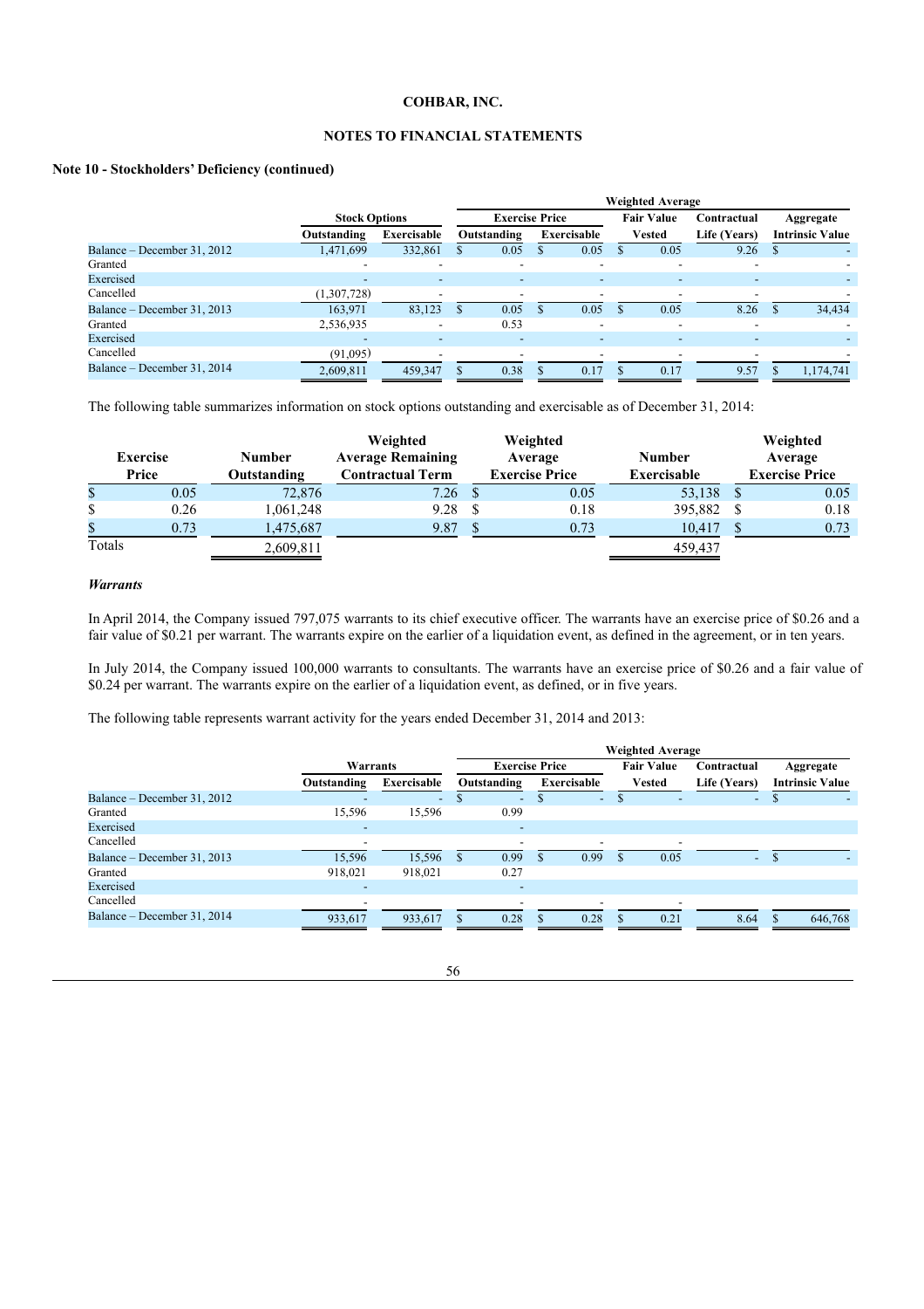**COHBAR, INC.**

**NOTES TO FINANCIAL STATEMENTS**

**Note 10 - Stockholders' Deficiency (continued)**

| | Stock Options | | Weighted Average | | | | |
|---|---|---|---|---|---|---|---|
| | | | Exercise Price | | Fair Value | Contractual | Aggregate |
| | Outstanding | Exercisable | Outstanding | Exercisable | Vested | Life (Years) | Intrinsic Value |
| Balance – December 31, 2012 | 1,471,699 | 332,861 | $ 0.05 | $ 0.05 | $ 0.05 | 9.26 | $ - |
| Granted | - | - | - | - | - | - | - |
| Exercised | - | - | - | - | - | - | - |
| Cancelled | (1,307,728) | - | - | - | - | - | - |
| Balance – December 31, 2013 | 163,971 | 83,123 | $ 0.05 | $ 0.05 | $ 0.05 | 8.26 | $ 34,434 |
| Granted | 2,536,935 | - | 0.53 | - | - | - | - |
| Exercised | - | - | - | - | - | - | - |
| Cancelled | (91,095) | - | - | - | - | - | - |
| Balance – December 31, 2014 | 2,609,811 | 459,347 | $ 0.38 | $ 0.17 | $ 0.17 | 9.57 | $ 1,174,741 |

The following table summarizes information on stock options outstanding and exercisable as of December 31, 2014:

| Exercise Price | Number Outstanding | Weighted Average Remaining Contractual Term | Weighted Average Exercise Price | Number Exercisable | Weighted Average Exercise Price |
|---|---|---|---|---|---|
| $ 0.05 | 72,876 | 7.26 | $ 0.05 | 53,138 | $ 0.05 |
| $ 0.26 | 1,061,248 | 9.28 | $ 0.18 | 395,882 | $ 0.18 |
| $ 0.73 | 1,475,687 | 9.87 | $ 0.73 | 10,417 | $ 0.73 |
| Totals | 2,609,811 | | | 459,437 | |

***Warrants***

In April 2014, the Company issued 797,075 warrants to its chief executive officer. The warrants have an exercise price of $0.26 and a fair value of $0.21 per warrant. The warrants expire on the earlier of a liquidation event, as defined in the agreement, or in ten years.

In July 2014, the Company issued 100,000 warrants to consultants. The warrants have an exercise price of $0.26 and a fair value of $0.24 per warrant. The warrants expire on the earlier of a liquidation event, as defined, or in five years.

The following table represents warrant activity for the years ended December 31, 2014 and 2013:

| | Warrants | | Weighted Average | | | | |
|---|---|---|---|---|---|---|---|
| | | | Exercise Price | | Fair Value | Contractual | Aggregate |
| | Outstanding | Exercisable | Outstanding | Exercisable | Vested | Life (Years) | Intrinsic Value |
| Balance – December 31, 2012 | - | - | $ - | $ - | $ - | - | $ - |
| Granted | 15,596 | 15,596 | 0.99 | | | | |
| Exercised | - | | - | | | | |
| Cancelled | - | | - | - | - | | |
| Balance – December 31, 2013 | 15,596 | 15,596 | $ 0.99 | $ 0.99 | $ 0.05 | - | $ - |
| Granted | 918,021 | 918,021 | 0.27 | | | | |
| Exercised | - | | - | | | | |
| Cancelled | - | | - | - | - | | |
| Balance – December 31, 2014 | 933,617 | 933,617 | $ 0.28 | $ 0.28 | $ 0.21 | 8.64 | $ 646,768 |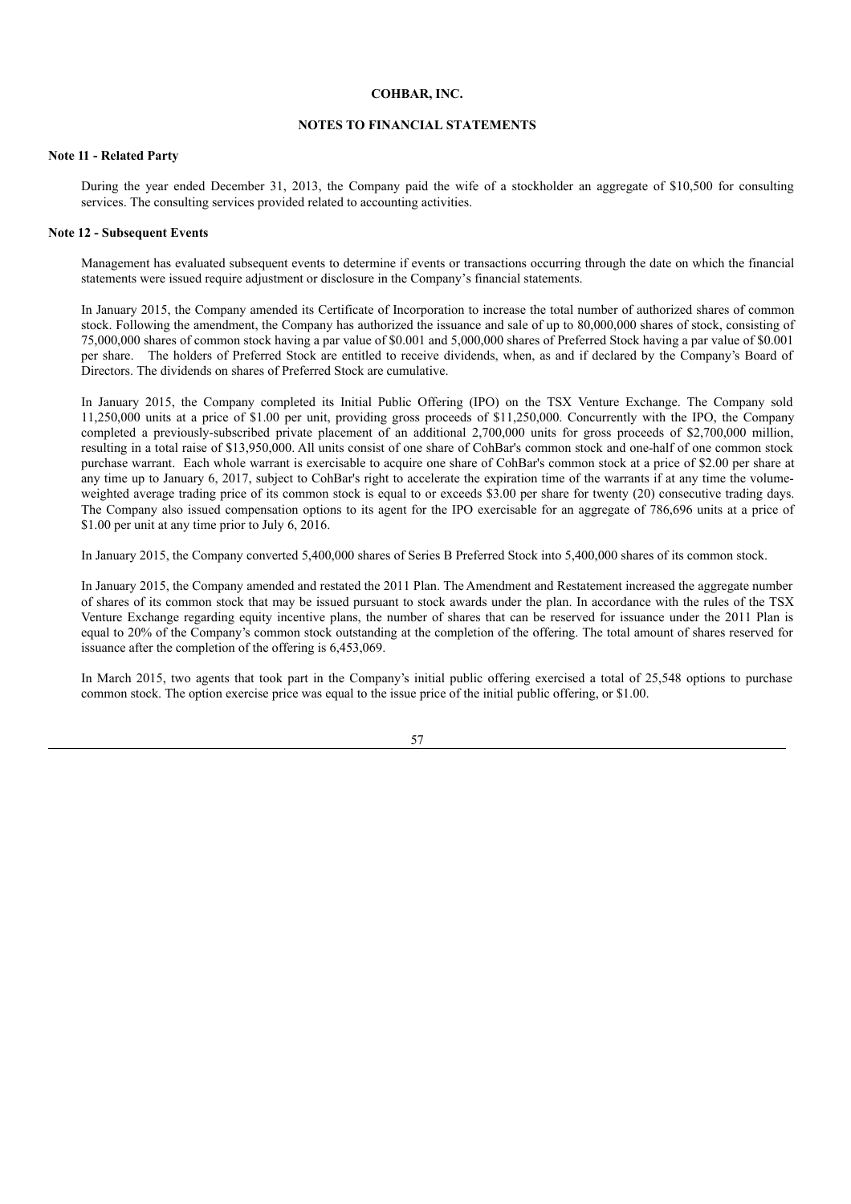**COHBAR, INC.**

**NOTES TO FINANCIAL STATEMENTS**

**Note 11 - Related Party**

During the year ended December 31, 2013, the Company paid the wife of a stockholder an aggregate of $10,500 for consulting services. The consulting services provided related to accounting activities.

**Note 12 - Subsequent Events**

Management has evaluated subsequent events to determine if events or transactions occurring through the date on which the financial statements were issued require adjustment or disclosure in the Company's financial statements.

In January 2015, the Company amended its Certificate of Incorporation to increase the total number of authorized shares of common stock. Following the amendment, the Company has authorized the issuance and sale of up to 80,000,000 shares of stock, consisting of 75,000,000 shares of common stock having a par value of $0.001 and 5,000,000 shares of Preferred Stock having a par value of $0.001 per share. The holders of Preferred Stock are entitled to receive dividends, when, as and if declared by the Company's Board of Directors. The dividends on shares of Preferred Stock are cumulative.

In January 2015, the Company completed its Initial Public Offering (IPO) on the TSX Venture Exchange. The Company sold 11,250,000 units at a price of $1.00 per unit, providing gross proceeds of $11,250,000. Concurrently with the IPO, the Company completed a previously-subscribed private placement of an additional 2,700,000 units for gross proceeds of $2,700,000 million, resulting in a total raise of $13,950,000. All units consist of one share of CohBar's common stock and one-half of one common stock purchase warrant. Each whole warrant is exercisable to acquire one share of CohBar's common stock at a price of $2.00 per share at any time up to January 6, 2017, subject to CohBar's right to accelerate the expiration time of the warrants if at any time the volume-weighted average trading price of its common stock is equal to or exceeds $3.00 per share for twenty (20) consecutive trading days. The Company also issued compensation options to its agent for the IPO exercisable for an aggregate of 786,696 units at a price of $1.00 per unit at any time prior to July 6, 2016.

In January 2015, the Company converted 5,400,000 shares of Series B Preferred Stock into 5,400,000 shares of its common stock.

In January 2015, the Company amended and restated the 2011 Plan. The Amendment and Restatement increased the aggregate number of shares of its common stock that may be issued pursuant to stock awards under the plan. In accordance with the rules of the TSX Venture Exchange regarding equity incentive plans, the number of shares that can be reserved for issuance under the 2011 Plan is equal to 20% of the Company's common stock outstanding at the completion of the offering. The total amount of shares reserved for issuance after the completion of the offering is 6,453,069.

In March 2015, two agents that took part in the Company's initial public offering exercised a total of 25,548 options to purchase common stock. The option exercise price was equal to the issue price of the initial public offering, or $1.00.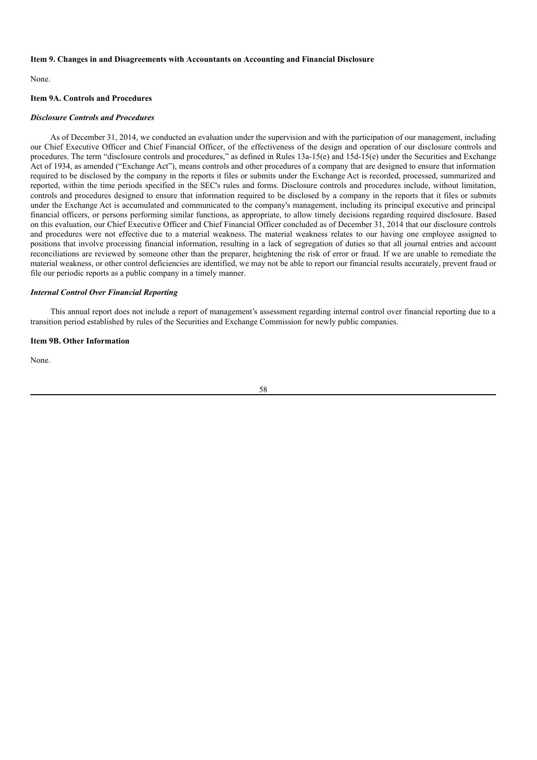### Item 9. Changes in and Disagreements with Accountants on Accounting and Financial Disclosure

None.

### Item 9A. Controls and Procedures

#### *Disclosure Controls and Procedures*

As of December 31, 2014, we conducted an evaluation under the supervision and with the participation of our management, including our Chief Executive Officer and Chief Financial Officer, of the effectiveness of the design and operation of our disclosure controls and procedures. The term "disclosure controls and procedures," as defined in Rules 13a-15(e) and 15d-15(e) under the Securities and Exchange Act of 1934, as amended ("Exchange Act"), means controls and other procedures of a company that are designed to ensure that information required to be disclosed by the company in the reports it files or submits under the Exchange Act is recorded, processed, summarized and reported, within the time periods specified in the SEC's rules and forms. Disclosure controls and procedures include, without limitation, controls and procedures designed to ensure that information required to be disclosed by a company in the reports that it files or submits under the Exchange Act is accumulated and communicated to the company's management, including its principal executive and principal financial officers, or persons performing similar functions, as appropriate, to allow timely decisions regarding required disclosure. Based on this evaluation, our Chief Executive Officer and Chief Financial Officer concluded as of December 31, 2014 that our disclosure controls and procedures were not effective due to a material weakness. The material weakness relates to our having one employee assigned to positions that involve processing financial information, resulting in a lack of segregation of duties so that all journal entries and account reconciliations are reviewed by someone other than the preparer, heightening the risk of error or fraud. If we are unable to remediate the material weakness, or other control deficiencies are identified, we may not be able to report our financial results accurately, prevent fraud or file our periodic reports as a public company in a timely manner.

#### *Internal Control Over Financial Reporting*

This annual report does not include a report of management's assessment regarding internal control over financial reporting due to a transition period established by rules of the Securities and Exchange Commission for newly public companies.

### Item 9B. Other Information

None.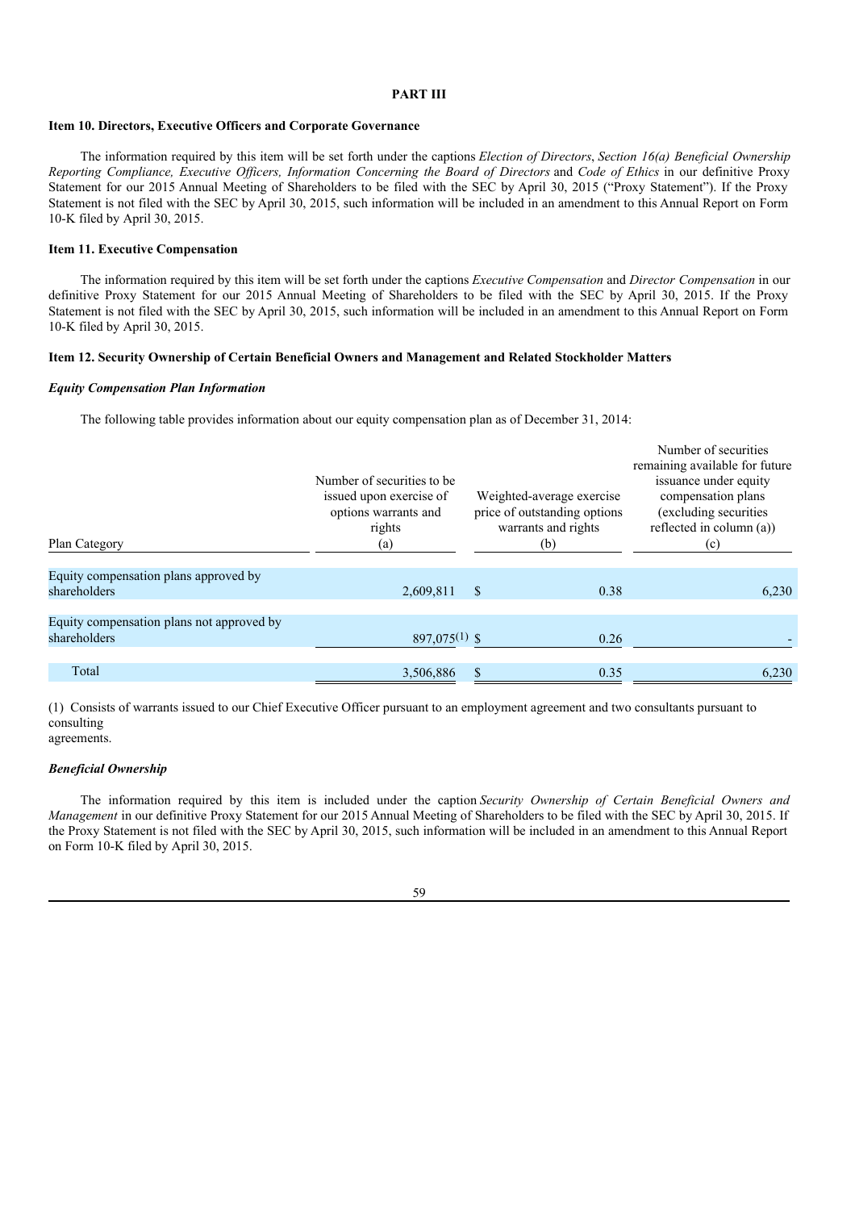# PART III

## Item 10. Directors, Executive Officers and Corporate Governance

The information required by this item will be set forth under the captions *Election of Directors*, *Section 16(a) Beneficial Ownership Reporting Compliance, Executive Officers, Information Concerning the Board of Directors* and *Code of Ethics* in our definitive Proxy Statement for our 2015 Annual Meeting of Shareholders to be filed with the SEC by April 30, 2015 ("Proxy Statement"). If the Proxy Statement is not filed with the SEC by April 30, 2015, such information will be included in an amendment to this Annual Report on Form 10-K filed by April 30, 2015.

## Item 11. Executive Compensation

The information required by this item will be set forth under the captions *Executive Compensation* and *Director Compensation* in our definitive Proxy Statement for our 2015 Annual Meeting of Shareholders to be filed with the SEC by April 30, 2015. If the Proxy Statement is not filed with the SEC by April 30, 2015, such information will be included in an amendment to this Annual Report on Form 10-K filed by April 30, 2015.

## Item 12. Security Ownership of Certain Beneficial Owners and Management and Related Stockholder Matters

### *Equity Compensation Plan Information*

The following table provides information about our equity compensation plan as of December 31, 2014:

| Plan Category | Number of securities to be issued upon exercise of options warrants and rights (a) | Weighted-average exercise price of outstanding options warrants and rights (b) | Number of securities remaining available for future issuance under equity compensation plans (excluding securities reflected in column (a)) (c) |
|---|---|---|---|
| Equity compensation plans approved by shareholders | 2,609,811 | $ 0.38 | 6,230 |
| Equity compensation plans not approved by shareholders | 897,075(1) | $ 0.26 | - |
| Total | 3,506,886 | $ 0.35 | 6,230 |

(1) Consists of warrants issued to our Chief Executive Officer pursuant to an employment agreement and two consultants pursuant to consulting agreements.

### *Beneficial Ownership*

The information required by this item is included under the caption *Security Ownership of Certain Beneficial Owners and Management* in our definitive Proxy Statement for our 2015 Annual Meeting of Shareholders to be filed with the SEC by April 30, 2015. If the Proxy Statement is not filed with the SEC by April 30, 2015, such information will be included in an amendment to this Annual Report on Form 10-K filed by April 30, 2015.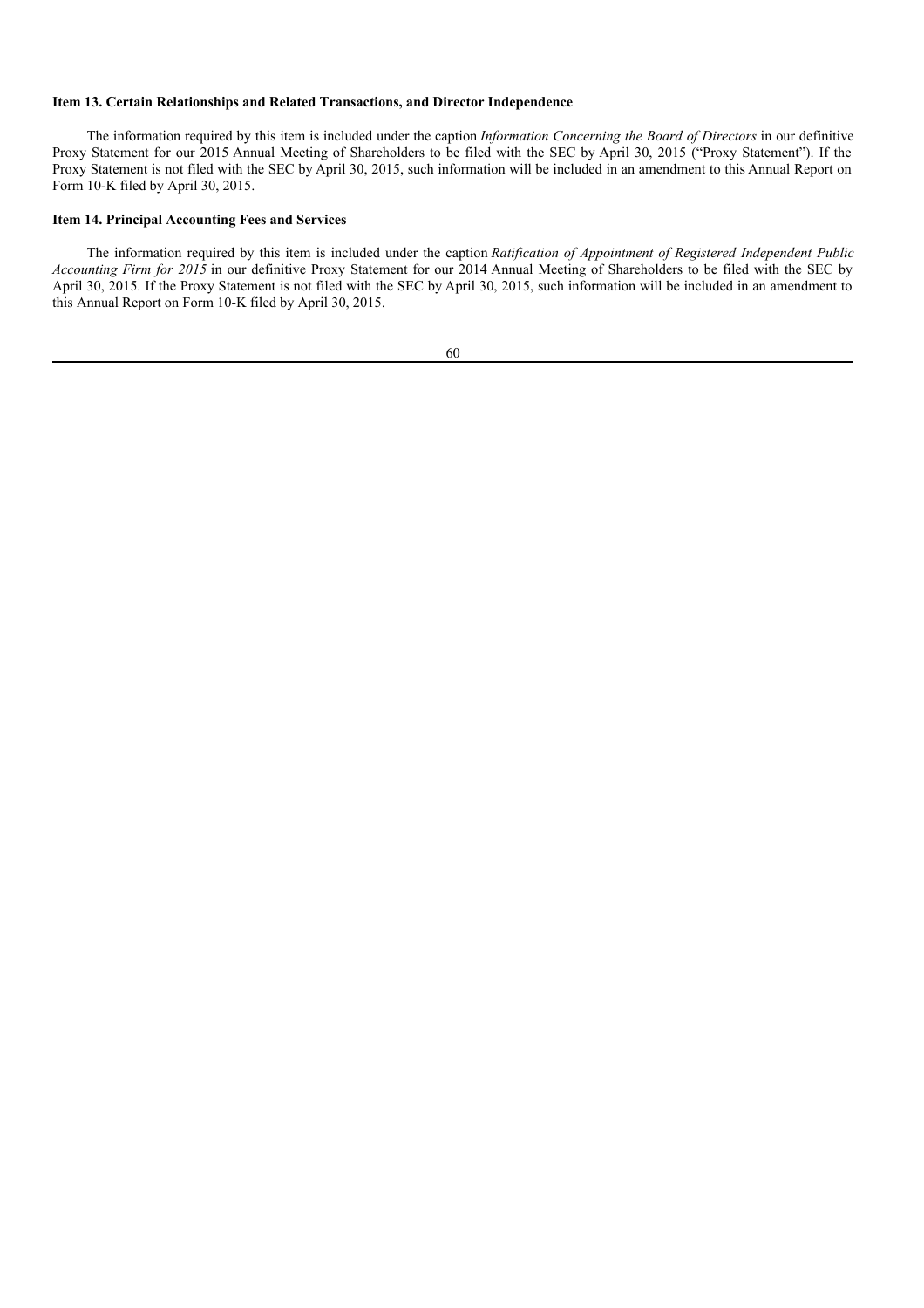### Item 13. Certain Relationships and Related Transactions, and Director Independence

The information required by this item is included under the caption *Information Concerning the Board of Directors* in our definitive Proxy Statement for our 2015 Annual Meeting of Shareholders to be filed with the SEC by April 30, 2015 ("Proxy Statement"). If the Proxy Statement is not filed with the SEC by April 30, 2015, such information will be included in an amendment to this Annual Report on Form 10-K filed by April 30, 2015.

### Item 14. Principal Accounting Fees and Services

The information required by this item is included under the caption *Ratification of Appointment of Registered Independent Public Accounting Firm for 2015* in our definitive Proxy Statement for our 2014 Annual Meeting of Shareholders to be filed with the SEC by April 30, 2015. If the Proxy Statement is not filed with the SEC by April 30, 2015, such information will be included in an amendment to this Annual Report on Form 10-K filed by April 30, 2015.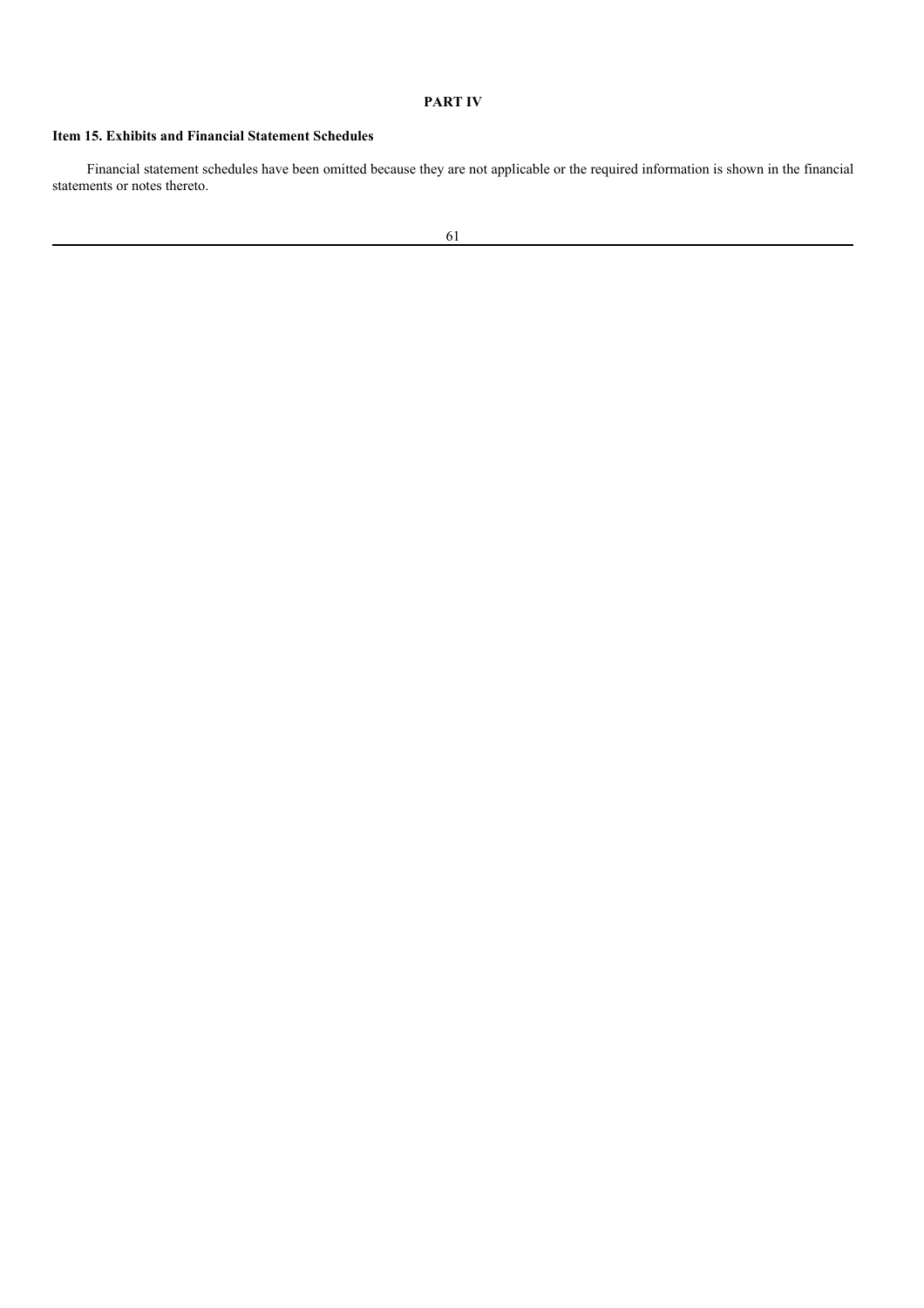# PART IV

## Item 15. Exhibits and Financial Statement Schedules

Financial statement schedules have been omitted because they are not applicable or the required information is shown in the financial statements or notes thereto.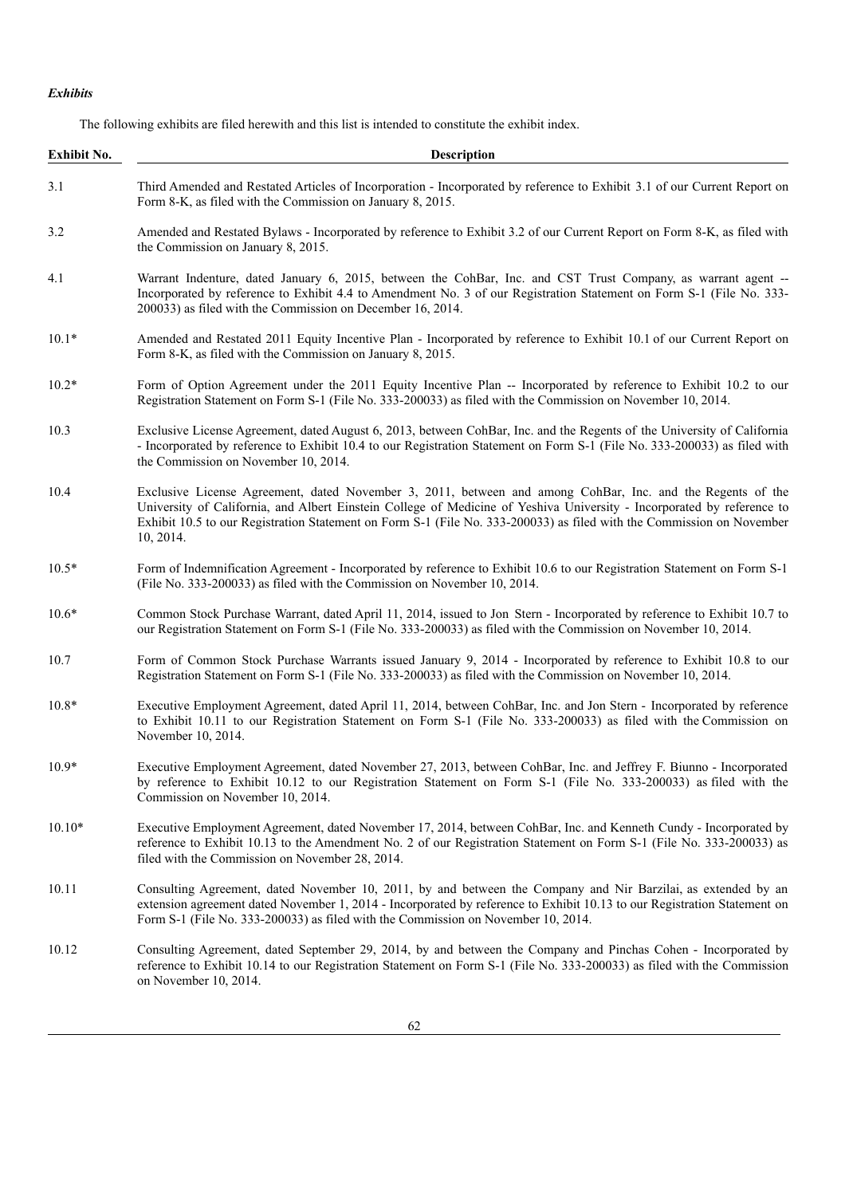***Exhibits***

The following exhibits are filed herewith and this list is intended to constitute the exhibit index.

| Exhibit No. | Description |
| --- | --- |
| 3.1 | Third Amended and Restated Articles of Incorporation - Incorporated by reference to Exhibit 3.1 of our Current Report on Form 8-K, as filed with the Commission on January 8, 2015. |
| 3.2 | Amended and Restated Bylaws - Incorporated by reference to Exhibit 3.2 of our Current Report on Form 8-K, as filed with the Commission on January 8, 2015. |
| 4.1 | Warrant Indenture, dated January 6, 2015, between the CohBar, Inc. and CST Trust Company, as warrant agent -- Incorporated by reference to Exhibit 4.4 to Amendment No. 3 of our Registration Statement on Form S-1 (File No. 333-200033) as filed with the Commission on December 16, 2014. |
| 10.1* | Amended and Restated 2011 Equity Incentive Plan - Incorporated by reference to Exhibit 10.1 of our Current Report on Form 8-K, as filed with the Commission on January 8, 2015. |
| 10.2* | Form of Option Agreement under the 2011 Equity Incentive Plan -- Incorporated by reference to Exhibit 10.2 to our Registration Statement on Form S-1 (File No. 333-200033) as filed with the Commission on November 10, 2014. |
| 10.3 | Exclusive License Agreement, dated August 6, 2013, between CohBar, Inc. and the Regents of the University of California - Incorporated by reference to Exhibit 10.4 to our Registration Statement on Form S-1 (File No. 333-200033) as filed with the Commission on November 10, 2014. |
| 10.4 | Exclusive License Agreement, dated November 3, 2011, between and among CohBar, Inc. and the Regents of the University of California, and Albert Einstein College of Medicine of Yeshiva University - Incorporated by reference to Exhibit 10.5 to our Registration Statement on Form S-1 (File No. 333-200033) as filed with the Commission on November 10, 2014. |
| 10.5* | Form of Indemnification Agreement - Incorporated by reference to Exhibit 10.6 to our Registration Statement on Form S-1 (File No. 333-200033) as filed with the Commission on November 10, 2014. |
| 10.6* | Common Stock Purchase Warrant, dated April 11, 2014, issued to Jon Stern - Incorporated by reference to Exhibit 10.7 to our Registration Statement on Form S-1 (File No. 333-200033) as filed with the Commission on November 10, 2014. |
| 10.7 | Form of Common Stock Purchase Warrants issued January 9, 2014 - Incorporated by reference to Exhibit 10.8 to our Registration Statement on Form S-1 (File No. 333-200033) as filed with the Commission on November 10, 2014. |
| 10.8* | Executive Employment Agreement, dated April 11, 2014, between CohBar, Inc. and Jon Stern - Incorporated by reference to Exhibit 10.11 to our Registration Statement on Form S-1 (File No. 333-200033) as filed with the Commission on November 10, 2014. |
| 10.9* | Executive Employment Agreement, dated November 27, 2013, between CohBar, Inc. and Jeffrey F. Biunno - Incorporated by reference to Exhibit 10.12 to our Registration Statement on Form S-1 (File No. 333-200033) as filed with the Commission on November 10, 2014. |
| 10.10* | Executive Employment Agreement, dated November 17, 2014, between CohBar, Inc. and Kenneth Cundy - Incorporated by reference to Exhibit 10.13 to the Amendment No. 2 of our Registration Statement on Form S-1 (File No. 333-200033) as filed with the Commission on November 28, 2014. |
| 10.11 | Consulting Agreement, dated November 10, 2011, by and between the Company and Nir Barzilai, as extended by an extension agreement dated November 1, 2014 - Incorporated by reference to Exhibit 10.13 to our Registration Statement on Form S-1 (File No. 333-200033) as filed with the Commission on November 10, 2014. |
| 10.12 | Consulting Agreement, dated September 29, 2014, by and between the Company and Pinchas Cohen - Incorporated by reference to Exhibit 10.14 to our Registration Statement on Form S-1 (File No. 333-200033) as filed with the Commission on November 10, 2014. |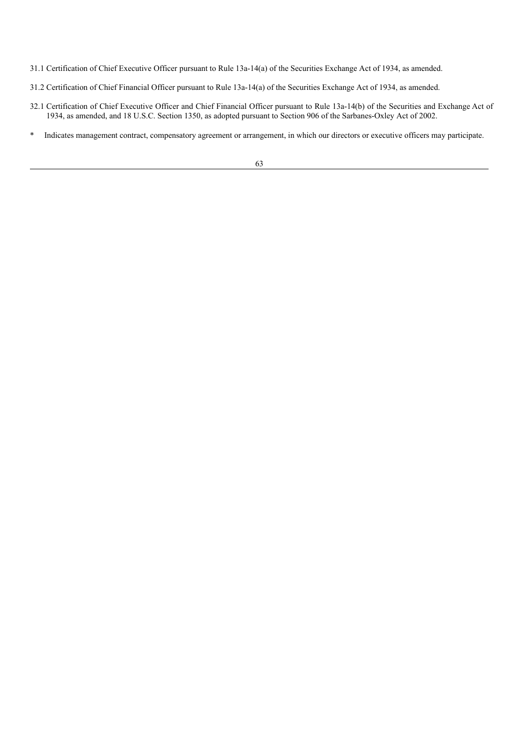31.1 Certification of Chief Executive Officer pursuant to Rule 13a-14(a) of the Securities Exchange Act of 1934, as amended.

31.2 Certification of Chief Financial Officer pursuant to Rule 13a-14(a) of the Securities Exchange Act of 1934, as amended.

32.1 Certification of Chief Executive Officer and Chief Financial Officer pursuant to Rule 13a-14(b) of the Securities and Exchange Act of 1934, as amended, and 18 U.S.C. Section 1350, as adopted pursuant to Section 906 of the Sarbanes-Oxley Act of 2002.

\* Indicates management contract, compensatory agreement or arrangement, in which our directors or executive officers may participate.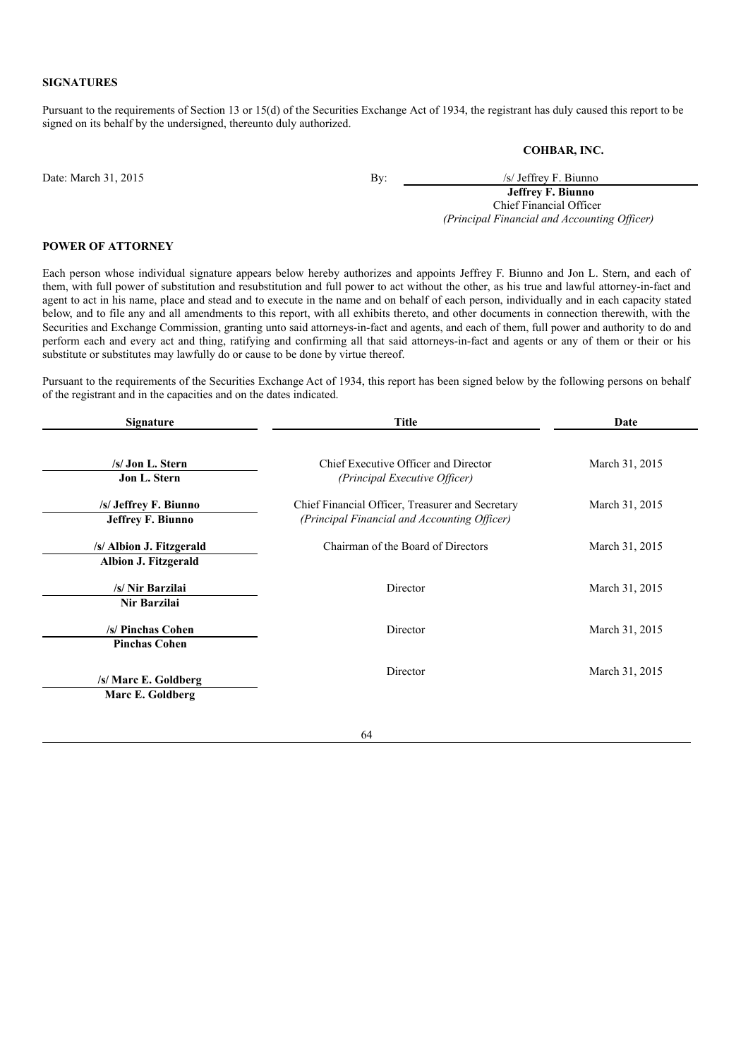**SIGNATURES**

Pursuant to the requirements of Section 13 or 15(d) of the Securities Exchange Act of 1934, the registrant has duly caused this report to be signed on its behalf by the undersigned, thereunto duly authorized.

**COHBAR, INC.**

Date: March 31, 2015

By: /s/ Jeffrey F. Biunno
**Jeffrey F. Biunno**
Chief Financial Officer
*(Principal Financial and Accounting Officer)*

**POWER OF ATTORNEY**

Each person whose individual signature appears below hereby authorizes and appoints Jeffrey F. Biunno and Jon L. Stern, and each of them, with full power of substitution and resubstitution and full power to act without the other, as his true and lawful attorney-in-fact and agent to act in his name, place and stead and to execute in the name and on behalf of each person, individually and in each capacity stated below, and to file any and all amendments to this report, with all exhibits thereto, and other documents in connection therewith, with the Securities and Exchange Commission, granting unto said attorneys-in-fact and agents, and each of them, full power and authority to do and perform each and every act and thing, ratifying and confirming all that said attorneys-in-fact and agents or any of them or their or his substitute or substitutes may lawfully do or cause to be done by virtue thereof.

Pursuant to the requirements of the Securities Exchange Act of 1934, this report has been signed below by the following persons on behalf of the registrant and in the capacities and on the dates indicated.

| Signature | Title | Date |
|---|---|---|
| /s/ Jon L. Stern<br>**Jon L. Stern** | Chief Executive Officer and Director<br>*(Principal Executive Officer)* | March 31, 2015 |
| /s/ Jeffrey F. Biunno<br>**Jeffrey F. Biunno** | Chief Financial Officer, Treasurer and Secretary<br>*(Principal Financial and Accounting Officer)* | March 31, 2015 |
| /s/ Albion J. Fitzgerald<br>**Albion J. Fitzgerald** | Chairman of the Board of Directors | March 31, 2015 |
| /s/ Nir Barzilai<br>**Nir Barzilai** | Director | March 31, 2015 |
| /s/ Pinchas Cohen<br>**Pinchas Cohen** | Director | March 31, 2015 |
| /s/ Marc E. Goldberg<br>**Marc E. Goldberg** | Director | March 31, 2015 |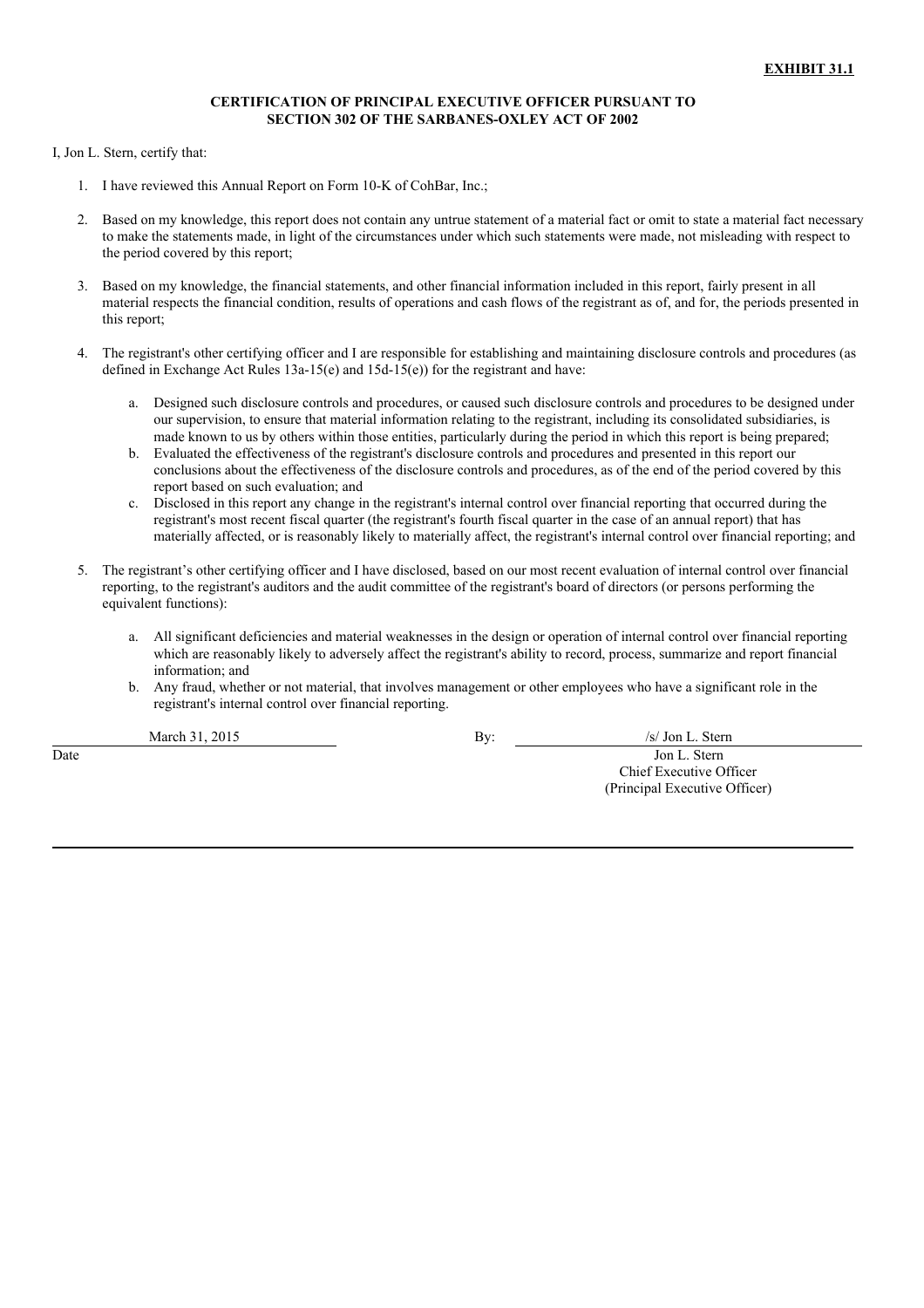**EXHIBIT 31.1**

**CERTIFICATION OF PRINCIPAL EXECUTIVE OFFICER PURSUANT TO SECTION 302 OF THE SARBANES-OXLEY ACT OF 2002**

I, Jon L. Stern, certify that:

1. I have reviewed this Annual Report on Form 10-K of CohBar, Inc.;

2. Based on my knowledge, this report does not contain any untrue statement of a material fact or omit to state a material fact necessary to make the statements made, in light of the circumstances under which such statements were made, not misleading with respect to the period covered by this report;

3. Based on my knowledge, the financial statements, and other financial information included in this report, fairly present in all material respects the financial condition, results of operations and cash flows of the registrant as of, and for, the periods presented in this report;

4. The registrant's other certifying officer and I are responsible for establishing and maintaining disclosure controls and procedures (as defined in Exchange Act Rules 13a-15(e) and 15d-15(e)) for the registrant and have:

   a. Designed such disclosure controls and procedures, or caused such disclosure controls and procedures to be designed under our supervision, to ensure that material information relating to the registrant, including its consolidated subsidiaries, is made known to us by others within those entities, particularly during the period in which this report is being prepared;
   b. Evaluated the effectiveness of the registrant's disclosure controls and procedures and presented in this report our conclusions about the effectiveness of the disclosure controls and procedures, as of the end of the period covered by this report based on such evaluation; and
   c. Disclosed in this report any change in the registrant's internal control over financial reporting that occurred during the registrant's most recent fiscal quarter (the registrant's fourth fiscal quarter in the case of an annual report) that has materially affected, or is reasonably likely to materially affect, the registrant's internal control over financial reporting; and

5. The registrant's other certifying officer and I have disclosed, based on our most recent evaluation of internal control over financial reporting, to the registrant's auditors and the audit committee of the registrant's board of directors (or persons performing the equivalent functions):

   a. All significant deficiencies and material weaknesses in the design or operation of internal control over financial reporting which are reasonably likely to adversely affect the registrant's ability to record, process, summarize and report financial information; and
   b. Any fraud, whether or not material, that involves management or other employees who have a significant role in the registrant's internal control over financial reporting.

March 31, 2015
Date

By: /s/ Jon L. Stern
Jon L. Stern
Chief Executive Officer
(Principal Executive Officer)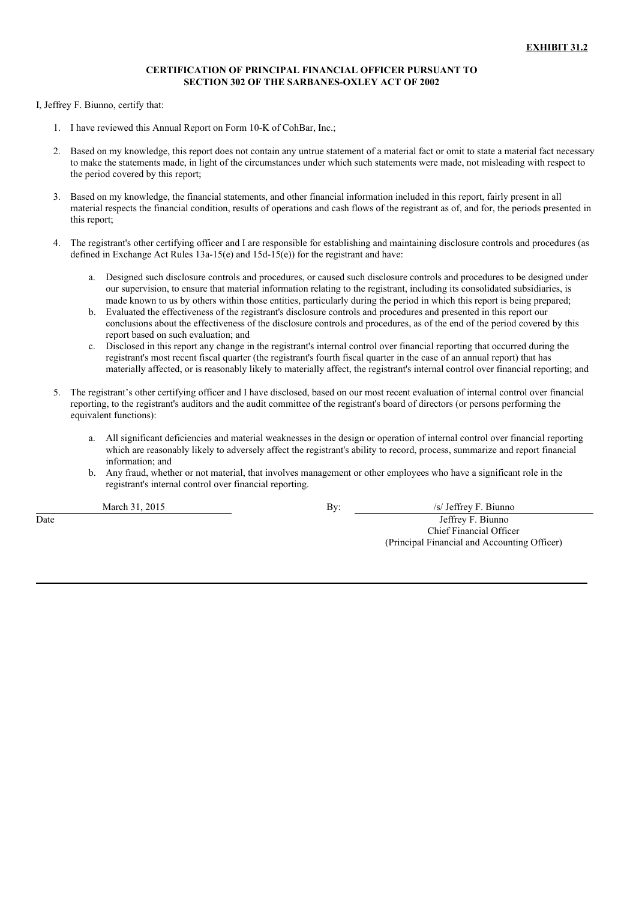**EXHIBIT 31.2**

**CERTIFICATION OF PRINCIPAL FINANCIAL OFFICER PURSUANT TO SECTION 302 OF THE SARBANES-OXLEY ACT OF 2002**

I, Jeffrey F. Biunno, certify that:

1. I have reviewed this Annual Report on Form 10-K of CohBar, Inc.;

2. Based on my knowledge, this report does not contain any untrue statement of a material fact or omit to state a material fact necessary to make the statements made, in light of the circumstances under which such statements were made, not misleading with respect to the period covered by this report;

3. Based on my knowledge, the financial statements, and other financial information included in this report, fairly present in all material respects the financial condition, results of operations and cash flows of the registrant as of, and for, the periods presented in this report;

4. The registrant's other certifying officer and I are responsible for establishing and maintaining disclosure controls and procedures (as defined in Exchange Act Rules 13a-15(e) and 15d-15(e)) for the registrant and have:

   a. Designed such disclosure controls and procedures, or caused such disclosure controls and procedures to be designed under our supervision, to ensure that material information relating to the registrant, including its consolidated subsidiaries, is made known to us by others within those entities, particularly during the period in which this report is being prepared;
   b. Evaluated the effectiveness of the registrant's disclosure controls and procedures and presented in this report our conclusions about the effectiveness of the disclosure controls and procedures, as of the end of the period covered by this report based on such evaluation; and
   c. Disclosed in this report any change in the registrant's internal control over financial reporting that occurred during the registrant's most recent fiscal quarter (the registrant's fourth fiscal quarter in the case of an annual report) that has materially affected, or is reasonably likely to materially affect, the registrant's internal control over financial reporting; and

5. The registrant's other certifying officer and I have disclosed, based on our most recent evaluation of internal control over financial reporting, to the registrant's auditors and the audit committee of the registrant's board of directors (or persons performing the equivalent functions):

   a. All significant deficiencies and material weaknesses in the design or operation of internal control over financial reporting which are reasonably likely to adversely affect the registrant's ability to record, process, summarize and report financial information; and
   b. Any fraud, whether or not material, that involves management or other employees who have a significant role in the registrant's internal control over financial reporting.

March 31, 2015
Date

By: /s/ Jeffrey F. Biunno
Jeffrey F. Biunno
Chief Financial Officer
(Principal Financial and Accounting Officer)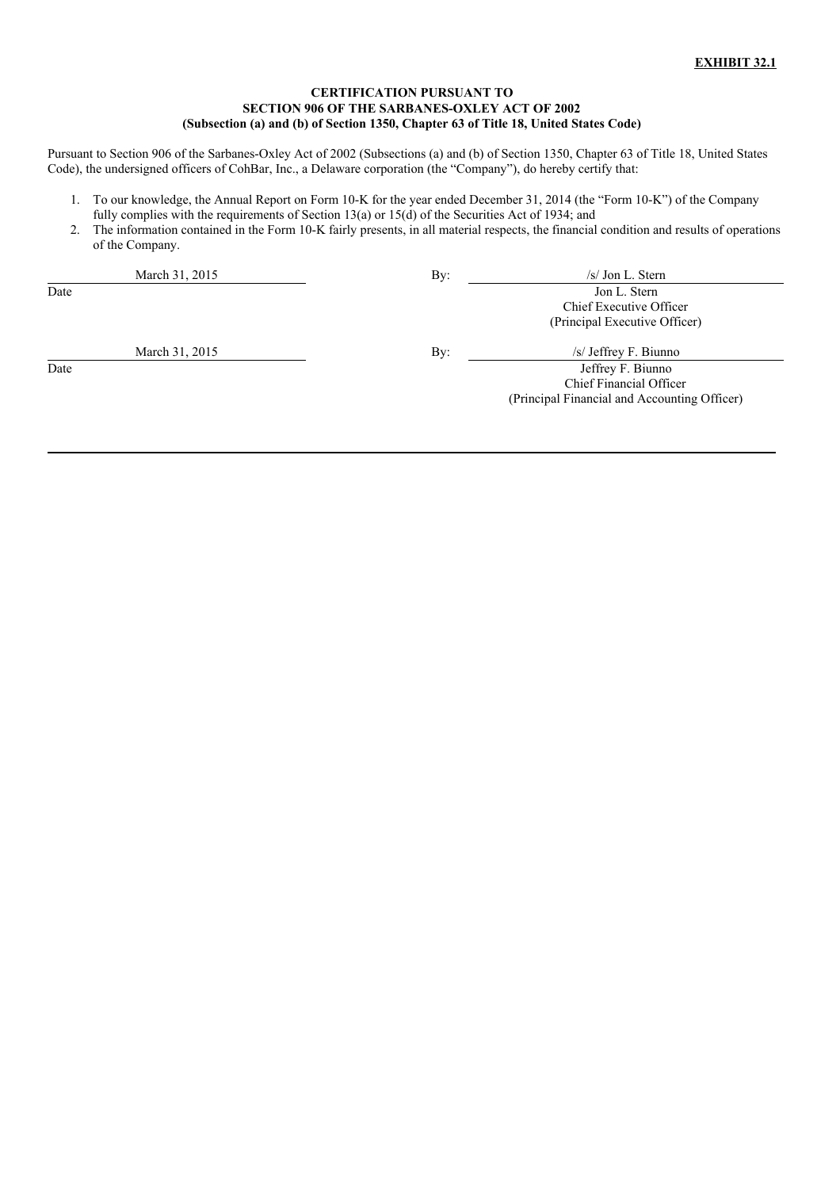**EXHIBIT 32.1**

**CERTIFICATION PURSUANT TO SECTION 906 OF THE SARBANES-OXLEY ACT OF 2002 (Subsection (a) and (b) of Section 1350, Chapter 63 of Title 18, United States Code)**

Pursuant to Section 906 of the Sarbanes-Oxley Act of 2002 (Subsections (a) and (b) of Section 1350, Chapter 63 of Title 18, United States Code), the undersigned officers of CohBar, Inc., a Delaware corporation (the "Company"), do hereby certify that:

1. To our knowledge, the Annual Report on Form 10-K for the year ended December 31, 2014 (the "Form 10-K") of the Company fully complies with the requirements of Section 13(a) or 15(d) of the Securities Act of 1934; and
2. The information contained in the Form 10-K fairly presents, in all material respects, the financial condition and results of operations of the Company.

| | | |
|---|---|---|
| March 31, 2015 | By: | /s/ Jon L. Stern |
| Date | | Jon L. Stern<br>Chief Executive Officer<br>(Principal Executive Officer) |
| March 31, 2015 | By: | /s/ Jeffrey F. Biunno |
| Date | | Jeffrey F. Biunno<br>Chief Financial Officer<br>(Principal Financial and Accounting Officer) |